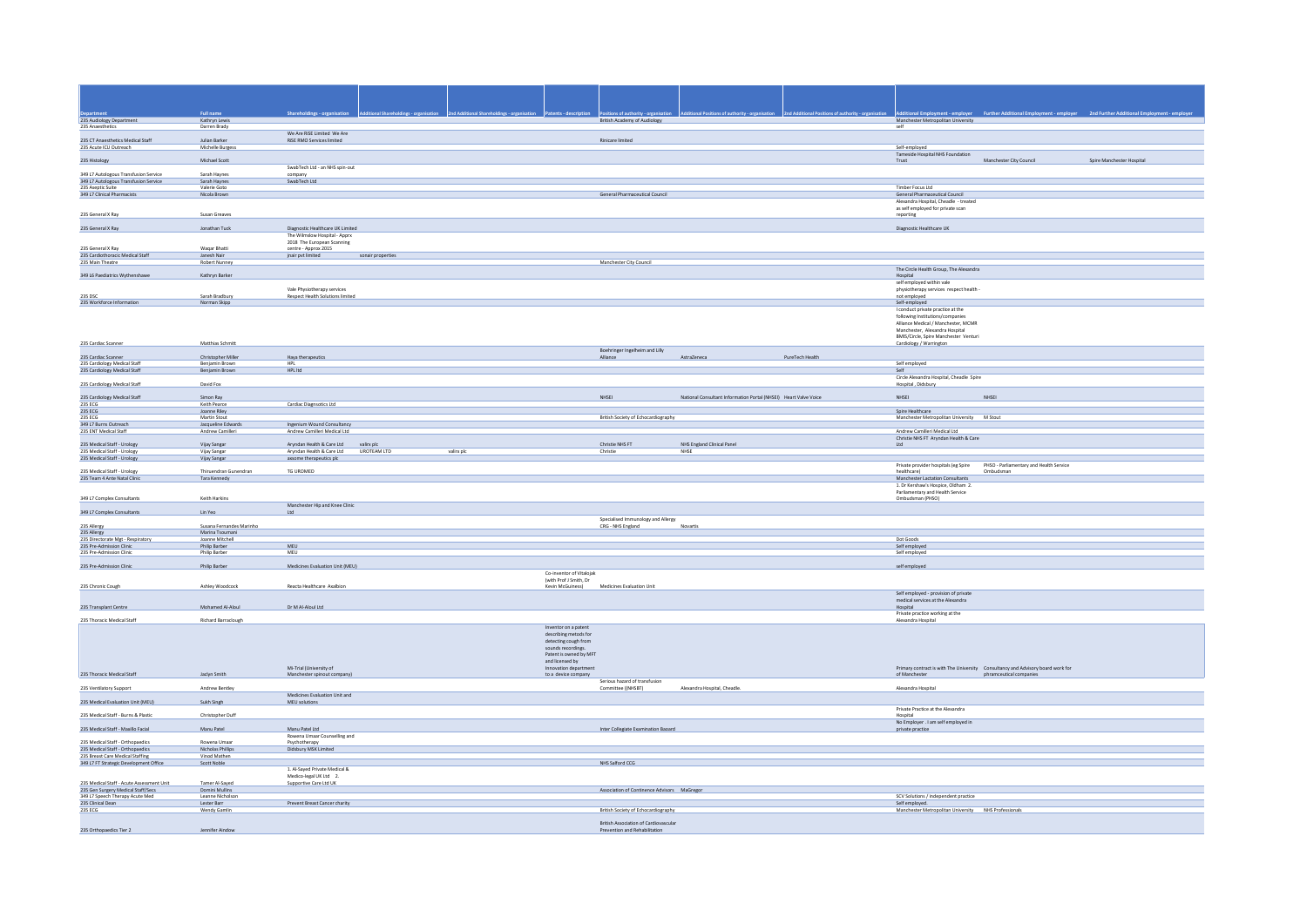| Department | Full name | Shareholdings - organisation | Additional Shareholdings - organisation | 2nd Additional Shareholdings - organisation | Patents - description | Positions of authority - organisation | Additional Positions of authority - organisation | 2nd Additional Positions of authority - organisation | Additional Employment - employer | Further Additional Employment - employer | 2nd Further Additional Employment - employer |
|---|---|---|---|---|---|---|---|---|---|---|---|
| 235 Audiology Department | Kathryn Lewis | | | | | British Academy of Audiology | | | Manchester Metropolitan University | | |
| 235 Anaesthetics | Darren Brady | | | | | | | | self | | |
| 235 CT Anaesthetics Medical Staff | Julian Barker | We Are RISE Limited We Are RISE RMD Services limited | | | | Riniscare limited | | | | | |
| 235 Acute ICU Outreach | Michelle Burgess | | | | | | | | Self-employed | | |
| 235 Histology | Michael Scott | | | | | | | | Tameside Hospital NHS Foundation Trust | Manchester City Council | Spire Manchester Hospital |
| 349 L7 Autologous Transfusion Service | Sarah Haynes | SwabTech Ltd - an NHS spin-out company | | | | | | | | | |
| 349 L7 Autologous Transfusion Service | Sarah Haynes | SwabTech Ltd | | | | | | | | | |
| 235 Aseptic Suite | Valerie Goto | | | | | | | | Timber Focus Ltd | | |
| 349 L7 Clinical Pharmacists | Nicola Brown | | | | | General Pharmaceutical Council | | | General Pharmaceutical Council | | |
| 235 General X Ray | Susan Greaves | | | | | | | | Alexandra Hospital, Cheadle - treated as self employed for private scan reporting | | |
| 235 General X Ray | Jonathan Tuck | Diagnostic Healthcare UK Limited | | | | | | | Diagnostic Healthcare UK | | |
| 235 General X Ray | Waqar Bhatti | The Wilmslow Hospital - Apprx 2018 The European Scanning centre - Approx 2015 | | | | | | | | | |
| 235 Cardiothoracic Medical Staff | Jarvish Nair | jnair pvt limited | sonair properties | | | | | | | | |
| 235 Main Theatre | Robert Nunney | | | | | Manchester City Council | | | | | |
| 349 L6 Paediatrics Wythenshawe | Kathryn Barker | | | | | | | | The Circle Health Group, The Alexandra Hospital | | |
| 235 DSC | Sarah Bradbury | Vale Physiotherapy services Respect Health Solutions limited | | | | | | | self employed within vale physiotherapy services respect health - not employed | | |
| 235 Workforce Information | Norman Skipp | | | | | | | | Self-employed | | |
| 235 Cardiac Scanner | Matthias Schmitt | | | | | | | | I conduct private practice at the following Institutions/companies Alliance Medical / Manchester, MCMR Manchester, Alexandra Hospital BMIS/Circle, Spire Manchester Venturi Cardiology / Warrington | | |
| 235 Cardiac Scanner | Christopher Miller | Haya therapeutics | | | | Boehringer Ingelheim and Lilly Alliance | AstraZeneca | PureTech Health | | | |
| 235 Cardiology Medical Staff | Benjamin Brown | HPL | | | | | | | Self employed | | |
| 235 Cardiology Medical Staff | Benjamin Brown | HPL ltd | | | | | | | Self | | |
| 235 Cardiology Medical Staff | David Fox | | | | | | | | Circle Alexandra Hospital, Cheadle Spire Hospital , Didsbury | | |
| 235 Cardiology Medical Staff | Simon Ray | | | | | NHSEI | National Consultant Information Portal (NHSEI) | Heart Valve Voice | NHSEI | NHSEI | |
| 235 ECG | Keith Pearce | Cardiac Diagnostics Ltd | | | | | | | | | |
| 235 ECG | Joanne Riley | | | | | | | | Spire Healthcare | | |
| 235 ECG | Martin Stout | | | | | British Society of Echocardiography | | | Manchester Metropolitan University | M Stout | |
| 349 L7 Burns Outreach | Jacqueline Edwards | Ingenium Wound Consultancy | | | | | | | | | |
| 235 ENT Medical Staff | Andrew Camilleri | Andrew Camilleri Medical Ltd | | | | | | | Andrew Camilleri Medical Ltd | | |
| 235 Medical Staff - Urology | Vijay Sangar | Aryndan Health & Care Ltd | valirx plc | | | Christie NHS FT | NHS England Clinical Panel | | Christie NHS FT Aryndan Health & Care Ltd | | |
| 235 Medical Staff - Urology | Vijay Sangar | Aryndan Health & Care Ltd | UROTEAM LTD | valirx plc | | Christie | NHSE | | | | |
| 235 Medical Staff - Urology | Vijay Sangar | axsome therapeutics plc | | | | | | | | | |
| 235 Medical Staff - Urology | Thiruendran Gunendran | TG UROMED | | | | | | | Private provider hospitals (eg Spire healthcare) | PHSO - Parliamentary and Health Service Ombudsman | |
| 235 Team 4 Ante Natal Clinic | Tara Kennedy | | | | | | | | Manchester Lactation Consultants | | |
| 349 L7 Complex Consultants | Keith Harkins | | | | | | | | 1. Dr Kershaw's Hospice, Oldham 2. Parliamentary and Health Service Ombudsman (PHSO) | | |
| 349 L7 Complex Consultants | Lin Yeo | Manchester Hip and Knee Clinic Ltd | | | | | | | | | |
| 235 Allergy | Susana Fernandes Marinho | | | | | Specialised Immunology and Allergy CRG - NHS England | Novartis | | | | |
| 235 Allergy | Marina Tsoumani | | | | | | | | | | |
| 235 Directorate Mgt - Respiratory | Joanne Mitchell | | | | | | | | Dot Goods | | |
| 235 Pre-Admission Clinic | Philip Barber | MEU | | | | | | | Self employed | | |
| 235 Pre-Admission Clinic | Philip Barber | MEU | | | | | | | Self employed | | |
| 235 Pre-Admission Clinic | Philip Barber | Medicines Evaluation Unit (MEU) | | | | | | | self employed | | |
| 235 Chronic Cough | Ashley Woodcock | Reacta Healthcare Axalbion | | | Co-inventor of Vitalojak (with Prof J Smith, Dr Kevin McGuiness) | Medicines Evaluation Unit | | | | | |
| 235 Transplant Centre | Mohamed Al-Aloul | Dr M Al-Aloul Ltd | | | | | | | Self employed - provision of private medical services at the Alexandra Hospital | | |
| 235 Thoracic Medical Staff | Richard Barraclough | | | | | | | | Private practice working at the Alexandra Hospital | | |
| 235 Thoracic Medical Staff | Jaclyn Smith | Mi-Trial (University of Manchester spinout company) | | | Inventor on a patent describing metods for detecting cough from sounds recordings. Patent is owned by MFT and licensed by Innovation department to a device company | | | | Primary contract is with The University of Manchester | Consultancy and Advisory board work for phrameceutical companies | |
| 235 Ventilatory Support | Andrew Bentley | | | | | Serious hazard of transfusion Committee ((NHSBT) | Alexandra Hospital, Cheadle. | | Alexandra Hospital | | |
| 235 Medical Evaluation Unit (MEU) | Sukh Singh | Medicines Evaluation Unit and MEU solutions | | | | | | | | | |
| 235 Medical Staff - Burns & Plastic | Christopher Duff | | | | | | | | Private Practice at the Alexandra Hospital | | |
| 235 Medical Staff - Maxillo Facial | Manu Patel | Manu Patel Ltd | | | | Inter Collegiate Examination Basoard | | | No Employer . I am self employed in private practice | | |
| 235 Medical Staff - Orthopaedics | Rowena Umaar | Rowena Umaar Counselling and Psychotherapy | | | | | | | | | |
| 235 Medical Staff - Orthopaedics | Nicholas Phillips | Didsbury MSK Limited | | | | | | | | | |
| 235 Breast Care Medical Staffing | Vinod Mathen | | | | | | | | | | |
| 349 L7 FT Strategic Development Office | Scott Noble | | | | | NHS Salford CCG | | | | | |
| 235 Medical Staff - Acute Assessment Unit | Tamer Al-Sayed | 1. Al-Sayed Private Medical & Medico-legal UK Ltd 2. Supportive Care Ltd UK | | | | | | | | | |
| 235 Gen Surgery Medical Staff/Secs | Domini Mullins | | | | | Association of Continence Advisors | MaGregor | | | | |
| 349 L7 Speech Therapy Acute Med | Leanne Nicholson | | | | | | | | SCV Solutions / independent practice | | |
| 235 Clinical Dean | Lester Barr | Prevent Breast Cancer charity | | | | | | | Self employed. | | |
| 235 ECG | Wendy Gamlin | | | | | British Society of Echocardiography | | | Manchester Metropolitan University | NHS Professionals | |
| 235 Orthopaedics Tier 2 | Jennifer Ardow | | | | | British Association of Cardiovascular Prevention and Rehabilitation | | | | | |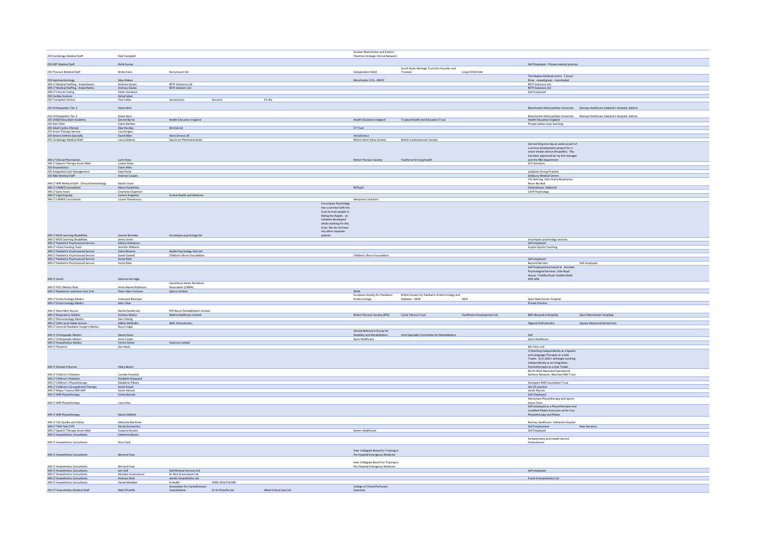| | | | | | | | | | | |
|---|---|---|---|---|---|---|---|---|---|---|
| 235 Cardiology Medical Staff | Niall Campbell | | | | | Greater Manchester and Eastern Cheshire Strategic Clinical Network | | | | |
| 235 ENT Medical Staff | Rohit Kumar | | | | | | | | Self Employed - Private medical practice | |
| 235 Thoracic Medical Staff | Binita Kane | Kerrymount ltd | | | | Independent SAGE | South Asian Heritage Trust (Co-Founder and Trustee) | Long COVID Kids | | |
| 235 Gastroenterology | May Aldean | | | | | Manchester CCG - MHCC | | | The Maples Medical centre 2 Scout Drive newall green manchester | |
| 349 L7 Medical Staffing - Anaesthetics | Andrew Davies | RETF Solutions Ltd | | | | | | | RETF Solutions Ltd | |
| 349 L7 Medical Staffing - Anaesthetics | Andrew Davies | RETF Solution Ltd | | | | | | | RETF Solution Ltd | |
| 349 L7 Clinical Coding | Helen Davidson | | | | | | | | Self Employed | |
| 235 Cardiac Scanner | Sohail Iqbal | | | | | | | | | |
| 235 Transplant Centre | Paul Callan | Astrazeneca | Novartis | Eli Lilly | | | | | | |
| 235 Orthopaedics Tier 2 | Diane Reid | | | | | | | | Manchester Metropolitan University | Ramsay Healthcare,Oakland's Hospital, Salford |
| 235 Orthopaedics Tier 2 | Diane Reid | | | | | | | | Manchester Metropolitan University | Ramsay Healthcare Oakland's Hospital, Salford |
| 235 UHSM Education Academy | Gerard Byrne | Health Education England | | | | Health Education England | Tropical Health and Education Trust | | Health Education England | |
| 235 Pain Clinic | Claire Bamber | | | | | | | | Private pilates class teaching | |
| 235 Adult Cystic Fibrosis | Alex Horsley | Mi-trial Ltd | | | | CF Trust | | | | |
| 235 Acute Therapy Service | Lisa Kerigan | | | | | | | | | |
| 235 Severe Asthma Specialty | David Allen | Astra Zeneca UK | | | | AstraZeneca | | | | |
| 235 Cardiology Medical Staff | Laura Dobson | Spectrum Pharmaceuticals | | | | British Heart Valve Society | British Cardiovascular Society | | | |
| 349 L7 Clinical Pharmacists | Lynn Elsey | | | | | British Thoracic Society | Taskforce for lung health | | Iam working one day as week as part of a service development project for a smart inhaler device (Propeller). This has been approved by my line manager and the R&I department | |
| 349 L7 Speech Therapy Acute Med | Louise Sloan | | | | | | | | SCV Solutions | |
| 235 Anaesthetics | Claire Allen | | | | | | | | | |
| 235 Integrated Care Management | Kate Poole | | | | | | | | Ladybarn Group Practice | |
| 235 A&E Medical Staff | Andrew Coupes | | | | | | | | Didsbury Medical Centre | |
| 349 L7 MRI Medical Staff - Clinical Haematology | Martin Scott | | | | | | | | CSL-Behring Sobi Orpha Biopharma Novo-Nordisk | |
| 349 L7 CAMHS Consultants | Alison Dunkerley | | | | | RCPsych | | | Ombudsman HaltonLA | |
| 349 L7 Early Years | Charlotte Chapman | | | | | | | | CAYP Psychology | |
| 349 L7 Caps/Capstip | Joanne Singleton | Evolve Health and Wellness | | | | | | | | |
| 349 L7 CAMHS Consultants | Louise Theodosiou | | | | | Hempsons Solicitors | | | | |
| 349 L7 MCR Learning Disabilities | Joanne Bromley | Encompass psychology ltd | | | Encompass Psychology has a contract with the trust to train people in Riding the Rapids - an initiative developed whilst working for this trust. We do not have any other separate patients | | | | | |
| 349 L7 MCR Learning Disabilities | Jenny Jones | | | | | | | | encompass psychology services | |
| 349 L7 Paediatric Psychosocial Service | Mahsa Gilanipour | | | | | | | | Self employed | |
| 349 L7 Infant Feeding Team | Jennifer Williams | | | | | | | | Inspire Sports Coaching | |
| 349 L7 Paediatric Psychosocial Service | Claire Browne | Health Psychology Hub Ltd | | | | | | | | |
| 349 L7 Paediatric Psychosocial Service | Sarah Gaskell | Children's Burns Foundation | | | | Children's Burns Foundation | | | | |
| 349 L7 Paediatric Psychosocial Service | Sonia Patel | | | | | | | | Self employed | |
| 349 L7 Paediatric Psychosocial Service | Sonia Patel | | | | | | | | Beyond Barriers | Self employed |
| 349 L7 South | Gemma Horridge | | | | | | | | Self Employed but based at Socrates Psychological Services Cote Royd House 7 Halifax Road Huddersfield HD3 3AN | |
| 349 L7 PICU Medics Rota | Anne-Maree Robinson | Canonbury Mews Residents Association (CMRA) | | | | | | | | |
| 349 L7 Paediatrics Intensive Care Unit | Peter-Marc Fortune | Xploro Limited | | | | NHSX | | | | |
| 349 L7 Endocrinology Medics | Indraneel Banerjee | | | | | European Society for Paediatric Endocrinology | British Society for Paediatric Endocrinology and Diabetes - NIHR | NICE | Spire Manchester Hospital | |
| 349 L7 Endocrinology Medics | Mars Skae | | | | | | | | Private Practise | |
| 349 L7 Macmillan Nurses | Rachel Sanderson | PSP Neuro Rehabilitation Limited | | | | | | | | |
| 349 L7 Respiratory Medics | Anirban Maitra | Maitra Healthcare Limited | | | | British Thoracic Society (BTS) | Cystic Fibrosis Trust | ParaPharm Development Ltd | BMI Alexandra Hospitals | Spire Manchester Hospitals |
| 349 L7 Rheumatology Medics | Sieu Chieng | | | | | | | | | |
| 349 L7 Cleft Lip & Palate Service | Ailbhe McMullin | AMC Orthodontics | | | | | | | Aligned Orthodontics | Square Advanced Dental Care |
| 349 L7 General Paediatric Surgery Medics | Ross Craigie | | | | | | | | | |
| 349 L7 Orthopaedic Medics | Naomi Davis | | | | | Clinical Reference Group for Disability and Rehabilitation | Joint Speciality Committee for Rehabilitation | | Self | |
| 349 L7 Orthopaedic Medics | Anne Foster | | | | | Spire Healthcare | | | Spire Healthcare | |
| 349 L7 Anaesthetics Medics | Vimmi Oshan | Swanrus Limited | | | | | | | | |
| 349 L7 Theatres | Zoe Healy | | | | | | | | MC Clinic Ltd | |
| 349 L7 Research Nurses | Hilary Beach | | | | | | | | 1) Working independently as a Speech and Language Therapist as a Sole Trader. 2) In 2022 I will begin working independently as an Integrative Psychotherapist as a Sole Trader. | |
| 349 L7 Children's Dietetics | Lynette Forsythe | | | | | | | | North West Neonatal Operational Delivery Network, Alderhey NHS Trust | |
| 349 L7 Children's Dietetics | Elizabeth Sheppard | | | | | | | | | |
| 349 L7 Children's Physiotherapy | Madeline Pilbury | | | | | | | | Stockport NHS Foundation Trust | |
| 349 L7 Children's Occupational Therapy | Sarah Kisseh | | | | | | | | the OT practice | |
| 349 L7 Major Trauma MRI AHP | Sarah Adcock | | | | | | | | Sarah Adcock | |
| 349 L7 MRI Physiotherapy | Emma Barrett | | | | | | | | Self-Employed | |
| 349 L7 MRI Physiotherapy | Laura Hay | | | | | | | | Altrincham Physiotherapy and Sports Injury Clinic | |
| 349 L7 MRI Physiotherapy | Maria Oldfield | | | | | | | | Self employed as a Physiotherapist and modified Pilates Instructor at Per Una Physiotherapy and Pilates | |
| 349 L7 CSS Quality and Safety | Melynda Mortimer | | | | | | | | Ramsay Healthcare Oaklands Hospital | |
| 349 L7 TRAF Salt CYPS | Nicola Kenworthy | | | | | | | | Self Employment | New Horizons |
| 349 L7 Speech Therapy Acute Med | Susanna Durant | | | | | Severn Healthcare | | | Self Employed | |
| 349 L7 Anaesthetics Consultants | Katherine Bexon | | | | | | | | | |
| 349 L7 Anaesthetics Consultants | Ross Clark | | | | | | | | Parliamentary and Health Service Ombudsman | |
| 349 L7 Anaesthetics Consultants | Bernard Foex | | | | | Inter Collegiate Board for Training in Pre Hospital Emergency Medicine | | | | |
| 349 L7 Anaesthetics Consultants | Bernard Foex | | | | | Inter Collegiate Board for Training in Pre Hospital Emergency Medicine | | | | |
| 349 L7 Anaesthetics Consultants | Iain Gall | Gall Medical Services Ltd | | | | | | | Self employed | |
| 349 L7 Anaesthetics Consultants | Nicholas Greenwood | Dr Nick Greenwood Ltd | | | | | | | | |
| 349 L7 Anaesthetics Consultants | Andrew Heck | AandG Anaesthetics Ltd | | | | | | | A and G Anaesthetics Ltd | |
| 349 L7 Anaesthetics Consultants | Daniel Mallaber | U Health | SPIRE HEALTHCARE | | | | | | | |
| 235 CT Anaesthetics Medical Staff | Niall O'Keeffe | Association for Cardiothoracic Snaesthetists | Dr N O'Keeffe Ltd | Allied Critical Care Ltd | | College of Clinical Perfusion Scientists | | | | |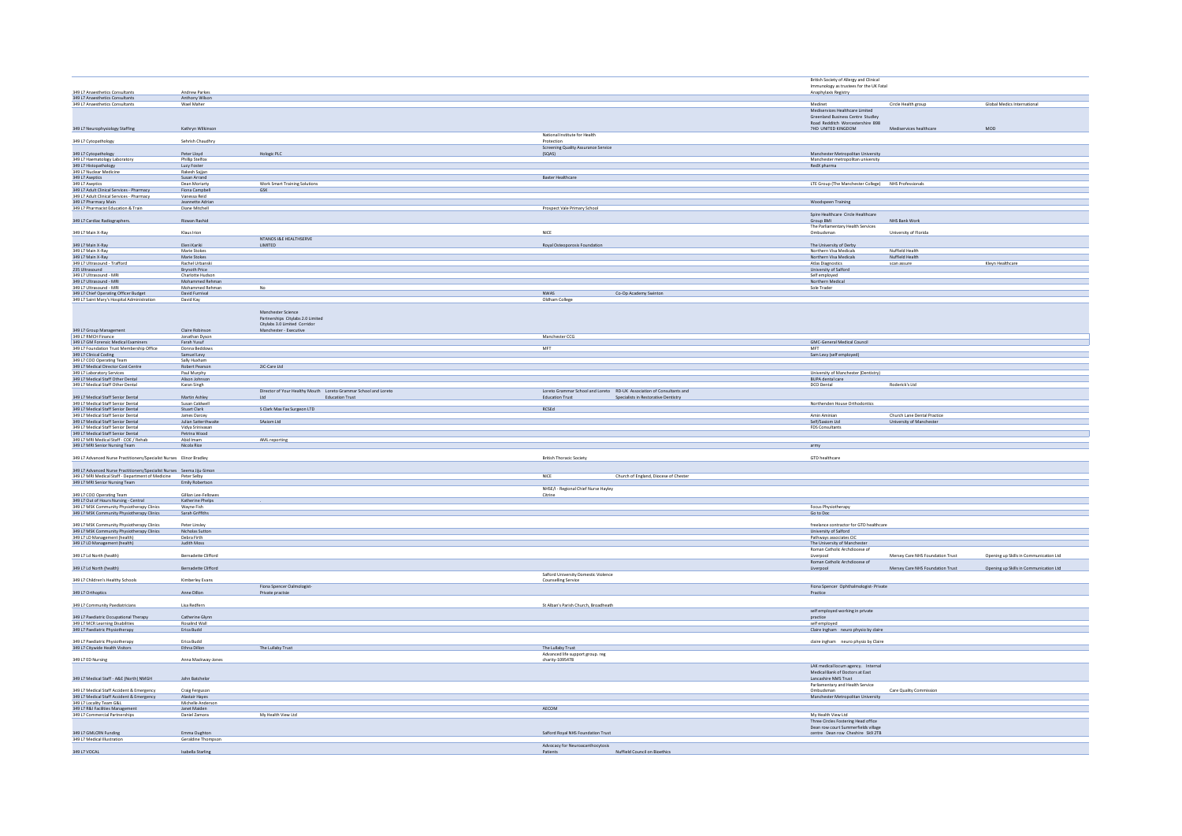| | | | | | | | | |
|---|---|---|---|---|---|---|---|---|
| | | | | | | British Society of Allergy and Clinical Immunology as trustees for the UK Fatal Anaphylaxis Registry | | |
| 349 L7 Anaesthetics Consultants | Andrew Parkes | | | | | | | |
| 349 L7 Anaesthetics Consultants | Anthony Wilson | | | | | | | |
| 349 L7 Anaesthetics Consultants | Wael Maher | | | | | Medinet | Circle Health group | Global Medics International |
| 349 L7 Neurophysiology Staffing | Kathryn Wilkinson | | | | | Mediservices Healthcare Limited Greenland Business Centre Studley Road Redditch Worcestershire B98 7HD UNITED KINGDOM | Mediservices healthcare | MOD |
| 349 L7 Cytopathology | Sehrish Chaudhry | | | National Institute for Health Protection | | | | |
| 349 L7 Cytopathology | Peter Lloyd | Hologic PLC | | Screening Quality Assurance Service (SQAS) | | Manchester Metropolitan University | | |
| 349 L7 Haematology Laboratory | Phillip Stelfox | | | | | Manchester metropolitan university | | |
| 349 L7 Histopathology | Lucy Foster | | | | | RedX pharma | | |
| 349 L7 Nuclear Medicine | Rakesh Sajjan | | | | | | | |
| 349 L7 Aseptics | Susan Arrand | | | Baxter Healthcare | | | | |
| 349 L7 Aseptics | Dean Moriarty | Work Smart Training Solutions | | | | LTE Group (The Manchester College) | NHS Professionals | |
| 349 L7 Adult Clinical Services - Pharmacy | Fiona Campbell | GSK | | | | | | |
| 349 L7 Adult Clinical Services - Pharmacy | Vanessa Reid | | | | | | | |
| 349 L7 Pharmacy Main | Jeannette Adrian | | | | | Woodspeen Training | | |
| 349 L7 Pharmacist Education & Train | Diane Mitchell | | | Prospect Vale Primary School | | | | |
| 349 L7 Cardiac Radiographers. | Rizwan Rashid | | | | | Spire Healthcare Circle Healthcare Group BMI | NHS Bank Work | |
| 349 L7 Main X-Ray | Klaus Irion | | | NICE | | The Parliamentary Health Services Ombudsman | University of Florida | |
| 349 L7 Main X-Ray | Eleni Kariki | NTANOS I&E HEALTHSERVE LIMITED | | Royal Osteoporosis Foundation | | The University of Derby | | |
| 349 L7 Main X-Ray | Marie Stokes | | | | | Northern Visa Medicals | Nuffield Health | |
| 349 L7 Main X-Ray | Marie Stokes | | | | | Northern Visa Medicals | Nuffield Health | |
| 349 L7 Ultrasound - Trafford | Rachel Urbanski | | | | | Atlas Diagnostics | scan assure | Kleyn Healthcare |
| 235 Ultrasound | Brynoth Price | | | | | University of Salford | | |
| 349 L7 Ultrasound - MRI | Charlotte Hudson | | | | | Self employed | | |
| 349 L7 Ultrasound - MRI | Mohammed Rehman | | | | | Northern Medical | | |
| 349 L7 Ultrasound - MRI | Mohammed Rehman | No | | | | Sole Trader | | |
| 349 L7 Chief Operating Officer Budget | David Furnival | | | NWAS | Co-Op Academy Swinton | | | |
| 349 L7 Saint Mary's Hospital Administration | David Kay | | | Oldham College | | | | |
| 349 L7 Group Management | Claire Robinson | Manchester Science Partnerships Citylabs 2.0 Limited Citylabs 3.0 Limited Corridor Manchester - Executive | | | | | | |
| 349 L7 RMCH Finance | Jonathan Dyson | | | Manchester CCG | | | | |
| 349 L7 GM Forensic Medical Examiners | Farah Yusuf | | | | | GMC-General Medical Council | | |
| 349 L7 Foundation Trust Membership Office | Donna Beddows | | | MFT | | MFT | | |
| 349 L7 Clinical Coding | Samuel Levy | | | | | Sam Levy (self employed) | | |
| 349 L7 COO Operating Team | Sally Huxham | | | | | | | |
| 349 L7 Medical Director Cost Centre | Robert Pearson | 3C-Care Ltd | | | | | | |
| 349 L7 Laboratory Services | Paul Murphy | | | | | University of Manchester (Dentistry) | | |
| 349 L7 Medical Staff Other Dental | Alison Johnson | | | | | BUPA dental care | | |
| 349 L7 Medical Staff Other Dental | Karan Singh | | | | | DCO Dental | Roderick's List | |
| 349 L7 Medical Staff Senior Dental | Martin Ashley | Director of Your Healthy Mouth Ltd | Loreto Grammar School and Loreto Education Trust | Loreto Grammar School and Loreto Education Trust | RD-UK Association of Consultants and Specialists in Restorative Dentistry | | | |
| 349 L7 Medical Staff Senior Dental | Susan Caldwell | | | | | Northenden House Orthodontics | | |
| 349 L7 Medical Staff Senior Dental | Stuart Clark | S Clark Max Fax Surgeon LTD | | RCSEd | | | | |
| 349 L7 Medical Staff Senior Dental | James Darcey | | | | | Amin Aminian | Church Lane Dental Practice | |
| 349 L7 Medical Staff Senior Dental | Julian Satterthwaite | SAxiom Ltd | | | | Self/Saxiom Ltd | University of Manchester | |
| 349 L7 Medical Staff Senior Dental | Vidya Srinivasan | | | | | FDS Consultants | | |
| 349 L7 Medical Staff Senior Dental | Petrina Wood | | | | | | | |
| 349 L7 MRI Medical Staff - COE / Rehab | Abid Imam | AML reporting | | | | | | |
| 349 L7 MRI Senior Nursing Team | Nicola Rice | | | | | army | | |
| 349 L7 Advanced Nurse Practitioners/Specialist Nurses | Elinor Bradley | | | British Thoracic Society | | GTD healthcare | | |
| 349 L7 Advanced Nurse Practitioners/Specialist Nurses | Seema Jiju-Simon | | | | | | | |
| 349 L7 MRI Medical Staff - Department of Medicine | Peter Selby | | | NICE | Church of England, Diocese of Chester | | | |
| 349 L7 MRI Senior Nursing Team | Emily Robertson | | | | | | | |
| 349 L7 COO Operating Team | Gillian Lee-Fellowes | | | NHSE/I - Regional Chief Nurse Hayley Citrine | | | | |
| 349 L7 Out of Hours Nursing - Central | Katherine Phelps | . | | | | | | |
| 349 L7 MSK Community Physiotherapy Clinics | Wayne Fish | | | | | Focus Physiotherapy | | |
| 349 L7 MSK Community Physiotherapy Clinics | Sarah Griffiths | | | | | Go to Doc | | |
| 349 L7 MSK Community Physiotherapy Clinics | Peter Linsley | | | | | freelance contractor for GTD healthcare | | |
| 349 L7 MSK Community Physiotherapy Clinics | Nicholas Sutton | | | | | University of Salford | | |
| 349 L7 LD Management (health) | Debra Firth | | | | | Pathways associates CIC | | |
| 349 L7 LD Management (health) | Judith Moss | | | | | The University of Manchester | | |
| 349 L7 Ld North (health) | Bernadette Clifford | | | | | Roman Catholic Archdiocese of Liverpool | Mersey Care NHS Foundation Trust | Opening up Skills in Communication Ltd |
| 349 L7 Ld North (health) | Bernadette Clifford | | | | | Roman Catholic Archdiocese of Liverpool | Mersey Care NHS Foundation Trust | Opening up Skills in Communication Ltd |
| 349 L7 Children's Healthy Schools | Kimberley Evans | | | Salford University Domestic Violence Counselling Service | | | | |
| 349 L7 Orthoptics | Anne Dillon | Fiona Spencer Oalmologist-Private practise | | | | Fiona Spencer Ophthalmologist- Private Practice | | |
| 349 L7 Community Paediatricians | Lisa Redfern | | | St Alban's Parish Church, Broadheath | | | | |
| 349 L7 Paediatric Occupational Therapy | Catherine Glynn | | | | | self employed working in private practice | | |
| 349 L7 MCR Learning Disabilities | Rosalind Wall | | | | | self-employed | | |
| 349 L7 Paediatric Physiotherapy | Erica Budd | | | | | Claire Ingham neuro physio by claire | | |
| 349 L7 Paediatric Physiotherapy | Erica Budd | | | | | claire ingham neuro physio by Claire | | |
| 349 L7 Citywide Health Visitors | Ethna Dillon | The Lullaby Trust | | The Lullaby Trust | | | | |
| 349 L7 ED Nursing | Anna Mackway-Jones | | | Advanced life support group. reg charity-1095478 | | | | |
| 349 L7 Medical Staff - A&E (North) NMGH | John Batchelor | | | | | LAK medical locum agency. Internal Medical Bank of Doctors at East Lancashire NHS Trust | | |
| 349 L7 Medical Staff Accident & Emergency | Craig Ferguson | | | | | Parliamentary and Health Service Ombudsman | Care Quality Commission | |
| 349 L7 Medical Staff Accident & Emergency | Alastair Hayes | | | | | Manchester Metropolitan University | | |
| 349 L7 Locality Team G&L | Michelle Anderson | | | | | | | |
| 349 L7 R&I Facilities Management | Janet Maiden | | | AECOM | | | | |
| 349 L7 Commercial Partnerships | Daniel Zamora | My Health View Ltd | | | | My Health View Ltd | | |
| 349 L7 GMLCRN Funding | Emma Oughton | | | Salford Royal NHS Foundation Trust | | Three Circles Fostering Head office Dean row court Summerfields village centre Dean row Cheshire SK9 2TB | | |
| 349 L7 Medical Illustration | Geraldine Thompson | | | | | | | |
| 349 L7 VOCAL | Isabella Starling | | | Advocacy for Neuroacanthocytosis Patients | Nuffield Council on Bioethics | | | |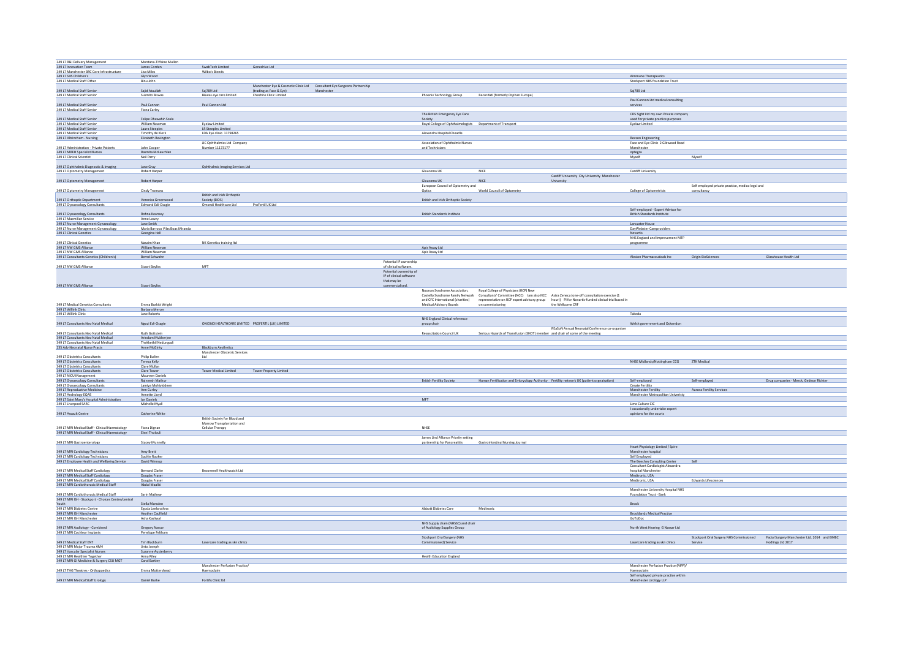| | | | | | | | | | | | | |
|---|---|---|---|---|---|---|---|---|---|---|---|---|
| 349 L7 R&I Delivery Management | Montana-Tiffaine Mullen | | | | | | | | | | | |
| 349 L7 Innovation Team | James Corden | SwabTech Limited | Genedrive Ltd | | | | | | | | | |
| 349 L7 Manchester BRC Core Infrastructure | Lisa Miles | Wilbo's Blends | | | | | | | | | | |
| 349 L7 SHS Children's | Glyn Wood | | | | | | | | | Aimmune Therapeutics | | |
| 349 L7 Medical Staff Other | Binu John | | | | | | | | | Stockport NHS foundation Trust | | |
| 349 L7 Medical Staff Senior | Sajid Ataullah | Saj789 Ltd | Manchester Eye & Cosmetic Clinic Ltd (trading as Face & Eye) | Consultant Eye Surgeons Partnership Manchester | | | | | | Saj789 Ltd | | |
| 349 L7 Medical Staff Senior | Susmito Biswas | Biswas eye care limited | Cheshire Clinic Limited | | | | Phoenix Technology Group | Recordati (formerly Orphan Europe) | | | | |
| 349 L7 Medical Staff Senior | Paul Cannon | Paul Cannon Ltd | | | | | | | | Paul Cannon Ltd medical consulting services | | |
| 349 L7 Medical Staff Senior | Fiona Carley | | | | | | | | | | | |
| 349 L7 Medical Staff Senior | Felipe Dhawahir-Scala | | | | | | The British Emergency Eye Care Society | | | CDS Sight Ltd my own Private company used for private practice purposes | | |
| 349 L7 Medical Staff Senior | William Newman | Eyelaw Limited | | | | | Royal College of Ophthalmologists | Department of Transport | | Eyelaw Limited | | |
| 349 L7 Medical Staff Senior | Laura Steeples | LR Steeples Limited | | | | | | | | | | |
| 349 L7 Medical Staff Senior | Timothy de Klerk | LDA Eye clinic. 11798265 | | | | | Alexandra Hospital Cheadle | | | | | |
| 349 L7 Altrincham - Nursing | Elizabeth Revington | | | | | | | | | Revson Engineering | | |
| 349 L7 Administration - Private Patients | John Cooper | JJC Ophthalmics Ltd Company Number 11173177 | | | | | Association of Ophthalmic Nurses and Technicians | | | Face and Eye Clinic 2 Gibwood Road Manchester | | |
| 349 L7 MREH Specialist Nurses | Rasmita McLauchlan | | | | | | | | | optegra | | |
| 349 L7 Clinical Scientist | Neil Parry | | | | | | | | | Myself | Myself | |
| 349 L7 Ophthalmic Diagnostic & Imaging | Jane Gray | Ophthalmic Imaging Services Ltd | | | | | | | | | | |
| 349 L7 Optometry Management | Robert Harper | | | | | | Glaucoma UK | NICE | | Cardiff University | | |
| 349 L7 Optometry Management | Robert Harper | | | | | | Glaucoma UK | NICE | Cardiff University City University Manchester University | | | |
| 349 L7 Optometry Management | Cindy Tromans | | | | | | European Council of Optometry and Optics | World Council of Optometry | | College of Optometrists | Self employed private practice, medico legal and consultancy | |
| 349 L7 Orthoptic Department | Veronica Greenwood | British and Irish Orthoptic Society (BIOS) | | | | | British and Irish Orthoptic Society | | | | | |
| 349 L7 Gynaecology Consultants | Edmond Edi-Osagie | Omondi Healthcare Ltd | ProFertil UK Ltd | | | | | | | | | |
| 349 L7 Gynaecology Consultants | Rohna Kearney | | | | | | British Standards Institute | | | Self-employed - Expert Advisor for British Standards Institute | | |
| 349 L7 Macmillan Service | Anne Lowry | | | | | | | | | | | |
| 349 L7 Nurse Management Gynaecology | Jane Smith | | | | | | | | | Lancaster House | | |
| 349 L7 Nurse Management Gynaecology | Maria Barroso Vilas Boas Miranda | | | | | | | | | DayWebster Careproviders | | |
| 349 L7 Clinical Genetics | Georgina Hall | | | | | | | | | Novartis | | |
| 349 L7 Clinical Genetics | Nasaim Khan | NK Genetics training ltd | | | | | | | | NHS England and Improvement MTP programme | | |
| 349 L7 NW GMS Alliance | William Newman | | | | | | Apis Assay Ltd | | | | | |
| 349 L7 NW GMS Alliance | William Newman | | | | | | Apis Assay Ltd | | | | | |
| 349 L7 Consultants Genetics (Children's) | Bernd Schwahn | | | | | | | | | Alexion Pharmaceuticals Inc | Origin BioSciences | Glasshouse Health Ltd |
| 349 L7 NW GMS Alliance | Stuart Bayliss | MFT | | | | Potential IP ownership of clinical software | | | | | | |
| 349 L7 NW GMS Alliance | Stuart Baylis | | | | | Potential ownership of IP of clinical software that may be commercialised. | | | | | | |
| 349 L7 Medical Genetics Consultants | Emma Burkitt Wright | | | | | | Noonan Syndrome Association, Costello Syndrome Family Network and CFC International (charities) Medical Advisory Boards | Royal College of Physicians (RCP) New Consultants' Committee (NCC) I am also NCC representative on RCP expert advisory group on commissioning | Astra Zeneca (one-off consultation exercise (1 hour)) PI for Novartis-funded clinical trial based in the Wellcome CRF | | | |
| 349 L7 Willink Clinic | Barbara Mercer | | | | | | | | | | | |
| 349 L7 Willink Clinic | Jane Roberts | | | | | | | | | Takeda | | |
| 349 L7 Consultants Neo Natal Medical | Ngozi Edi-Osagie | OMONDI HEALTHCARE LIMITED | PROFERTIL (UK) LIMITED | | | | NHS England Clinical reference group chair | | | Welsh government and Ockendon | | |
| 349 L7 Consultants Neo Natal Medical | Ruth Gottstein | | | | | | Resuscitation Council UK | Serious Hazards of Transfusion (SHOT) member | RESoN Annual Neonatal Conference co-organiser and chair of some of the meeting | | | |
| 349 L7 Consultants Neo Natal Medical | Arindam Mukherjee | | | | | | | | | | | |
| 349 L7 Consultants Neo Natal Medical | Thekkethil Nedungadi | | | | | | | | | | | |
| 235 Adv Neonatal Nurse Practs | Anne McGinty | Blackburn Aesthetics | | | | | | | | | | |
| 349 L7 Obstetrics Consultants | Philip Bullen | Manchester Obstetric Services Ltd | | | | | | | | | | |
| 349 L7 Obstetrics Consultants | Teresa Kelly | | | | | | | | | NHSE Midlands/Nottingham CCG | ZTK Medical | |
| 349 L7 Obstetrics Consultants | Clare Mullan | | | | | | | | | | | |
| 349 L7 Obstetrics Consultants | Clare Tower | Tower Medical Limited | Tower Property Limited | | | | | | | | | |
| 349 L7 NICU Management | Maureen Daniels | | | | | | | | | | | |
| 349 L7 Gynaecology Consultants | Rajneesh Mathur | | | | | | British Fertility Society | Human Fertilisation and Embryology Authority | Fertility network UK (patient organisation) | Self-employed | Self-employed | Drug companies - Merck, Gedeon Richter |
| 349 L7 Gynaecology Consultants | Lamiya Mohiyiddeen | | | | | | | | | Create Fertility | | |
| 349 L7 Reproductive Medicine | Ann Curley | | | | | | | | | Manchester Fertility | Aurora Fertility Services | |
| 349 L7 Andrology EQAS | Annette Lloyd | | | | | | | | | Manchester Metropolitan Univeristy | | |
| 349 L7 Saint Mary's Hospital Administration | Ian Daniels | | | | | | MFT | | | | | |
| 349 L7 Liverpool SARC | Michelle Myall | | | | | | | | | Lime Culture CIC | | |
| 349 L7 Assault Centre | Catherine White | | | | | | | | | I occasionally undertake expert opinions for the courts | | |
| 349 L7 MRI Medical Staff - Clinical Haematology | Fiona Dignan | British Society for Blood and Marrow Transplantation and Cellular Therapy | | | | | NHSE | | | | | |
| 349 L7 MRI Medical Staff - Clinical Haematology | Eleni Tholouli | | | | | | | | | | | |
| 349 L7 MRI Gastroenterology | Stacey Munnelly | | | | | | James Lind Alliance Priority setting partnership for Pancreatitis | Gastrointestinal Nursing Journal | | | | |
| 349 L7 MRI Cardiology Technicians | Amy Brett | | | | | | | | | Heart Physiology Limited / Spire Manchester hospital | | |
| 349 L7 MRI Cardiology Technicians | Sophie Rooker | | | | | | | | | Self Employed | | |
| 349 L7 Employee Health and Wellbeing Service | David Winnup | | | | | | | | | The Beeches Consulting Center | Self | |
| 349 L7 MRI Medical Staff Cardiology | Bernard Clarke | Broomwell Healthwatch Ltd | | | | | | | | Consultant Cardiologist Alexandra hospital Manchester | | |
| 349 L7 MRI Medical Staff Cardiology | Douglas Fraser | | | | | | | | | Medtronic, USA | | |
| 349 L7 MRI Medical Staff Cardiology | Douglas Fraser | | | | | | | | | Medtronic, USA | Edwards Lifesciences | |
| 349 L7 MRI Cardiothoracic Medical Staff | Abdul Maaliki | | | | | | | | | | | |
| 349 L7 MRI Cardiothoracic Medical Staff | Sarin Mathew | | | | | | | | | Manchester University Hospital NHS Foundation Trust - Bank | | |
| 349 L7 MRI ISH - Stockport - Choices Centre/central Youth | Stella Marsden | | | | | | | | | Brook | | |
| 349 L7 MRI Diabetes Centre | Egoda Leelarathna | | | | | | Abbott Diabetes Care | Medtronic | | | | |
| 349 L7 MRI ISH Manchester | Heather Caulfield | | | | | | | | | Brooklands Medical Practice | | |
| 349 L7 MRI ISH Manchester | Asha Kasliwal | | | | | | | | | GoToDoc | | |
| 349 L7 MRI Audiology - Combined | Gregory Nassar | | | | | | NHS Supply chain (NHSSC) and chair of Audiology Supplies Group | | | North West Hearing G Nassar Ltd | | |
| 349 L7 MRI Cochlear Implants | Penelope Feltham | | | | | | | | | | | |
| 349 L7 Medical Staff ENT | Tim Blackburn | Lasercare trading as skn clinics | | | | | Stockport Oral Surgery (NHS Commissioned) Service | | | Lasercare trading as skn clinics | Stockport Oral Surgery NHS Commissioned Service | Facial Surgery Manchester Ltd. 2014 and BMBC Hodlings Ltd 2017 |
| 349 L7 MRI Major Trauma AMI | Jinto Joseph | | | | | | | | | | | |
| 349 L7 Vascular Specialist Nurses | Suzanne Austerberry | | | | | | | | | | | |
| 349 L7 MRI Healthier Together | Anna Riley | | | | | | Health Education England | | | | | |
| 349 L7 MRI GI Medicine & Surgery CSU MGT | Carol Bartley | | | | | | | | | | | |
| 349 L7 THG Theatres - Orthopaedics | Emma Mottershead | Manchester Perfusion Practice/ Haemoclaim | | | | | | | | Manchester Perfusion Practice (MPP)/ Haemoclaim | | |
| 349 L7 MRI Medical Staff Urology | Daniel Burke | Fortify Clinic ltd | | | | | | | | Self employed private practice within Manchester Urology LLP | | |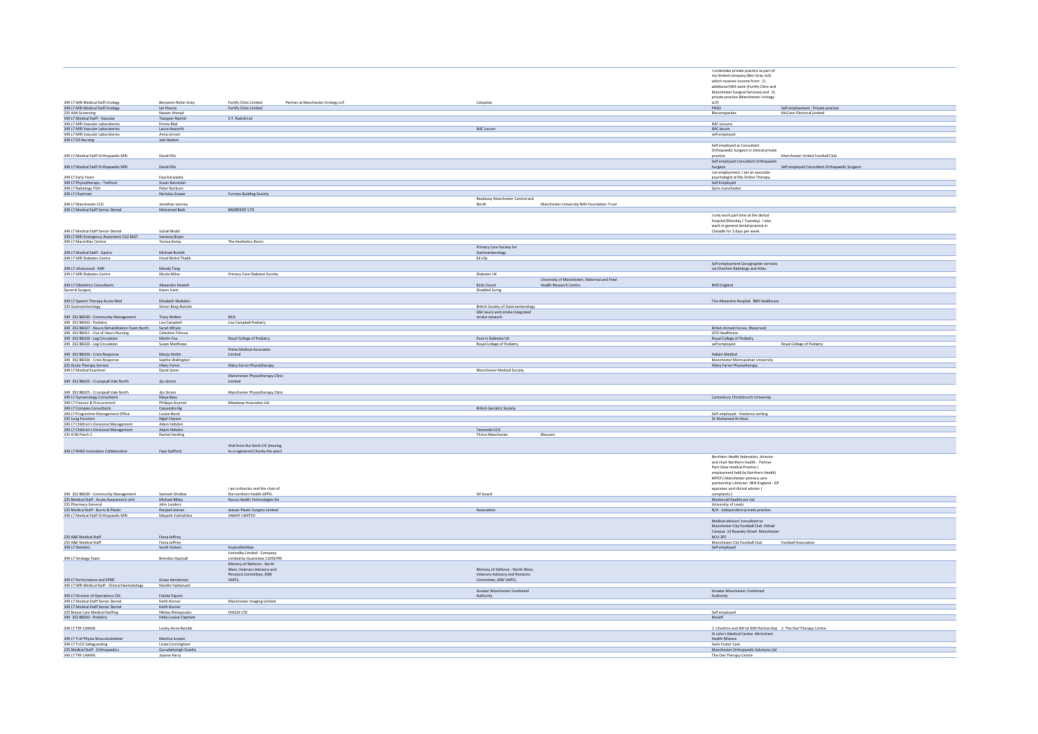| | | | | | | | |
|---|---|---|---|---|---|---|---|
| 349 L7 MRI Medical Staff Urology | Benjamin Robin Grey | Fortify Clinic Limited | Partner at Manchester Urology LLP | Coloplast | | I undertake private practice as part of my limited company (Ben Grey Ltd) which receives income from: 1) additional NHS work (Fortify Clinic and Manchester Surgical Services) and 2) private practice (Manchester Urology LLP) | |
| 349 L7 MRI Medical Staff Urology | Ian Pearce | Fortify Clinic Limited | | | | PHSO | Self employment : Private practice |
| 235 AAA Screening | Naseer Ahmad | | | | | Biocomposites | McCann Electrical Limited |
| 349 L7 Medical Staff - Vascular | Tawqeer Rashid | S.T. Rashid Ltd | | | | | |
| 349 L7 MRI Vascular Laboratories | Emma Blair | | | | | IMC Locums | |
| 349 L7 MRI Vascular Laboratories | Laura Haworth | | | IMC Locum | | IMC locum | |
| 349 L7 MRI Vascular Laboratories | Anna Jerram | | | | | self employed | |
| 349 L7 ED Nursing | Joel Heaton | | | | | | |
| 349 L7 Medical Staff Orthopaedic MRI | David Ellis | | | | | Self employed as Consultant Orthopaedic Surgeon in clinical private practice | Manchester United Football Club |
| 349 L7 Medical Staff Orthopaedic MRI | David Ellis | | | | | Self employed Consultant Orthopaedic Surgeon | Self employed Consultant Orthopaedic Surgeon |
| 349 L7 Early Years | Ewa Karwacka | | | | | not employment. I am an associate psychologist at My Online Therapy. | |
| 349 L7 Physiotherapy - Trafford | Susan Bannister | | | | | Self Employed | |
| 349 L7 Radiology TGH | Peter Norburn | | | | | Spire manchester | |
| 349 L7 Chairman | Nicholas Gower | Furness Building Society | | | | | |
| 349 L7 Manchester LCO | Jonathan Lenney | | | Readieasy Manchester Central and North | Manchester University NHS Foundation Trust | | |
| 349 L7 Medical Staff Senior Dental | Mohamed Badr | BADRDENT LTD | | | | | |
| 349 L7 Medical Staff Senior Dental | Suhail Bhatti | | | | | I only work part time at the dental hospital (Monday / Tuesday). I also work in general dental practice in Cheadle for 2 days per week | |
| 349 L7 MRI Emergency Assesment CSU MGT | Vanessa Bryan | | | | | | |
| 349 L7 Macmillan Central | Teresa Kemp | The Aesthetics Room | | | | | |
| 349 L7 Medical Staff - Gastro | Michael Burkitt | | | Primary Care Society for Gastroenterology | | | |
| 349 L7 MRI Diabetes Centre | Hood Mohd Thabit | | | Eli Lilly | | | |
| 349 L7 Ultrasound - MRI | Mandy Tang | | | | | Self employment Sonographer services via Cheshire Radiology and Atlas. | |
| 349 L7 MRI Diabetes Centre | Nicola Milne | Primary Care Diabetes Society | | Diabetes UK | | | |
| 349 L7 Obstetrics Consultants | Alexander Heazell | | | Kicks Count | University of Manchester, Maternal and Fetal Health Research Centre | NHS England | |
| General Surgery | Karen Irwin | | | Disabled Living | | | |
| 349 L7 Speech Therapy Acute Med | Elizabeth Walkden | | | | | The Alexandra Hospital BMI Healthcare | |
| 235 Gastroenterology | Simon Borg-Bartolo | | | British Society of Gastroenterology | | | |
| 349 352 B8100 - Community Management | Tracy Walker | NCA | | GM neuro and stroke integrated stroke network | | | |
| 349 352 B8303 - Podiatry | Lisa Campbell | Lisa Campbell Podiatry | | | | | |
| 349 352 B8337 - Neuro Rehabilitation Team North | Sarah Whyte | | | | | British Armed Forces. (Reservist) | |
| 349 352 B8311 - Out of Hours Nursing | Celestine Tchoua | | | | | GTD Healthcare | |
| 349 352 B8320 - Leg Circulation | Martin Fox | Royal College of Podiatry | | Foot in Diabetes UK | | Royal College of Podiatry | |
| 349 352 B8320 - Leg Circulation | Susan Matthews | | | Royal College of Podiatry | | self employed | Royal College of Podiatry |
| 349 352 B8330 - Crisis Response | Manju Noble | Prime Medical Associates Limited | | | | Hallam Medical | |
| 349 352 B8330 - Crisis Response | Sophie Wallington | | | | | Manchester Metropolitan University | |
| 235 Acute Therapy Service | Hilary Farrer | Hilary Farrer Physiotherapy | | | | Hilary Farrer Physiotherapy | |
| 349 L7 Medical Examiner | David Jones | | | Manchester Medical Society | | | |
| 349 352 B8325 - Crumpsall Vale North | Jiju Simon | Manchester Physiotherapy Clinic Limited | | | | | |
| 349 352 B8325 - Crumpsall Vale North | Jiju Simon | Manchester Physiotherapy Clinic | | | | | |
| 349 L7 Gynaecology Consultants | Maya Basu | | | | | Canterbury Christchurch University | |
| 349 L7 Finance & Procurement | Philippa Guymer | Meadway Associates Ltd | | | | | |
| 349 L7 Complex Consultants | Cassandra Ng | | | British Geriatric Society | | | |
| 349 L7 Programme Management Office | Louise Bond | | | | | Self-employed - freelance writing | |
| 235 Lung Function | Nigel Clayton | | | | | Dr Mohamed Al-Aloul | |
| 349 L7 Children's Divisional Management | Adam Hebden | | | | | | |
| 349 L7 Children's Divisional Management | Adam Hebden | | | Tameside CCG | | | |
| 235 ICNS Patch 2 | Rachel Harding | | | Thrive Manchester | Blossom | | |
| 349 L7 NHSX Innovation Collaborative | Faye Stafford | Visit from the Stork CIC (moving to a registered Charity this year) | | | | | |
| 349 352 B8100 - Community Management | Santosh Gholkar | I am a director and the chair of the northern health GPPO. | | GP board | | Northern Health federation, director and chair Northern health. Partner Park View medical Practice ( employment held by Northern Health) MPCP ( Manchester primary care partnership ) director NHS England - GP appraiser and clinical advisor ( complaints ) | |
| 235 Medical Staff - Acute Assessment Unit | Michael Bibby | Novus Health Technologies ltd | | | | Mastercall Healthcare Ltd | |
| 235 Pharmacy General | John Landers | | | | | University of Leeds | |
| 235 Medical Staff - Burns & Plastic | Ranjeet Jeevan | Jeevan Plastic Surgery Limited | | Association | | N/A - independent private practice. | |
| 349 L7 Medical Staff Orthopaedic MRI | Mayank Vashishtha | SAMAY LIMITED | | | | | |
| 235 A&E Medical Staff | Fiona Jeffrey | | | | | Medical advisor/ consultant to Manchester City Football Club Etihad Campus 13 Rowsley Street Manchester M11 3FF | |
| 235 A&E Medical Staff | Fiona Jeffrey | | | | | Manchester City Football Club | Football Association |
| 349 L7 Dietetics | Sarah Vickers | InspireDietitian | | | | Self employed | |
| 349 L7 Strategy Team | Brendon Aspinall | Liminality Limited - Company Limited by Guarantee 11056709 | | | | | |
| 349 L7 Performance and EPRR | Grace Henderson | Ministry of Defence - North West, Veterans Advisory and Pensions Committee, (NW VAPC). | | Ministry of Defence - North West, Veterans Advisory and Pensions Committee, (NW VAPC). | | | |
| 349 L7 MRI Medical Staff - Clinical Haematology | Nandini Sadasivam | | | | | | |
| 349 L7 Director of Operations CSS | Foluke Fajumi | | | Greater Manchester Combined Authority | | Greater Manchester Combined Authority | |
| 349 L7 Medical Staff Senior Dental | Keith Horner | Manchester Imaging Limited | | | | | |
| 349 L7 Medical Staff Senior Dental | Keith Horner | | | | | | |
| 235 Breast Care Medical Staffing | Nikitas Dimopoulos | CHELDI LTD | | | | Self employed | |
| 349 352 B8303 - Podiatry | Holly-Louise Clapham | | | | | Myself | |
| 349 L7 TRF CAMHS | Lesley-Anne Bendik | | | | | 1. Cheshire and Wirral NHS Partnership 2. The Owl Therapy Centre | |
| 349 L7 Traf Physio Musculoskeletal | Martina Scopes | | | | | St John's Medical Centre Altrincham Health Alliance | |
| 349 L7 TLCO Safeguarding | Linda Cunningham | | | | | Swiss Foster Care | |
| 235 Medical Staff - Orthopaedics | Gurudattsingh Sisodia | | | | | Manchester Orthopaedic Solutions Ltd | |
| 349 L7 TRF CAMHS | Joanne Parry | | | | | The Owl Therapy Centre | |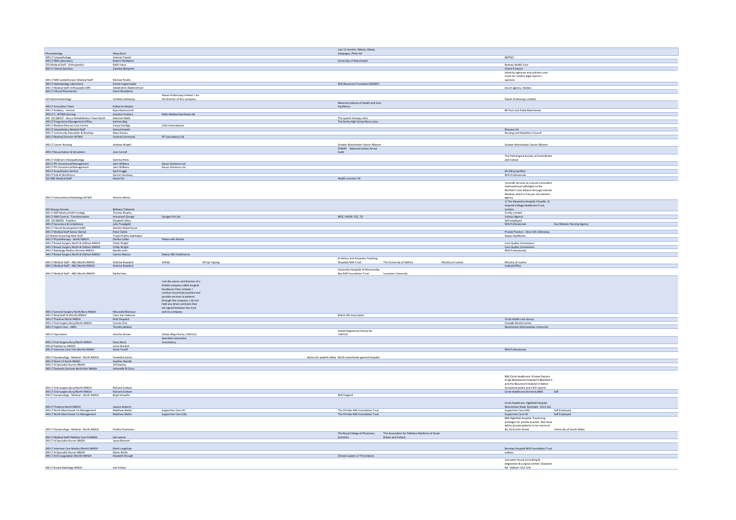| | | | | | | | | |
|---|---|---|---|---|---|---|---|---|
| Rheumatology | Maya Buch | | | Last 12 months: Abbvie, Gilead, Galapagos, Pfizer ltd | | | | |
| 349 L7 Cytopathology | Antonia Tweed | | | | | | NEPSEC | |
| 349 L7 DNA Laboratory | Robert McMahon | | | University of Manchester | | | | |
| 235 Medical Staff - Orthopaedics | Rafik Yassa | | | | | | Ramsay Health Care | |
| 349 L7 Clinical Genetics | Caroline Benjamin | | | | | | Check 4 Cancer | |
| 349 L7 MRI Cardiothoracic Medical Staff | Michael Poullis | | | | | | asked by agencies and solicitors and trusts for medico legal reports / opinions | |
| 349 L7 Haematology Laboratory | Emma Copperwaite | | | NHS Blood and Transplant (NHSBT) | | | | |
| 349 L7 Medical Staff Orthopaedic MRI | Abdelrahim Abdelrahman | | | | | | locum agency, medacs | |
| 349 L7 Clinical Pharmacists | Gavin Ronaldson | | | | | | | |
| 235 Gastroenterology | Venkata Lekharaju | Pawan Endoscopy Limited. I am the director of this company. | | | | | Pawan Endoscopy Limited | |
| 349 L7 Innovation Team | Katherine Boylan | | | National Institute of Health and Care Excellence | | | | |
| 349 L7 Podiatry - Central | Ryan Ravenscroft | | | | | | RR Foot and Ankle Manchester | |
| 349 L7 S - WTWA Nursing | Caroline Foxbury | ReNu Medical Aesthetics ltd | | | | | | |
| 349 352 B8337 - Neuro Rehabilitation Team North | Mahvish Malik | | | The speech therapy clinic | | | | |
| 349 L7 Programme Management Office | Kamran Beg | | | The Derby High School Bury Lancs | | | | |
| 349 L7 Medical Director Cost Centre | Tanya Claridge | Cribs International | | | | | | |
| 235 CT Anaesthetics Medical Staff | Samuel Howitt | | | | | | Rivicare Ltd | |
| 349 L7 Community Education & Develop. | Mary Karasu | | | | | | Nursing and Midwifery Council | |
| 349 L7 Medical Director WTWA | Victoria Farrimond | PF Consultancy Ltd | | | | | | |
| 349 L7 Cancer Nursing | Andrew Wright | | | Greater Manchester Cancer Alliance | | | Greater Manchester Cancer Alliance | |
| 349 L7 Resuscitation & Simulation | Jane Carnall | | | ICNARC - National Cardiac Arrest Audit | | | | |
| 349 L7 Children's Histopathology | Gemma Petts | | | | | | The Pathological Society of Great Britain and Ireland | |
| 349 L7 PFI Commercial Management | John Williams | Decon Solutions Ltd | | | | | | |
| 349 L7 PFI Commercial Management | John Williams | Decon Solutions Ltd | | | | | | |
| 349 L7 Anaesthetics Service | April Craggs | | | | | | Mr Dilraj Sandher | |
| 349 L7 N & M Workforce | Darren Dunleavy | | | | | | NHS Professionals | |
| 235 A&E Medical Staff | David Ori | | | Health Junction CIC | | | | |
| 349 L7 Interventional Radiology WTWA | Shemin Mehta | | | | | | I provide services as a locum consultant interventional radiologist to the Northern Care Alliance through Interact Medical, which is a locum recruitment agency | |
| 235 Airways Service | Bethany Tidmarsh | | | | | | 1) The Alexandra Hospital, Cheadle 2) Imperial College Healthcare Trust, London | |
| 349 L7 MRI Medical Staff Urology | Thomas Brophy | | | | | | Fortify Limited | |
| 349 L7 SMH Central - Transformation | Immanuel George | Sarogeo Pvt Ltd | | NICE, HQUIP, ESC, C3 | | | Various Agency | |
| 349 352 B8303 - Podiatry | Elizabeth Lillico | | | | | | Self employed | |
| 349 L7 Assurance & Compliance | Julie Treadgold | | | | | | NHS Professionals | Day Webster Nursing Agency |
| 349 L7 Clinical Development (UM) | Deirdre Waterhouse | | | | | | | |
| 349 L7 Medical Staff Senior Dental | Peter Clarke | | | | | | Private Practice - Clinic 334, Wilmslow | |
| 235 Breast Screening Med Staff | Trupti Prabhu Dabholkar | | | | | | 4ways Healthcare | |
| 349 L7 Physiotherapy - North NMGH | Denika Collier | Pilates with Denika | | | | | | |
| 349 L7 Breast Surgery North & Oldham NMGH | Chloe Wright | | | | | | Care Quality Commission | |
| 349 L7 Breast Surgery North & Oldham NMGH | Chloe Wright | | | | | | Care Quality Commission | |
| 349 L7 Radiology Medics Pennine NMGH | Neville Joshi | | | | | | NHS Professionals | |
| 349 L7 Breast Surgery North & Oldham NMGH | Ioannis Ntanos | Ntanos I&E Healthserve | | | | | | |
| 349 L7 Medical Staff - A&E (North) NMGH | Andrew Rowland | SicKids | M'Lop Tapang | St Helens and Knowsley Teaching Hospitals NHS Trust | The University of Salford | Ministry of Justice | Ministry of Justice | |
| 349 L7 Medical Staff - A&E (North) NMGH | Andrew Rowland | | | | | | Judicial Office | |
| 349 L7 Medical Staff - A&E (North) NMGH | Rachel Isba | | | University Hospitals of Morecambe Bay NHS Foundation Trust | Lancaster University | | | |
| 349 L7 General Surgery North/Bury NMGH | Moustafa Mansour | I am the owner and director of a limited company called Surgical Excellence Clinic Limited. I conduct my private practice and provide services to patients through this company. I do not hold any direct contracts that are signed between the trust and my company. | | | | | | |
| 349 L7 Med Staff Id (North) NMGH | Clare Van Halsema | | | British HIV Association | | | | |
| 349 L7 Theatres North NMGH | Ruth Despard | | | | | | Circle Health care Group | |
| 349 L7 Oral Surgery Bury/North NMGH | Connie Choi | | | | | | Cheadle Dental Centre | |
| 349 L7 Urgent Care - ANPs | Timothy Boland | | | | | | Manchester Metropolitan University | |
| 349 L7 Operations | Jennifer Brown | Sickids (Reg Charity 1164131) | | Sickids Registered Charity No 1164131 | | | | |
| 349 L7 Oral Surgery Bury/North NMGH | Hany Nasry | Specialist restorative consultancy | | | | | | |
| 349 L6 Paediatrics NMGH | Lama Wardeh | | | | | | | |
| 349 L7 Intensive Care Unit (North) NMGH | Sarah Tootill | | | | | | NHS Professionals | |
| 349 L7 Gynaecology - Medical - North NMGH | Suneetha Ganta | | | device for patient safety North manchester general hospital | | | | |
| 349 L7 Ward C3 North NMGH | Heather Wardle | | | | | | | |
| 349 L7 Id Specialist Nurses NMGH | Jill Delaney | | | | | | | |
| 349 L7 Domestic Services North Mcr NMGH | Antonella Di Cicco | | | | | | | |
| 349 L7 Oral Surgery Bury/North NMGH | Richard Graham | | | | | | BMI Circle Healthcare Private Practice at tge Beardwood Hospital in Blackburn and the Beaumont Hospital in Bolton Occasional police and CICA reports | |
| 349 L7 Oral Surgery Bury/North NMGH | Richard Graham | | | | | | Circle Healthcare (formerly BMI) | Self |
| 349 L7 Gynaecology - Medical - North NMGH | Birgit Schaefer | | | NHS England | | | | |
| 349 L7 Theatres North NMGH | Joanne Roberts | | | | | | Circle Healthcare Highfield Hospital Manchester Road Rochdale OL11 4LZ | |
| 349 L7 North Manchester Co Management | Matthew Makin | Supportive Care UK | | The Christie NHS Foundation Trust | | | Supportive Care (UK) | Self Employed |
| 349 L7 North Manchester Co Management | Matthew Makin | Supportive Care (UK) | | The Christie NHS Foundation Trust | | | Supportive Care UK | Self Employed |
| 349 L7 Gynaecology - Medical - North NMGH | Prabha Sivaraman | | | | | | BMI Highfield Hospital- Practicing privileges for private practice Also have adhoc private patients in my rooms at No.10,St John Street | University of South Wales |
| 349 L7 Medical Staff-Palliative Care N NMGH | Iain Lawrie | | | The Royal College of Physicians (London) | The Association for Palliative Medicine of Great Britain and Ireland | | | |
| 349 L7 Id Specialist Nurses NMGH | Jayne Bennett | | | | | | | |
| 349 L7 Intensive Care Medics (North) NMGH | Mark Longshaw | | | | | | Barnsley Hospital NHS Foundation Trust | |
| 349 L7 Id Specialist Nurses NMGH | Marie White | | | | | | sodexo | |
| 349 L7 Anti Coagulation (North) NMGH | Elizabeth Brough | | | Clinical Leaders of Thrombosis | | | | |
| 349 L7 Breast Radiology NMGH | Zoe Forbes | | | | | | Lancaster House Consulting & diagnostics & surgical Limited Glodwick Rd Oldham OL4 1YN | |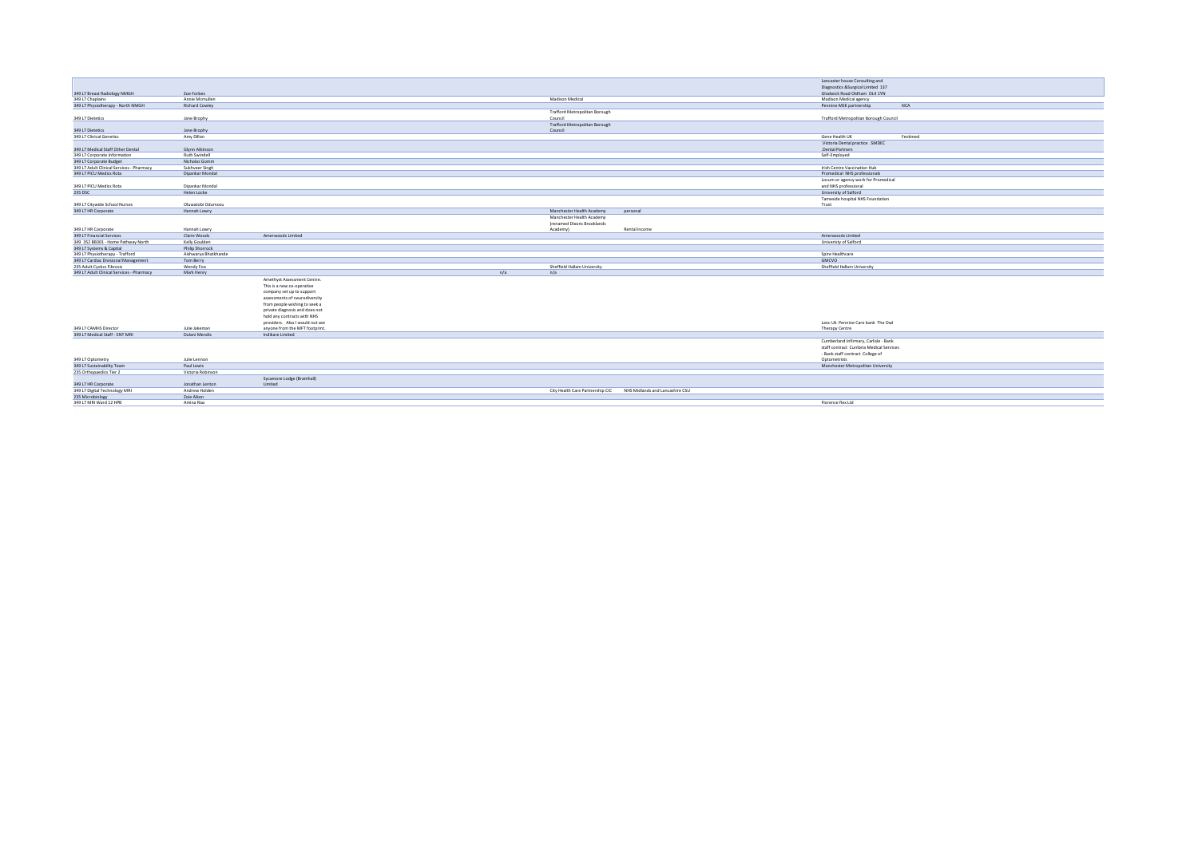| | | | | | | |
|---|---|---|---|---|---|---|
| 349 L7 Breast Radiology NMGH | Zoe Forbes | | | | | Lancaster house Consulting and Diagnostics &Surgical Limited 137 Glodwick Road Oldham OL4 1YN |
| 349 L7 Chaplains | Annie Mcmullen | | | Madison Medical | | Madison Medical agency |
| 349 L7 Physiotherapy - North NMGH | Richard Cowley | | | | | Pennine MSK partnership NCA |
| 349 L7 Dietetics | Jane Brophy | | | Trafford Metropolitan Borough Council | | Trafford Metropolitan Borough Council |
| 349 L7 Dietetics | Jane Brophy | | | Trafford Metropolitan Borough Council | | |
| 349 L7 Clinical Genetics | Amy Dillon | | | | | Gene Health UK Festimed |
| 349 L7 Medical Staff Other Dental | Glynn Atkinson | | | | | .Victoria Dental practice .SMDEC .Dental Partners |
| 349 L7 Corporate Information | Ruth Swindell | | | | | Self-Employed |
| 349 L7 Corporate Budget | Nicholas Gomm | | | | | |
| 349 L7 Adult Clinical Services - Pharmacy | Sukhveer Singh | | | | | Irish Centre Vaccination Hub |
| 349 L7 PICU Medics Rota | Dipankar Mondal | | | | | Promedical NHS professionals |
| 349 L7 PICU Medics Rota | Dipankar Mondal | | | | | Locum or agency work for Promedical and NHS professional |
| 235 DSC | Helen Locke | | | | | University of Salford |
| 349 L7 Citywide School Nurses | Oluwatobi Odumosu | | | | | Tameside hospital NHS Foundation Trust |
| 349 L7 HR Corporate | Hannah Lowry | | | Manchester Health Academy | personal | |
| 349 L7 HR Corporate | Hannah Lowry | | | Manchester Health Academy (renamed Dixons Brooklands Academy) | Rental income | |
| 349 L7 Financial Services | Claire Woods | Amerwoods Limited | | | | Amerwoods Limited |
| 349_352 BB301 - Home Pathway North | Kelly Goulden | | | | | Univeristy of Salford |
| 349 L7 Systems & Capital | Philip Shorrock | | | | | |
| 349 L7 Physiotherapy - Trafford | Aishwarya Bhatkhande | | | | | Spire Healthcare |
| 349 L7 Cardiac Divisional Management | Tom Berry | | | | | GMCVO |
| 235 Adult Cystics Fibrosis | Wendy Foo | | | Sheffield Hallam University | | Sheffield Hallam University |
| 349 L7 Adult Clinical Services - Pharmacy | Mark Henry | | n/a | n/a | | |
| 349 L7 CAMHS Director | Julie Jakeman | Amethyst Assessment Centre. This is a new co-operative company set up to support assessments of neurodiversity from people wishing to seek a private diagnosis and does not hold any contracts with NHS providers. Also I would not see anyone from the MFT footprint. | | | | Lanc Uk Pennine Care bank The Owl Therapy Centre |
| 349 L7 Medical Staff - ENT MRI | Dulani Mendis | Indibare Limited | | | | |
| 349 L7 Optometry | Julie Lennon | | | | | Cumberland Infirmary, Carlisle - Bank staff contract Cumbria Medical Services - Bank staff contract College of Optometrists |
| 349 L7 Sustainability Team | Paul Lewis | | | | | Manchester Metropolitan University |
| 235 Orthopaedics Tier 2 | Victoria Robinson | | | | | |
| 349 L7 HR Corporate | Jonathan Lenton | Sycamore Lodge (Bramhall) Limited | | | | |
| 349 L7 Digital Technology MRI | Andrew Holden | | | City Health Care Partnership CIC | NHS Midlands and Lancashire CSU | |
| 235 Microbiology | Zoie Aiken | | | | | |
| 349 L7 MRI Ward 12 HPB | Amina Riaz | | | | | Florence flex Ltd |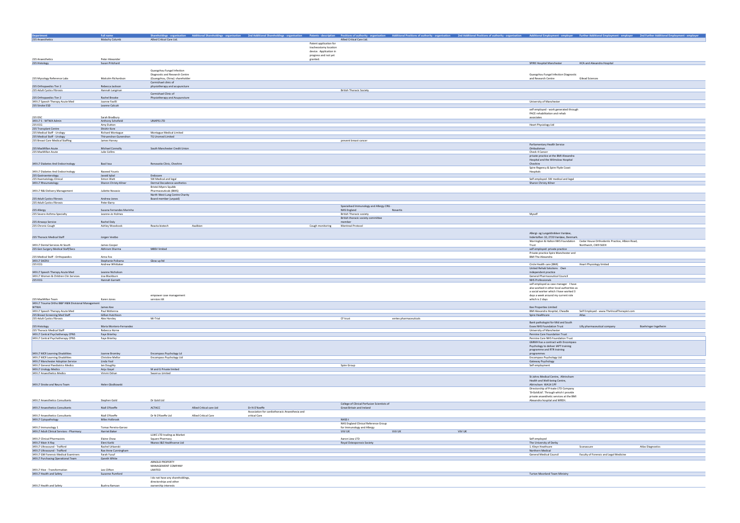| Department | Full name | Shareholdings - organisation | Additional Shareholdings - organisation | 2nd Additional Shareholdings - organisation | Patents - description | Positions of authority - organisation | Additional Positions of authority - organisation | 2nd Additional Positions of authority - organisation | Additional Employment - employer | Further Additional Employment - employer | 2nd Further Additional Employment - employer |
|---|---|---|---|---|---|---|---|---|---|---|---|
| 235 Anaesthetics | Malachy Columb | Allied Critical Care Ltd. | | | | Allied Critical Care Ltd. | | | | | |
| 235 Anaesthetics | Peter Alexander | | | | Patent application for tracheostomy location device. Application in progress and not yet granted. | | | | | | |
| 235 Histology | Susan Pritchard | | | | | | | | SPIRE Hospital Manchester | HCA and Alexandra Hospital | |
| 235 Mycology Reference Labs | Malcolm Richardson | Guangzhou Fungal Infection Diagnostic and Research Centre (Guangzhou, China): shareholder | | | | | | | Guangzhou Fungal Infection Diagnostic and Research Centre | Gilead Sciences | |
| 235 Orthopaedics Tier 2 | Rebecca Jackson | Carmichael clinic of physiotherapy and acupuncture | | | | | | | | | |
| 235 Adult Cystics Fibrosis | Hannah Langman | | | | | British Thoracic Society | | | | | |
| 235 Orthopaedics Tier 2 | Rachel Brooke | Carmichael Clinic of Physiotherapy and Acupuncture | | | | | | | | | |
| 349 L7 Speech Therapy Acute Med | Joanne Favilli | | | | | | | | University of Manchester | | |
| 235 Stroke ESD | Leanne Calcutt | | | | | | | | | | |
| 235 DSC | Sarah Bradbury | | | | | | | | self employed - work generated through PACE rehabilitation and rehab associates | | |
| 349 L7 S - WTWA Admin | Anthony Schofield | UNAPIS LTD | | | | | | | | | |
| 235 ECG | Amy Dutton | | | | | | | | Heart Physiology Ltd | | |
| 235 Transplant Centre | Shishir Kore | | | | | | | | | | |
| 235 Medical Staff - Urology | Richard Montague | Montague Medical Limited | | | | | | | | | |
| 235 Medical Staff - Urology | Thiruendran Gunendran | TG Uromed Limited | | | | | | | | | |
| 235 Breast Care Medical Staffing | James Harvey | | | | | prevent breast cancer | | | | | |
| 235 MacMillan Acute | Michael Connolly | South Manchester Credit Union | | | | | | | Parliamentary Health Service Ombudsman | | |
| 235 MacMillan Acute | Julie Collins | | | | | | | | Check 4 Cancer | | |
| 349 L7 Diabetes And Endocrinology | Basil Issa | Renovatio Clinic, Cheshire | | | | | | | private practice at the BMI Alexandra Hospital and the Wilmslow Hospital Cheshire | | |
| 349 L7 Diabetes And Endocrinology | Naveed Younis | | | | | | | | Spire Regency & Spire Fylde Coast Hospitals | | |
| 235 Gastroenterology | Javaid Iqbal | Endocare | | | | | | | | | |
| 235 Haematology Clinical | Simon Watt | SW Medical and legal | | | | | | | Self employed- SW medical and legal | | |
| 349 L7 Rheumatology | Sharon Christy-Kilner | Dermal Decadence aesthetics | | | | | | | Sharon Christy-Kilner | | |
| 349 L7 R&I Delivery Management | Juliette Novasio | Bristol-Myers Squibb Pharmaceuticals (BMS) | | | | | | | | | |
| 235 Adult Cystics Fibrosis | Andrew Jones | North West Lung Centre Charity Board member (unpaid) | | | | | | | | | |
| 235 Adult Cystics Fibrosis | Peter Barry | | | | | | | | | | |
| 235 Allergy | Susana Fernandes Marinho | | | | | Specialised Immunology and Allergy CRG - NHS England | Novartis | | | | |
| 235 Severe Asthma Specialty | Leanne-Jo Holmes | | | | | British Thoracic society | | | Myself | | |
| 235 Airways Service | Rachel Daly | | | | | British thoracic society committee member | | | | | |
| 235 Chronic Cough | Ashley Woodcock | Reacta biotech | Aaalbion | | Cough monitoring | Montreal Protocol | | | | | |
| 235 Thoracic Medical Staff | Jorgen Vestbo | | | | | | | | Allergi- og Lungeklinikken Vanløse, Indertoften 10, 2720 Vanløse, Denmark. | | |
| 349 L7 Dental Services At South | James Cooper | | | | | | | | Warrington & Halton NHS Foundation Trust | Cedar House Orthodontic Practice, Albion Road, Northwich, CW9 5EH | |
| 235 Gen Surgery Medical Staff/Secs | Abhiram Sharma | MBSV limited | | | | | | | self employed: private practice | | |
| 235 Medical Staff - Orthopaedics | Anna Fox | | | | | | | | Private practice Spire Manchester and BMI The Alexandra | | |
| 349 L7 SACRU | Stephanie Polisena | Glow up ltd | | | | | | | | | |
| 235 ECG | Andrew Whittaker | | | | | | | | Circle Health care (BMI) | Heart Physiology limited | |
| 349 L7 Speech Therapy Acute Med | Leanne Nicholson | | | | | | | | United Rehab Solutions Own independent practice | | |
| 349 L7 Women & Children Clin Services | Lisa Blackburn | | | | | | | | General Pharmaceutical Council | | |
| 235 ECG | Hannah Garnett | | | | | | | | NHS Professionals | | |
| 235 MacMillan Team | Karen Jones | empower case management services ldt | | | | | | | self employed as case manager I have also worked in other local authorities as a social worker which I have worked 3 days a week around my current role which is 2 days | | |
| 349 L7 Trauma Ortho B&P H&N Divisional Management WTWA | James Kee | | | | | | | | Kee Properties Limited | | |
| 349 L7 Speech Therapy Acute Med | Paul McKenna | | | | | | | | BMI Alexandra Hospital, Cheadle | Self Employed - www.TheVocalTherapist.com | |
| 235 Breast Screening Med Staff | Gillian Hutchison | | | | | | | | Spire Healthcare | Atlas | |
| 235 Adult Cystics Fibrosis | Alex Horsley | Mi-Trial | | | | CF trust | vertex pharmaceuticals | | | | |
| 235 Histology | Maria Montero-Fernandez | | | | | | | | Bank pathologist for Mid and South Essex NHS Foundation Trust | Lilly pharmaceutical company | Boehringer Ingelheim |
| 235 Thoracic Medical Staff | Rebecca Horne | | | | | | | | University of Manchester | | |
| 349 L7 Central Psychotherapy CPNS | Faye Brierley | | | | | | | | Pennine Care Foundation Trust | | |
| 349 L7 Central Psychotherapy CPNS | Faye Brierley | | | | | | | | Pennine Care NHS Foundation Trust | | |
| 349 L7 MCR Learning Disabilities | Joanne Bromley | Encompass Psychology Ld | | | | | | | GMMH has a contract with Encompass Psychology to deliver IAPT training programme and RTR training programmes | | |
| 349 L7 MCR Learning Disabilities | Christine Mellor | Encompass Psychology Ltd | | | | | | | Encompass Psychology Ltd | | |
| 349 L7 Manchester Adoption Service | Linda Yool | | | | | | | | Gateway Psychology | | |
| 349 L7 General Paediatrics Medics | Ian Doughty | | | | | Spire Group | | | Self employment | | |
| 349 L7 Urology Medics | Anju Goyal | M and G Private limited | | | | | | | | | |
| 349 L7 Anaesthetics Medics | Vimmi Oshan | Swanrus Limited | | | | | | | | | |
| 349 L7 Stroke and Neuro Team | Helen Glodkowski | | | | | | | | St Johns Medical Centre, Altrincham Health and Well-being Centre, Altrincham WA14 1PF | | |
| 349 L7 Anaesthetics Consultants | Stephen Gold | Dr Gold Ltd | | | | | | | Directorship of Private LTD Company 'DrGoldLtd'. Through which I provide private anaesthetic services at the BMI Alexandra hospital and MREH. | | |
| 349 L7 Anaesthetics Consultants | Niall O'Keeffe | ACTACC | Allied Critical care Ltd | Dr N O'Keeffe | | College of Clinical Perfusion Scientists of Great Britain and Ireland | | | | | |
| 349 L7 Anaesthetics Consultants | Niall O'Keeffe | Dr N O'Keeffe Ltd | Allied Critical Care | Association for cardiothoracic Anaesthesia and critical Care | | | | | | | |
| 349 L7 Cytopathology | Miles Holbrook | | | | | NHSE-I | | | | | |
| 349 L7 Immunology 1 | Tomaz Pereira-Garcez | | | | | NHS England Clinical Reference Group for Immunology and Allergy | | | | | |
| 349 L7 Adult Clinical Services - Pharmacy | Harriet Baker | | | | | ViiV UK | ViiV UK | ViiV UK | | | |
| 349 L7 Clinical Pharmacists | Elaine Chow | LLWC LTD trading as Market Square Pharmacy | | | | Aaron Liew LTD | | | Self employed | | |
| 349 L7 Main X-Ray | Eleni Kariki | Ntanos I&E Healthserve Ltd | | | | Royal Osteoporosis Society | | | The University of Derby | | |
| 349 L7 Ultrasound - Trafford | Rachel Urbanski | | | | | | | | 1. Kleyn Heathcare | Scanassure | Atlas Diagnostics |
| 349 L7 Ultrasound - Trafford | Rae Anne Cunningham | | | | | | | | Northern Medical | | |
| 349 L7 GM Forensic Medical Examiners | Farah Yusuf | | | | | | | | General Medical Council | Faculty of Forensic and Legal Medicine | |
| 349 L7 Purchasing Operational Team | Gareth White | | | | | | | | | | |
| 349 L7 Hive - Transformation | Lea Clifton | ARNOLD PROPERTY MANAGEMENT COMPANY LIMITED | | | | | | | | | |
| 349 L7 Health and Safety | Suzanne Pumford | | | | | | | | Turton Moorland Team Ministry | | |
| 349 L7 Health and Safety | Bushra Ramzan | I do not have any shareholdings, directorships and other ownership interests | | | | | | | | | |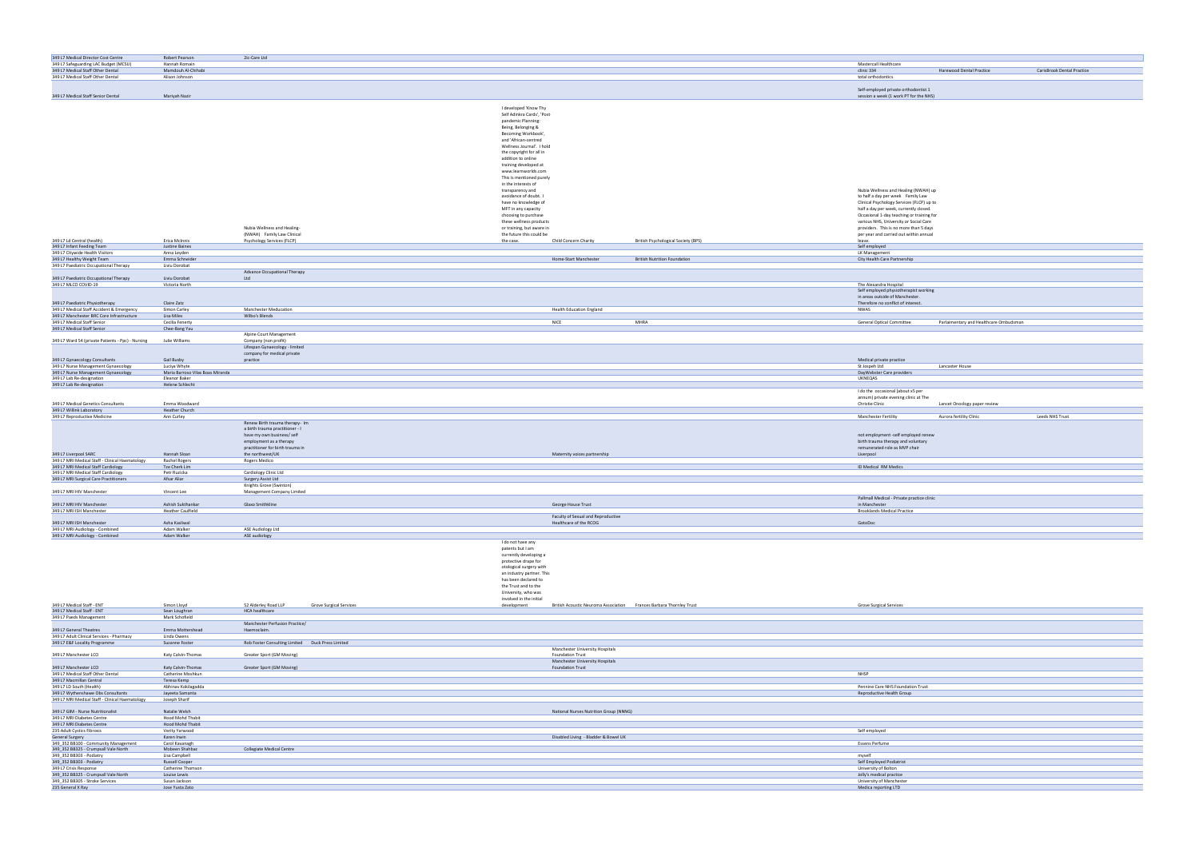| | | | | | | | | | |
|---|---|---|---|---|---|---|---|---|---|
| 349 L7 Medical Director Cost Centre | Robert Pearson | 2ic-Care Ltd | | | | | | | |
| 349 L7 Safeguarding LAC Budget (MCSU) | Hannah Romain | | | | | | Mastercall Healthcare | | |
| 349 L7 Medical Staff Other Dental | Mamdouh Al-Chihabi | | | | | | clinic 334 | Harewood Dental Practice | CarisBrook Dental Practice |
| 349 L7 Medical Staff Other Dental | Alison Johnson | | | | | | total orthodontics | | |
| 349 L7 Medical Staff Senior Dental | Mariyah Nasir | | | | | | Self-employed private orthodontist 1 session a week (1 work PT for the NHS) | | |
| 349 L7 Ld Central (health) | Erica McInnis | Nubia Wellness and Healing-(NWAH) Family Law Clinical Psychology Services (FLCP) | | I developed 'Know Thy Self Adinkra Cards', 'Post-pandemic Planning: Being, Belonging & Becoming Workbook', and 'African-centred Wellness Journal'. I hold the copyright for all in addition to online training developed at www.learnworlds.com This is mentioned purely in the interests of transparency and avoidance of doubt. I have no knowledge of MFT in any capacity choosing to purchase these wellness products or training, but aware in the future this could be the case. | Child Concern Charity | British Psychological Society (BPS) | Nubia Wellness and Healing (NWAH) up to half a day per week Family Law Clinical Psychology Services (FLCP) up to half a day per week, currently closed. Occasional 1-day teaching or training for various NHS, University or Social Care providers. This is no more than 5 days per year and carried out within annual leave. | | |
| 349 L7 Infant Feeding Team | Justine Baines | | | | | | Self employed | | |
| 349 L7 Citywide Health Visitors | Anna Leyden | | | | | | LK Management | | |
| 349 L7 Healthy Weight Team | Emma Schneider | | | | Home-Start Manchester | British Nutrition Foundation | City Health Care Partnership | | |
| 349 L7 Paediatric Occupational Therapy | Liviu Dorobat | | | | | | | | |
| 349 L7 Paediatric Occupational Therapy | Liviu Dorobat | Advance Occupational Therapy Ltd | | | | | | | |
| 349 L7 MLCO COVID-19 | Victoria North | | | | | | The Alexandra Hospital | | |
| 349 L7 Paediatric Physiotherapy | Claire Zatz | | | | | | Self employed physiotherapist working in areas outside of Manchester. Therefore no conflict of interest. | | |
| 349 L7 Medical Staff Accident & Emergency | Simon Carley | Manchester Meducation | | | Health Education England | | NWAS | | |
| 349 L7 Manchester BRC Core Infrastructure | Lisa Miles | Wilbo's Blends | | | | | | | |
| 349 L7 Medical Staff Senior | Cecilia Fenerty | | | | NICE | MHRA | General Optical Committee | Parliamentary and Healthcare Ombudsman | |
| 349 L7 Medical Staff Senior | Chee-Bang Yau | | | | | | | | |
| 349 L7 Ward 54 (private Patients - Ppc) - Nursing | Julie Williams | Alpine Court Management Company (non profit) | | | | | | | |
| 349 L7 Gynaecology Consultants | Gail Busby | Lifespan Gynaecology - limited company for medical private practice | | | | | Medical private practice | | |
| 349 L7 Nurse Management Gynaecology | Luciya Whyte | | | | | | St Jospeh Ltd | Lancaster House | |
| 349 L7 Nurse Management Gynaecology | Maria Barroso Vilas Boas Miranda | | | | | | DayWebster Care providers | | |
| 349 L7 Lab Re-designation | Eleanor Baker | | | | | | UKNEQAS | | |
| 349 L7 Lab Re-designation | Helene Schlecht | | | | | | | | |
| 349 L7 Medical Genetics Consultants | Emma Woodward | | | | | | I do the occasional (about x5 per annum) private evening clinic at The Christie Clinic | Lancet Oncology paper review | |
| 349 L7 Willink Laboratory | Heather Church | | | | | | | | |
| 349 L7 Reproductive Medicine | Ann Curley | | | | | | Manchester Fertility | Aurora fertility Clinic | Leeds NHS Trust |
| 349 L7 Liverpool SARC | Hannah Sloan | Renew Birth trauma therapy- Im a birth trauma practitioner - I have my own business/ self employment as a therapy practitioner for birth trauma in the northwest/UK | | | Maternity voices partnership | | not employment -self employed renew birth trauma therapy and voluntary remunerated role as MVP chair Liverpool | | |
| 349 L7 MRI Medical Staff - Clinical Haematology | Rachel Rogers | Rogers Medico | | | | | | | |
| 349 L7 MRI Medical Staff Cardiology | Tze Cherk Lim | | | | | | ID Medical RM Medics | | |
| 349 L7 MRI Medical Staff Cardiology | Petr Ruzicka | Cardiology Clinic Ltd | | | | | | | |
| 349 L7 MRI Surgical Care Practitioners | Afsar Aliar | Surgery Assist Ltd | | | | | | | |
| 349 L7 MRI HIV Manchester | Vincent Lee | Knights Grove (Swinton) Management Company Limited | | | | | | | |
| 349 L7 MRI HIV Manchester | Ashish Sukthankar | Glaxo SmithKline | | | George House Trust | | Pallmall Medical - Private practice clinic in Manchester | | |
| 349 L7 MRI ISH Manchester | Heather Caulfield | | | | | | Brooklands Medical Practice | | |
| 349 L7 MRI ISH Manchester | Asha Kasliwal | | | | Faculty of Sexual and Reproductive Healthcare of the RCOG | | GotoDoc | | |
| 349 L7 MRI Audiology - Combined | Adam Walker | ASE Audiology Ltd | | | | | | | |
| 349 L7 MRI Audiology - Combined | Adam Walker | ASE audiology | | | | | | | |
| 349 L7 Medical Staff - ENT | Simon Lloyd | 52 Alderley Road LLP | Grove Surgical Services | I do not have any patents but I am currently developing a protective drape for otological surgery with an industry partner. This has been declared to the Trust and to the University, who was involved in the initial development | British Acoustic Neuroma Association | Frances Barbara Thornley Trust | Grove Surgical Services | | |
| 349 L7 Medical Staff - ENT | Sean Loughran | HCA healthcare | | | | | | | |
| 349 L7 Paeds Management | Mark Schofield | | | | | | | | |
| 349 L7 General Theatres | Emma Mottershead | Manchester Perfusion Practice/ Haemoclaim. | | | | | | | |
| 349 L7 Adult Clinical Services - Pharmacy | Linda Owens | | | | | | | | |
| 349 L7 E&F Locality Programme | Suzanne Foster | Rob Foster Consulting Limited | Duck Press Limited | | | | | | |
| 349 L7 Manchester LCO | Katy Calvin-Thomas | Greater Sport (GM Moving) | | | Manchester University Hospitals Foundation Trust | | | | |
| 349 L7 Manchester LCO | Katy Calvin-Thomas | Greater Sport (GM Moving) | | | Manchester University Hospitals Foundation Trust | | | | |
| 349 L7 Medical Staff Other Dental | Catherine Moshkun | | | | | | NHSP | | |
| 349 L7 Macmillan Central | Teresa Kemp | | | | | | | | |
| 349 L7 LD South (Health) | Abhinav Kokilagadda | | | | | | Pennine Care NHS Foundation Trust | | |
| 349 L7 Wythenshawe Dbs Consultants | Jayeeta Samanta | | | | | | Reproductive Health Group | | |
| 349 L7 MRI Medical Staff - Clinical Haematology | Joseph Sharif | | | | | | | | |
| 349 L7 GBM - Nurse Nutritionalist | Natalie Welsh | | | | National Nurses Nutrition Group (NNNG) | | | | |
| 349 L7 MRI Diabetes Centre | Hood Mohd Thabit | | | | | | | | |
| 349 L7 MRI Diabetes Centre | Hood Mohd Thabit | | | | | | | | |
| 235 Adult Cystics Fibrosis | Verity Yarwood | | | | | | Self employed | | |
| General Surgery | Karen Irwin | | | | Disabled Living - Bladder & Bowel UK | | | | |
| 349_352 B8100 - Community Management | Carol Kavanagh | | | | | | Essens Perfume | | |
| 349_352 B8325 - Crumpsall Vale North | Mobeen Shahbaz | Collegiate Medical Centre | | | | | | | |
| 349_352 B8303 - Podiatry | Lisa Campbell | | | | | | myself | | |
| 349_352 B8303 - Podiatry | Russell Cooper | | | | | | Self Employed Podiatrist | | |
| 349 L7 Crisis Response | Catherine Thomson | | | | | | University of Bolton | | |
| 349_352 B8325 - Crumpsall Vale North | Louise Lewis | | | | | | Jolly's medical practice | | |
| 349_352 B8305 - Stroke Services | Susan Jackson | | | | | | University of Manchester | | |
| 235 General X Ray | Jose Yusta Zato | | | | | | Medica reporting LTD | | |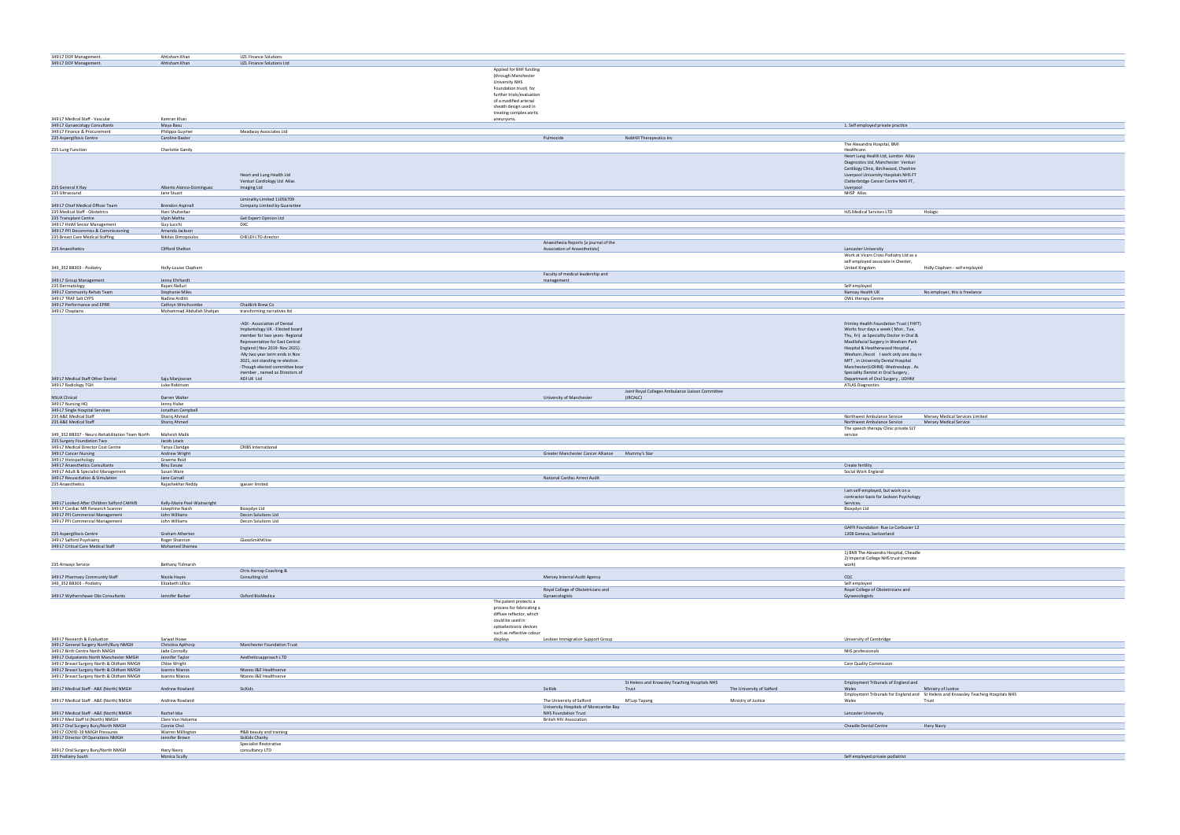| | | | | | | | | |
|---|---|---|---|---|---|---|---|---|
| 349 L7 DOF Management. | Ahtisham Khan | UZL Finance Solutions | | | | | | |
| 349 L7 DOF Management. | Ahtisham Khan | UZL Finance Solutions Ltd | | | | | | |
| 349 L7 Medical Staff - Vascular | Kamran Khan | | Applied for BHF funding (through Manchester University NHS Foundation trust) for further trials/evaluation of a modified arterial sheath design used in treating complex aortic aneurysms. | | | | | |
| 349 L7 Gynaecology Consultants | Maya Basu | | | | | | 1. Self employed private practice | |
| 349 L7 Finance & Procurement | Philippa Guymer | Meadway Associates Ltd | | | | | | |
| 235 Aspergillosis Centre | Caroline Baxter | | | Pulmocide | NobHill Therapeutics Inc | | | |
| 235 Lung Function | Charlotte Gandy | | | | | | The Alexandra Hospital, BMI Healthcare. | |
| 235 General X Ray | Alberto Alonso-Dominguez | Heart and Lung Health Ltd Venturi Cardiology Ltd Atlas Imaging Ltd | | | | | Heart Lung Health Ltd, London Atlas Diagnostics Ltd, Manchester Venturi Cardilogy Clinic, Birchwood, Cheshire Liverpool University Hospitals NHS FT Clatterbridge Cancer Centre NHS FT, Liverpool | |
| 235 Ultrasound | Jane Stuart | | | | | | NHSP Atlas | |
| 349 L7 Chief Medical Officer Team | Brendon Aspinall | Liminality Limited 11056709 Company Limited by Guarantee | | | | | | |
| 235 Medical Staff - Obstetrics | Hani Shuheibar | | | | | | HJS Medical Services LTD | Hologic |
| 235 Transplant Centre | Vipin Mehta | Get Expert Opinion Ltd | | | | | | |
| 349 L7 HmM Senior Management | Guy Lucchi | DXC | | | | | | |
| 349 L7 PFI Decommiss & Commissioning | Amanda Jackson | | | | | | | |
| 235 Breast Care Medical Staffing | Nikitas Dimopoulos | CHELDI LTD director | | | | | | |
| 235 Anaesthetics | Clifford Shelton | | | Anaesthesia Reports (a journal of the Association of Anaesthetists) | | | Lancaster University | |
| 349_352 BB303 - Podiatry | Holly-Louise Clapham | | | | | | Work at Vicars Cross Podiatry Ltd as a self employed associate in Chester, United Kingdom | Holly Clapham - self-employed |
| 349 L7 Group Management | Jenny Ehrhardt | | | Faculty of medical leadership and management | | | | |
| 235 Dermatology | Rajani Nalluri | | | | | | Self employed | |
| 349 L7 Community Rehab Team | Stephanie Miles | | | | | | Ramsay Health UK | No employer, this is freelance |
| 349 L7 TRAF Salt CYPS | Nadine Arditti | | | | | | OWL therapy Centre | |
| 349 L7 Performance and EPRR | Cathryn Winchcombe | Chadkirk Brew Co | | | | | | |
| 349 L7 Chaplains | Mohammad Abdullah Shahjan | transforming narratives ltd | | | | | | |
| 349 L7 Medical Staff Other Dental | Saju Manjooran | -ADI - Association of Dental Implantology UK - Elected board member for two years- Regional Representative for East Central England ( Nov 2019- Nov 2021) . -My two year term ends in Nov 2021, not standing re-election . -Though elected committee boar member , named as Directors of ADI UK Ltd | | | | | Frimley Health Foundation Trust ( FHFT) Works four days a week ( Mon , Tue, Thu, Fri) as Speciality Doctor in Oral & Maxillofacial Surgery in Wexham Park Hospital & Heatherwood Hospital , Wexham /Ascot I work only one day in MFT , in University Dental Hospital Manchester(UDHM) -Wednesdays . As Speciality Dentist in Oral Surgery , Department of Oral Surgery , UDHM | |
| 349 L7 Radiology TGH | Luke Robinson | | | | | | ATLAS Diagnostics | |
| NSUA Clinical | Darren Walter | | | University of Manchester | Joint Royal Colleges Ambulance Liaison Committee (JRCALC) | | | |
| 349 L7 Nursing HQ | Jenny Halse | | | | | | | |
| 349 L7 Single Hospital Services | Jonathan Campbell | | | | | | | |
| 235 A&E Medical Staff | Shariq Ahmed | | | | | | Northwest Ambulance Service | Mersey Medical Services Limited |
| 235 A&E Medical Staff | Shariq Ahmed | | | | | | Northwest Ambulance Service | Mersey Medical Service |
| 349_352 BB337 - Neuro Rehabilitation Team North | Mahvish Malik | | | | | | The speech therapy Clinic private SLT service | |
| 235 Surgery Foundation Two | Jacob Lewis | | | | | | | |
| 349 L7 Medical Director Cost Centre | Tanya Claridge | CRIBS International | | | | | | |
| 349 L7 Cancer Nursing | Andrew Wright | | | Greater Manchester Cancer Alliance | Mummy's Star | | | |
| 349 L7 Histopathology | Graeme Reid | | | | | | | |
| 349 L7 Anaesthetics Consultants | Binu Easaw | | | | | | Create fertility | |
| 349 L7 Adult & Specialist Management | Susan Ware | | | | | | Social Work England | |
| 349 L7 Resuscitation & Simulation | Jane Carnall | | | National Cardiac Arrest Audit | | | | |
| 235 Anaesthetics | Rajashekhar Reddy | igasser limited | | | | | | |
| 349 L7 Looked After Children Salford CAHMS | Kelly-Marie Peel-Wainwright | | | | | | I am self-employed, but work on a contractor basis for Jackson Psychology Services. | |
| 349 L7 Cardiac MR Research Scanner | Josephine Naish | Bioxydyn Ltd | | | | | Bioxydyn Ltd | |
| 349 L7 PFI Commercial Management | John Williams | Decon Solutions Ltd | | | | | | |
| 349 L7 PFI Commercial Management | John Williams | Decon Solutions Ltd | | | | | | |
| 235 Aspergillosis Centre | Graham Atherton | | | | | | GAFFI Foundation Rue Le Corbusier 12 1208 Geneva, Switzerland | |
| 349 L7 Salford Psychiatry | Roger Shannon | GlaxoSmithKline | | | | | | |
| 349 L7 Critical Care Medical Staff | Mohamed Shamea | | | | | | | |
| 235 Airways Service | Bethany Tidmarsh | | | | | | 1) BMI The Alexandra Hospital, Cheadle 2) Imperial College NHS trust (remote work) | |
| 349 L7 Pharmacy Community Staff | Nicola Hayes | Chris Harrop Coaching & Consulting Ltd | | Mersey Internal Audit Agency | | | CQC | |
| 349_352 BB303 - Podiatry | Elizabeth Lillico | | | | | | Self employed | |
| 349 L7 Wythenshawe Obs Consultants | Jennifer Barber | Oxford BioMedica | | Royal College of Obstetricians and Gynaecologists | | | Royal College of Obstetricians and Gynaecologists | |
| 349 L7 Research & Evaluation | Sarwat Howe | | The patent protects a process for fabricating a diffuse reflector, which could be used in optoelectronic devices such as reflective colour displays | Lesbian Immigration Support Group | | | University of Cambridge | |
| 349 L7 General Surgery North/Bury NMGH | Christina Apthorp | Manchester Foundation Trust | | | | | | |
| 349 L7 Birth Centre North NMGH | Jade Connolly | | | | | | NHS professionals | |
| 349 L7 Outpatients North Manchester NMGH | Jennifer Taylor | Aestheticsapproach LTD | | | | | | |
| 349 L7 Breast Surgery North & Oldham NMGH | Chloe Wright | | | | | | Care Quality Commission | |
| 349 L7 Breast Surgery North & Oldham NMGH | Ioannis Ntanos | Ntanos I&E Healthserve | | | | | | |
| 349 L7 Breast Surgery North & Oldham NMGH | Ioannis Ntanos | Ntanos I&E Healthserve | | | | | | |
| 349 L7 Medical Staff - A&E (North) NMGH | Andrew Rowland | SicKids | | SicKids | St Helens and Knowsley Teaching Hospitals NHS Trust | The University of Salford | Employment Tribunals of England and Wales | Ministry of Justice |
| 349 L7 Medical Staff - A&E (North) NMGH | Andrew Rowland | | | The University of Salford | M'Lop Tapang | Ministry of Justice | Employment Tribunals of England and Wales | St Helens and Knowsley Teaching Hospitals NHS Trust |
| 349 L7 Medical Staff - A&E (North) NMGH | Rachel Isba | | | University Hospitals of Morecambe Bay NHS Foundation Trust | | | Lancaster University | |
| 349 L7 Med Staff Id (North) NMGH | Clare Van Halsema | | | British HIV Association | | | | |
| 349 L7 Oral Surgery Bury/North NMGH | Connie Choi | | | | | | Cheadle Dental Centre | Hany Nasry |
| 349 L7 COVID-19 NMGH Pressures | Warren Millington | ff&B beauty and training | | | | | | |
| 349 L7 Director Of Operations NMGH | Jennifer Brown | SicKids Charity | | | | | | |
| 349 L7 Oral Surgery Bury/North NMGH | Hany Nasry | Specialist Restorative consultancy LTD | | | | | | |
| 235 Podiatry South | Monica Scully | | | | | | Self employed private podiatrist | |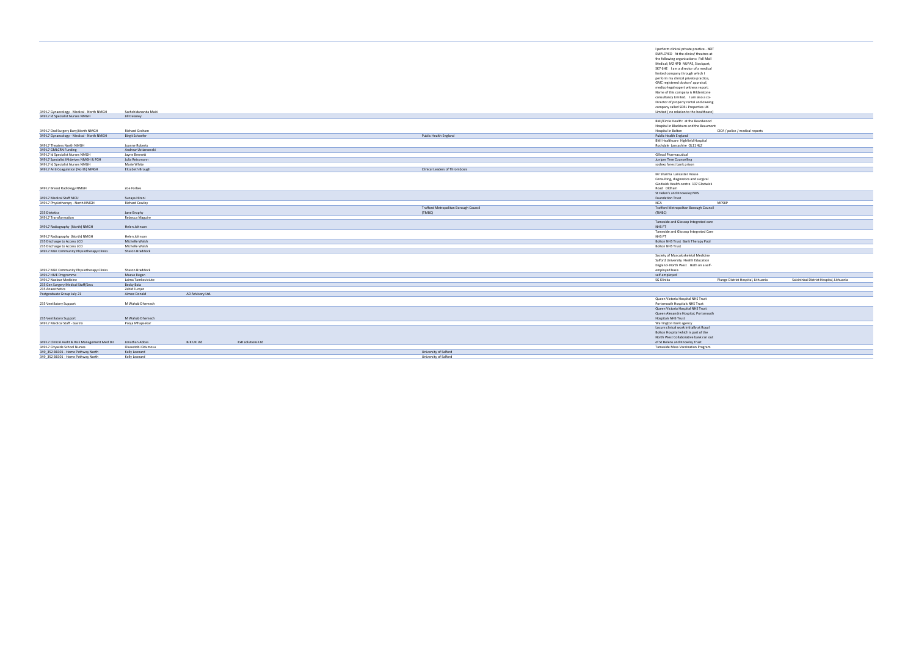| | | | | | | | |
|---|---|---|---|---|---|---|---|
| 349 L7 Gynaecology - Medical - North NMGH | Sachchidananda Maiti | | | | I perform clinical private practice - NOT EMPLOYED At the clinics/ theatres at the following organisations: Pall Mall Medical; M2 4PD NUPAS, Stockport, SK7 6HE I am a director of a medical limited company through which I perform my clinical private practice, GMC registered doctors' appraisal, medico-legal expert witness report; Name of this company is Hilderstone consultancy Limited. I am also a co-Director of property rental and owning company called SDRL Properties UK Limited ( no relation to the healthcare) | | |
| 349 L7 Id Specialist Nurses NMGH | Jill Delaney | | | | | | |
| 349 L7 Oral Surgery Bury/North NMGH | Richard Graham | | | | BMI/Circle Health: at the Beardwood Hospital in Blackburn and the Beaumont Hospital in Bolton | CICA / police / medical reports | |
| 349 L7 Gynaecology - Medical - North NMGH | Birgit Schaefer | | | Public Health England | Public Health England | | |
| 349 L7 Theatres North NMGH | Joanne Roberts | | | | BMI Healthcare Highfield Hospital Rochdale Lancashire OL11 4LZ | | |
| 349 L7 GMLCRN Funding | Andrew Ustianowski | | | | | | |
| 349 L7 Id Specialist Nurses NMGH | Jayne Bennett | | | | Gillead Pharmaceutical | | |
| 349 L7 Specialist Midwives NMGH & FGH | Julia Reissmann | | | | Juniper Tree Counselling | | |
| 349 L7 Id Specialist Nurses NMGH | Marie White | | | | sodexo forest bank prison | | |
| 349 L7 Anti Coagulation (North) NMGH | Elizabeth Brough | | | Clinical Leaders of Thrombosis | | | |
| 349 L7 Breast Radiology NMGH | Zoe Forbes | | | | Mr Sharma Lancaster House Consulting, diagnostics and surgical Glodwick Health centre 137 Glodwick Road Oldham | | |
| 349 L7 Medical Staff NICU | Sunaya Hirani | | | | St Helen's and Knowsley NHS Foundation Trust | | |
| 349 L7 Physiotherapy - North NMGH | Richard Cowley | | | | NCA | MPSKP | |
| 235 Dietetics | Jane Brophy | | | Trafford Metropolitan Borough Council (TMBC) | Trafford Metropolitan Borough Council (TMBC) | | |
| 349 L7 Transformation | Rebecca Maguire | | | | | | |
| 349 L7 Radiography (North) NMGH | Helen Johnson | | | | Tameside and Glossop Integrated care NHS FT | | |
| 349 L7 Radiography (North) NMGH | Helen Johnson | | | | Tameside and Glossop Integrated Care NHS FT | | |
| 235 Discharge to Access LCO | Michelle Walsh | | | | Bolton NHS Trust Bank Therapy Pool | | |
| 235 Discharge to Access LCO | Michelle Walsh | | | | Bolton NHS Trust | | |
| 349 L7 MSK Community Physiotherapy Clinics | Sharon Braddock | | | | | | |
| 349 L7 MSK Community Physiotherapy Clinics | Sharon Braddock | | | | Society of Musculoskeletal Medicine Salford University Health Education England- North West Both on a self-employed basis | | |
| 349 L7 HIVE Programme | Maeve Regan | | | | self-employed | | |
| 349 L7 Nuclear Medicine | Laima Tamkeviciute | | | | SG Klinika | Plunge District Hospital, Lithuania | Salcininkai District Hospital, Lithuania |
| 235 Gen Surgery Medical Staff/Secs | Becky Bola | | | | | | |
| 235 Anaesthetics | Zahid Furqan | | | | | | |
| Postgraduate Group July 21 | Aimee Donald | AD Advisory Ltd. | | | | | |
| 235 Ventilatory Support | M Wahab Dhemech | | | | Queen Victoria Hospital NHS Trust Portsmouth Hospitals NHS Trust | | |
| 235 Ventilatory Support | M Wahab Dhemech | | | | Queen Victoria Hospital NHS Trust Queen Alexandra Hospital, Portsmouth Hospitals NHS Trust | | |
| 349 L7 Medical Staff - Gastro | Pooja Mhapsekar | | | | Warrington Bank agency | | |
| 349 L7 Clinical Audit & Risk Management Med Dir | Jonathan Abbas | BJK UK Ltd | ExR solutions Ltd | | Locum clinical work initially at Royal Bolton Hospital which is part of the North West Collaborative bank ran out of St Helens and Knowsly Trust | | |
| 349 L7 Citywide School Nurses | Oluwatobi Odumosu | | | | Tameside Mass Vaccination Program | | |
| 349_352 BB301 - Home Pathway North | Kelly Leonard | | | University of Salford | | | |
| 349_352 BB301 - Home Pathway North | Kelly Leonard | | | University of Salford | | | |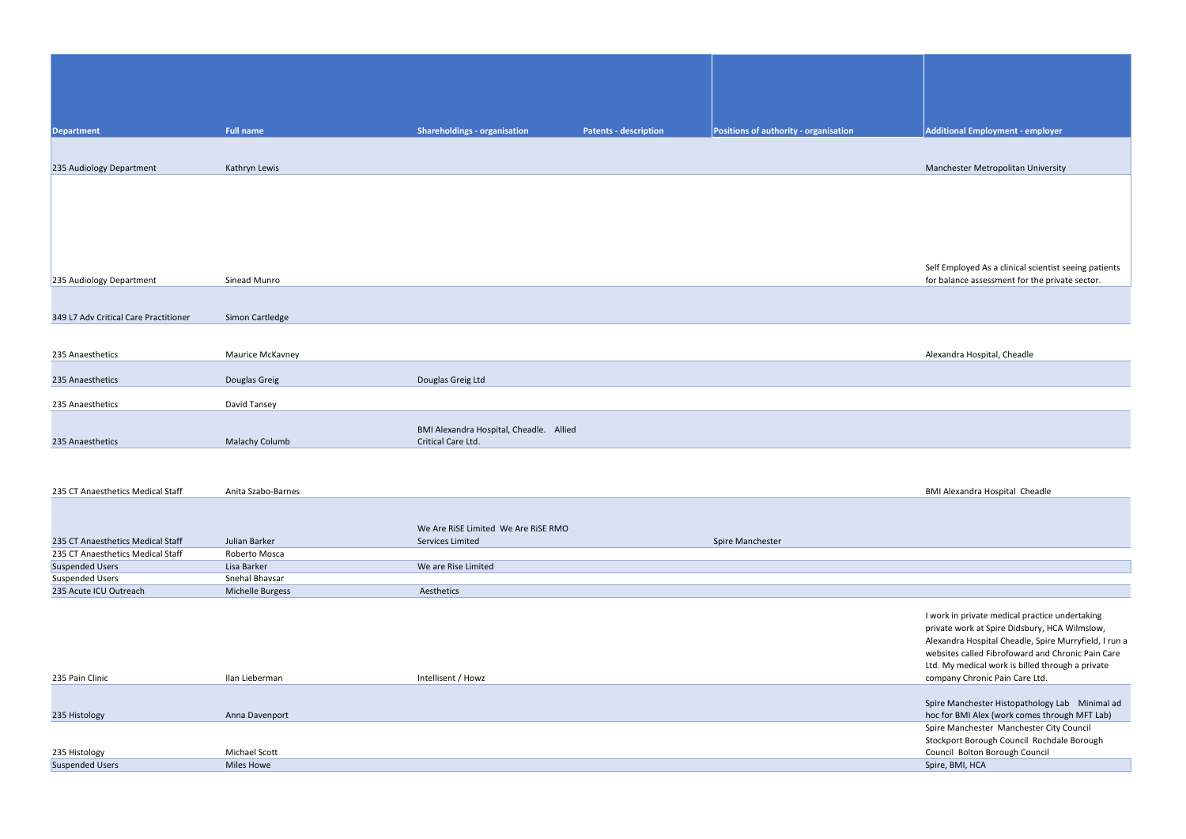| Department | Full name | Shareholdings - organisation | Patents - description | Positions of authority - organisation | Additional Employment - employer |
|---|---|---|---|---|---|
| 235 Audiology Department | Kathryn Lewis | | | | Manchester Metropolitan University |
| 235 Audiology Department | Sinead Munro | | | | Self Employed As a clinical scientist seeing patients for balance assessment for the private sector. |
| 349 L7 Adv Critical Care Practitioner | Simon Cartledge | | | | |
| 235 Anaesthetics | Maurice McKavney | | | | Alexandra Hospital, Cheadle |
| 235 Anaesthetics | Douglas Greig | Douglas Greig Ltd | | | |
| 235 Anaesthetics | David Tansey | | | | |
| 235 Anaesthetics | Malachy Columb | BMI Alexandra Hospital, Cheadle. Allied Critical Care Ltd. | | | |
| 235 CT Anaesthetics Medical Staff | Anita Szabo-Barnes | | | | BMI Alexandra Hospital Cheadle |
| 235 CT Anaesthetics Medical Staff | Julian Barker | We Are RiSE Limited We Are RiSE RMO Services Limited | | Spire Manchester | |
| 235 CT Anaesthetics Medical Staff | Roberto Mosca | | | | |
| Suspended Users | Lisa Barker | We are Rise Limited | | | |
| Suspended Users | Snehal Bhavsar | | | | |
| 235 Acute ICU Outreach | Michelle Burgess | Aesthetics | | | |
| 235 Pain Clinic | Ilan Lieberman | Intellisent / Howz | | | I work in private medical practice undertaking private work at Spire Didsbury, HCA Wilmslow, Alexandra Hospital Cheadle, Spire Murryfield, I run a websites called Fibrofoward and Chronic Pain Care Ltd. My medical work is billed through a private company Chronic Pain Care Ltd. |
| 235 Histology | Anna Davenport | | | | Spire Manchester Histopathology Lab Minimal ad hoc for BMI Alex (work comes through MFT Lab) |
| 235 Histology | Michael Scott | | | | Spire Manchester Manchester City Council Stockport Borough Council Rochdale Borough Council Bolton Borough Council |
| Suspended Users | Miles Howe | | | | Spire, BMI, HCA |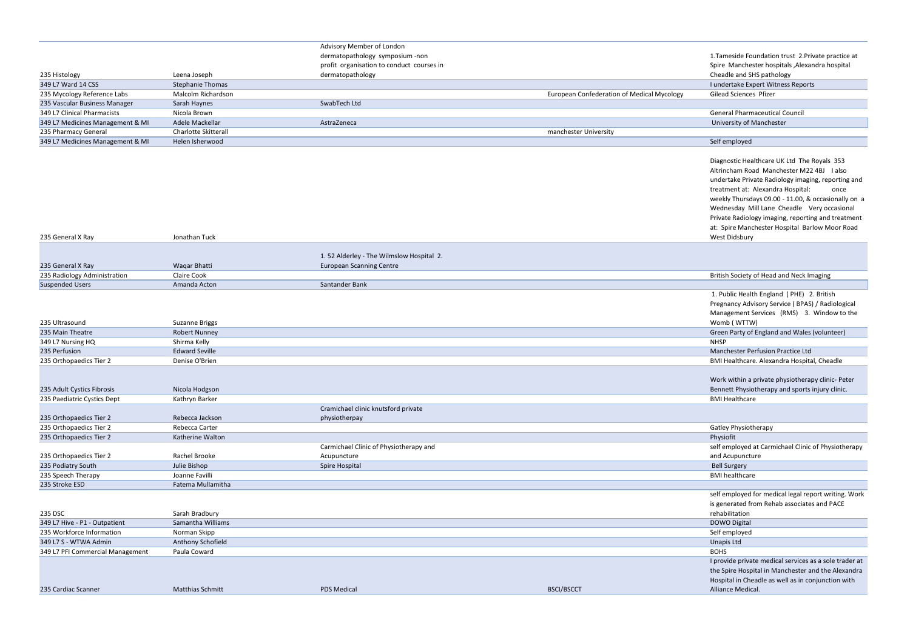| | | | | |
|---|---|---|---|---|
| 235 Histology | Leena Joseph | Advisory Member of London dermatopathology symposium -non profit organisation to conduct courses in dermatopathology | | 1.Tameside Foundation trust 2.Private practice at Spire Manchester hospitals ,Alexandra hospital Cheadle and SHS pathology |
| 349 L7 Ward 14 CSS | Stephanie Thomas | | | I undertake Expert Witness Reports |
| 235 Mycology Reference Labs | Malcolm Richardson | | European Confederation of Medical Mycology | Gilead Sciences Pfizer |
| 235 Vascular Business Manager | Sarah Haynes | SwabTech Ltd | | |
| 349 L7 Clinical Pharmacists | Nicola Brown | | | General Pharmaceutical Council |
| 349 L7 Medicines Management & MI | Adele Mackellar | AstraZeneca | | University of Manchester |
| 235 Pharmacy General | Charlotte Skitterall | | manchester University | |
| 349 L7 Medicines Management & MI | Helen Isherwood | | | Self employed |
| 235 General X Ray | Jonathan Tuck | | | Diagnostic Healthcare UK Ltd The Royals 353 Altrincham Road Manchester M22 4BJ I also undertake Private Radiology imaging, reporting and treatment at: Alexandra Hospital: once weekly Thursdays 09.00 - 11.00, & occasionally on a Wednesday Mill Lane Cheadle Very occasional Private Radiology imaging, reporting and treatment at: Spire Manchester Hospital Barlow Moor Road West Didsbury |
| 235 General X Ray | Waqar Bhatti | 1. 52 Alderley - The Wilmslow Hospital 2. European Scanning Centre | | |
| 235 Radiology Administration | Claire Cook | | | British Society of Head and Neck Imaging |
| Suspended Users | Amanda Acton | Santander Bank | | |
| 235 Ultrasound | Suzanne Briggs | | | 1. Public Health England ( PHE) 2. British Pregnancy Advisory Service ( BPAS) / Radiological Management Services (RMS) 3. Window to the Womb ( WTTW) |
| 235 Main Theatre | Robert Nunney | | | Green Party of England and Wales (volunteer) |
| 349 L7 Nursing HQ | Shirma Kelly | | | NHSP |
| 235 Perfusion | Edward Seville | | | Manchester Perfusion Practice Ltd |
| 235 Orthopaedics Tier 2 | Denise O'Brien | | | BMI Healthcare. Alexandra Hospital, Cheadle |
| 235 Adult Cystics Fibrosis | Nicola Hodgson | | | Work within a private physiotherapy clinic- Peter Bennett Physiotherapy and sports injury clinic. |
| 235 Paediatric Cystics Dept | Kathryn Barker | | | BMI Healthcare |
| 235 Orthopaedics Tier 2 | Rebecca Jackson | Cramichael clinic knutsford private physiotherpay | | |
| 235 Orthopaedics Tier 2 | Rebecca Carter | | | Gatley Physiotherapy |
| 235 Orthopaedics Tier 2 | Katherine Walton | | | Physiofit |
| 235 Orthopaedics Tier 2 | Rachel Brooke | Carmichael Clinic of Physiotherapy and Acupuncture | | self employed at Carmichael Clinic of Physiotherapy and Acupuncture |
| 235 Podiatry South | Julie Bishop | Spire Hospital | | Bell Surgery |
| 235 Speech Therapy | Joanne Favilli | | | BMI healthcare |
| 235 Stroke ESD | Fatema Mullamitha | | | |
| 235 DSC | Sarah Bradbury | | | self employed for medical legal report writing. Work is generated from Rehab associates and PACE rehabilitation |
| 349 L7 Hive - P1 - Outpatient | Samantha Williams | | | DOWO Digital |
| 235 Workforce Information | Norman Skipp | | | Self employed |
| 349 L7 S - WTWA Admin | Anthony Schofield | | | Unapis Ltd |
| 349 L7 PFI Commercial Management | Paula Coward | | | BOHS |
| 235 Cardiac Scanner | Matthias Schmitt | PDS Medical | BSCI/BSCCT | I provide private medical services as a sole trader at the Spire Hospital in Manchester and the Alexandra Hospital in Cheadle as well as in conjunction with Alliance Medical. |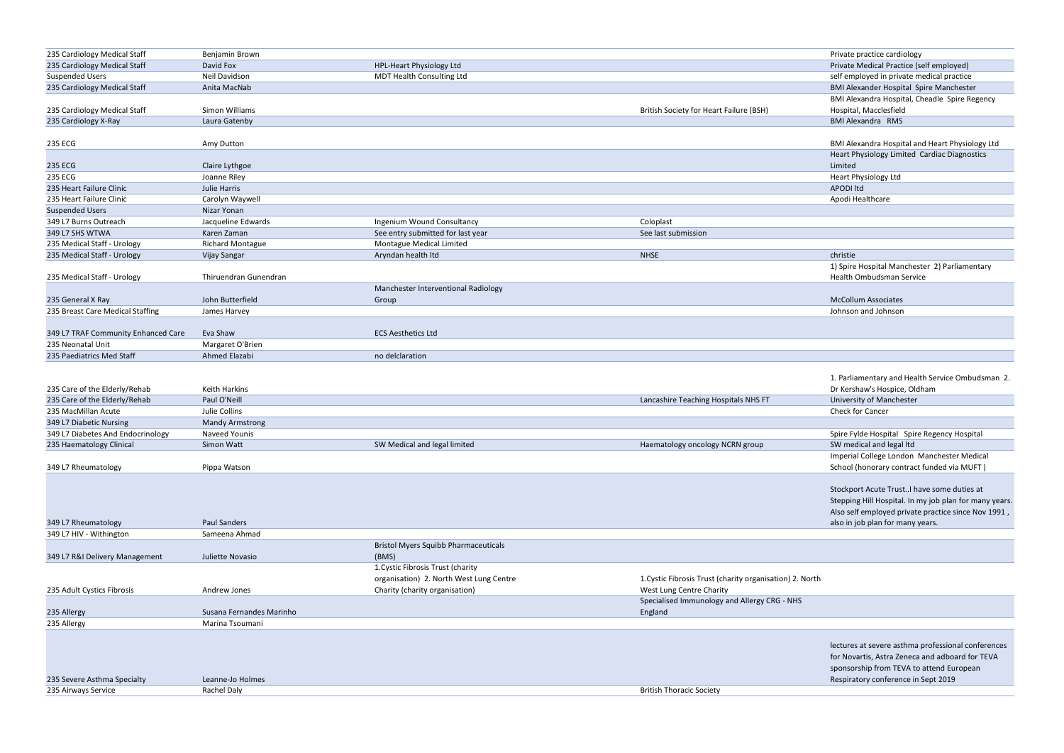| | | | | |
|---|---|---|---|---|
| 235 Cardiology Medical Staff | Benjamin Brown | | | Private practice cardiology |
| 235 Cardiology Medical Staff | David Fox | HPL-Heart Physiology Ltd | | Private Medical Practice (self employed) |
| Suspended Users | Neil Davidson | MDT Health Consulting Ltd | | self employed in private medical practice |
| 235 Cardiology Medical Staff | Anita MacNab | | | BMI Alexander Hospital Spire Manchester |
| 235 Cardiology Medical Staff | Simon Williams | | British Society for Heart Failure (BSH) | BMI Alexandra Hospital, Cheadle Spire Regency Hospital, Macclesfield |
| 235 Cardiology X-Ray | Laura Gatenby | | | BMI Alexandra RMS |
| 235 ECG | Amy Dutton | | | BMI Alexandra Hospital and Heart Physiology Ltd |
| 235 ECG | Claire Lythgoe | | | Heart Physiology Limited Cardiac Diagnostics Limited |
| 235 ECG | Joanne Riley | | | Heart Physiology Ltd |
| 235 Heart Failure Clinic | Julie Harris | | | APODI ltd |
| 235 Heart Failure Clinic | Carolyn Waywell | | | Apodi Healthcare |
| Suspended Users | Nizar Yonan | | | |
| 349 L7 Burns Outreach | Jacqueline Edwards | Ingenium Wound Consultancy | Coloplast | |
| 349 L7 SHS WTWA | Karen Zaman | See entry submitted for last year | See last submission | |
| 235 Medical Staff - Urology | Richard Montague | Montague Medical Limited | | |
| 235 Medical Staff - Urology | Vijay Sangar | Aryndan health ltd | NHSE | christie |
| 235 Medical Staff - Urology | Thiruendran Gunendran | | | 1) Spire Hospital Manchester 2) Parliamentary Health Ombudsman Service |
| 235 General X Ray | John Butterfield | Manchester Interventional Radiology Group | | McCollum Associates |
| 235 Breast Care Medical Staffing | James Harvey | | | Johnson and Johnson |
| 349 L7 TRAF Community Enhanced Care | Eva Shaw | ECS Aesthetics Ltd | | |
| 235 Neonatal Unit | Margaret O'Brien | | | |
| 235 Paediatrics Med Staff | Ahmed Elazabi | no delclaration | | |
| 235 Care of the Elderly/Rehab | Keith Harkins | | | 1. Parliamentary and Health Service Ombudsman 2. Dr Kershaw's Hospice, Oldham |
| 235 Care of the Elderly/Rehab | Paul O'Neill | | Lancashire Teaching Hospitals NHS FT | University of Manchester |
| 235 MacMillan Acute | Julie Collins | | | Check for Cancer |
| 349 L7 Diabetic Nursing | Mandy Armstrong | | | |
| 349 L7 Diabetes And Endocrinology | Naveed Younis | | | Spire Fylde Hospital Spire Regency Hospital |
| 235 Haematology Clinical | Simon Watt | SW Medical and legal limited | Haematology oncology NCRN group | SW medical and legal ltd |
| 349 L7 Rheumatology | Pippa Watson | | | Imperial College London Manchester Medical School (honorary contract funded via MUFT ) |
| 349 L7 Rheumatology | Paul Sanders | | | Stockport Acute Trust..I have some duties at Stepping Hill Hospital. In my job plan for many years. Also self employed private practice since Nov 1991 , also in job plan for many years. |
| 349 L7 HIV - Withington | Sameena Ahmad | | | |
| 349 L7 R&I Delivery Management | Juliette Novasio | Bristol Myers Squibb Pharmaceuticals (BMS) | | |
| 235 Adult Cystics Fibrosis | Andrew Jones | 1.Cystic Fibrosis Trust (charity organisation) 2. North West Lung Centre Charity (charity organisation) | 1.Cystic Fibrosis Trust (charity organisation) 2. North West Lung Centre Charity | |
| 235 Allergy | Susana Fernandes Marinho | | Specialised Immunology and Allergy CRG - NHS England | |
| 235 Allergy | Marina Tsoumani | | | |
| 235 Severe Asthma Specialty | Leanne-Jo Holmes | | | lectures at severe asthma professional conferences for Novartis, Astra Zeneca and adboard for TEVA sponsorship from TEVA to attend European Respiratory conference in Sept 2019 |
| 235 Airways Service | Rachel Daly | | British Thoracic Society | |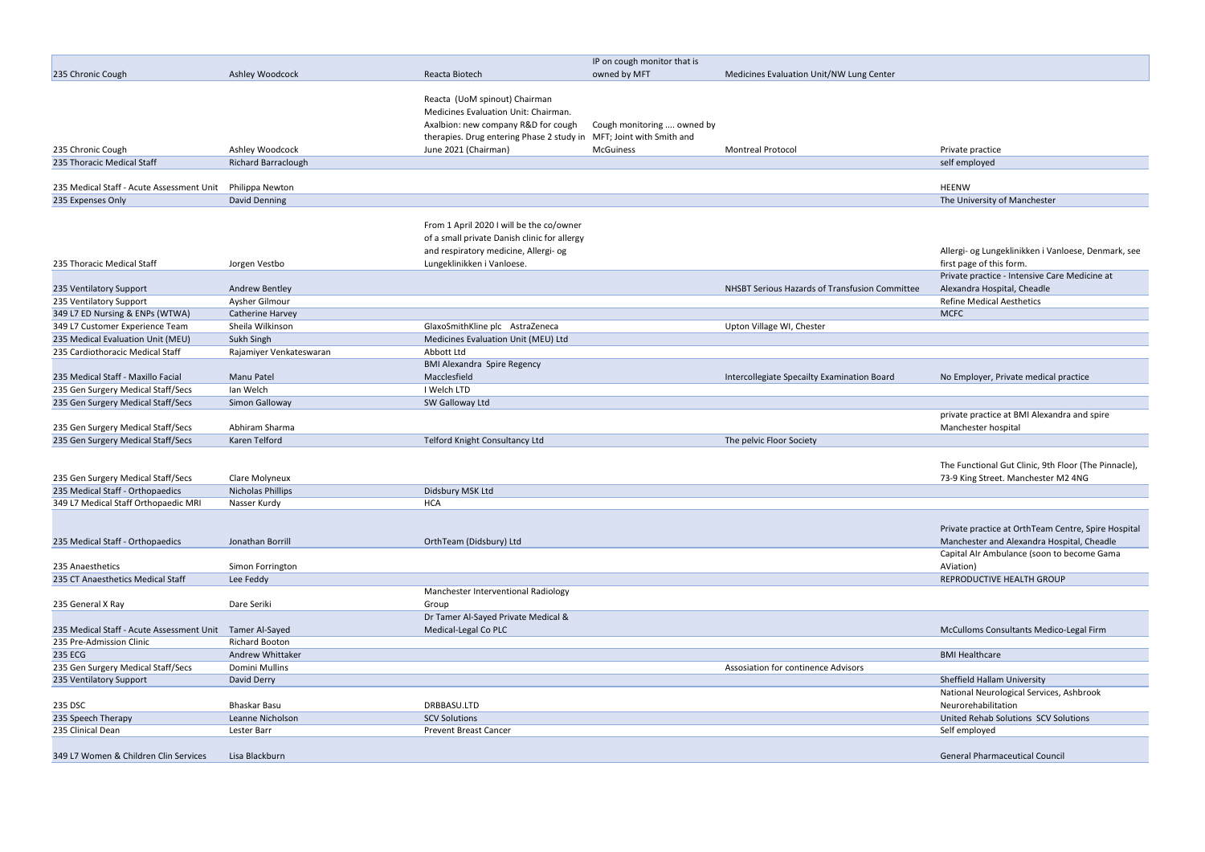| | | | | | |
|---|---|---|---|---|---|
| 235 Chronic Cough | Ashley Woodcock | Reacta Biotech | IP on cough monitor that is owned by MFT | Medicines Evaluation Unit/NW Lung Center | |
| 235 Chronic Cough | Ashley Woodcock | Reacta (UoM spinout) Chairman Medicines Evaluation Unit: Chairman. Axalbion: new company R&D for cough therapies. Drug entering Phase 2 study in June 2021 (Chairman) | Cough monitoring .... owned by MFT; Joint with Smith and McGuiness | Montreal Protocol | Private practice |
| 235 Thoracic Medical Staff | Richard Barraclough | | | | self employed |
| 235 Medical Staff - Acute Assessment Unit | Philippa Newton | | | | HEENW |
| 235 Expenses Only | David Denning | | | | The University of Manchester |
| 235 Thoracic Medical Staff | Jorgen Vestbo | From 1 April 2020 I will be the co/owner of a small private Danish clinic for allergy and respiratory medicine, Allergi- og Lungeklinikken i Vanloese. | | | Allergi- og Lungeklinikken i Vanloese, Denmark, see first page of this form. |
| 235 Ventilatory Support | Andrew Bentley | | | NHSBT Serious Hazards of Transfusion Committee | Private practice - Intensive Care Medicine at Alexandra Hospital, Cheadle |
| 235 Ventilatory Support | Aysher Gilmour | | | | Refine Medical Aesthetics |
| 349 L7 ED Nursing & ENPs (WTWA) | Catherine Harvey | | | | MCFC |
| 349 L7 Customer Experience Team | Sheila Wilkinson | GlaxoSmithKline plc AstraZeneca | | Upton Village WI, Chester | |
| 235 Medical Evaluation Unit (MEU) | Sukh Singh | Medicines Evaluation Unit (MEU) Ltd | | | |
| 235 Cardiothoracic Medical Staff | Rajamiyer Venkateswaran | Abbott Ltd | | | |
| 235 Medical Staff - Maxillo Facial | Manu Patel | BMI Alexandra Spire Regency Macclesfield | | Intercollegiate Specailty Examination Board | No Employer, Private medical practice |
| 235 Gen Surgery Medical Staff/Secs | Ian Welch | I Welch LTD | | | |
| 235 Gen Surgery Medical Staff/Secs | Simon Galloway | SW Galloway Ltd | | | |
| 235 Gen Surgery Medical Staff/Secs | Abhiram Sharma | | | | private practice at BMI Alexandra and spire Manchester hospital |
| 235 Gen Surgery Medical Staff/Secs | Karen Telford | Telford Knight Consultancy Ltd | | The pelvic Floor Society | |
| 235 Gen Surgery Medical Staff/Secs | Clare Molyneux | | | | The Functional Gut Clinic, 9th Floor (The Pinnacle), 73-9 King Street. Manchester M2 4NG |
| 235 Medical Staff - Orthopaedics | Nicholas Phillips | Didsbury MSK Ltd | | | |
| 349 L7 Medical Staff Orthopaedic MRI | Nasser Kurdy | HCA | | | |
| 235 Medical Staff - Orthopaedics | Jonathan Borrill | OrthTeam (Didsbury) Ltd | | | Private practice at OrthTeam Centre, Spire Hospital Manchester and Alexandra Hospital, Cheadle |
| 235 Anaesthetics | Simon Forrington | | | | Capital AIr Ambulance (soon to become Gama AViation) |
| 235 CT Anaesthetics Medical Staff | Lee Feddy | | | | REPRODUCTIVE HEALTH GROUP |
| 235 General X Ray | Dare Seriki | Manchester Interventional Radiology Group | | | |
| 235 Medical Staff - Acute Assessment Unit | Tamer Al-Sayed | Dr Tamer Al-Sayed Private Medical & Medical-Legal Co PLC | | | McCulloms Consultants Medico-Legal Firm |
| 235 Pre-Admission Clinic | Richard Booton | | | | |
| 235 ECG | Andrew Whittaker | | | | BMI Healthcare |
| 235 Gen Surgery Medical Staff/Secs | Domini Mullins | | | Assosiation for continence Advisors | |
| 235 Ventilatory Support | David Derry | | | | Sheffield Hallam University |
| 235 DSC | Bhaskar Basu | DRBBASU.LTD | | | National Neurological Services, Ashbrook Neurorehabilitation |
| 235 Speech Therapy | Leanne Nicholson | SCV Solutions | | | United Rehab Solutions SCV Solutions |
| 235 Clinical Dean | Lester Barr | Prevent Breast Cancer | | | Self employed |
| 349 L7 Women & Children Clin Services | Lisa Blackburn | | | | General Pharmaceutical Council |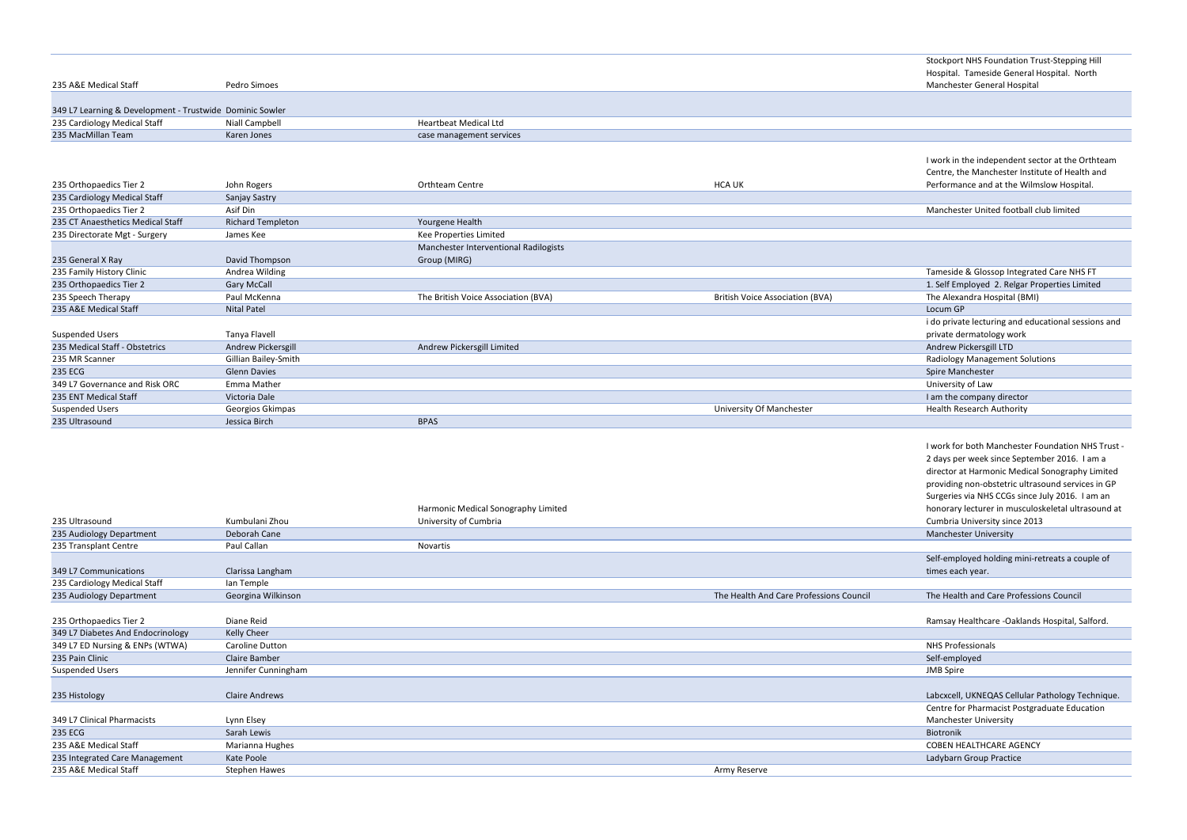| | | | | |
|---|---|---|---|---|
| 235 A&E Medical Staff | Pedro Simoes | | | Stockport NHS Foundation Trust-Stepping Hill Hospital. Tameside General Hospital. North Manchester General Hospital |
| 349 L7 Learning & Development - Trustwide | Dominic Sowler | | | |
| 235 Cardiology Medical Staff | Niall Campbell | Heartbeat Medical Ltd | | |
| 235 MacMillan Team | Karen Jones | case management services | | |
| 235 Orthopaedics Tier 2 | John Rogers | Orthteam Centre | HCA UK | I work in the independent sector at the Orthteam Centre, the Manchester Institute of Health and Performance and at the Wilmslow Hospital. |
| 235 Cardiology Medical Staff | Sanjay Sastry | | | |
| 235 Orthopaedics Tier 2 | Asif Din | | | Manchester United football club limited |
| 235 CT Anaesthetics Medical Staff | Richard Templeton | Yourgene Health | | |
| 235 Directorate Mgt - Surgery | James Kee | Kee Properties Limited | | |
| 235 General X Ray | David Thompson | Manchester Interventional Radilogists Group (MIRG) | | |
| 235 Family History Clinic | Andrea Wilding | | | Tameside & Glossop Integrated Care NHS FT |
| 235 Orthopaedics Tier 2 | Gary McCall | | | 1. Self Employed 2. Relgar Properties Limited |
| 235 Speech Therapy | Paul McKenna | The British Voice Association (BVA) | British Voice Association (BVA) | The Alexandra Hospital (BMI) |
| 235 A&E Medical Staff | Nital Patel | | | Locum GP |
| Suspended Users | Tanya Flavell | | | i do private lecturing and educational sessions and private dermatology work |
| 235 Medical Staff - Obstetrics | Andrew Pickersgill | Andrew Pickersgill Limited | | Andrew Pickersgill LTD |
| 235 MR Scanner | Gillian Bailey-Smith | | | Radiology Management Solutions |
| 235 ECG | Glenn Davies | | | Spire Manchester |
| 349 L7 Governance and Risk ORC | Emma Mather | | | University of Law |
| 235 ENT Medical Staff | Victoria Dale | | | I am the company director |
| Suspended Users | Georgios Gkimpas | | University Of Manchester | Health Research Authority |
| 235 Ultrasound | Jessica Birch | BPAS | | |
| 235 Ultrasound | Kumbulani Zhou | Harmonic Medical Sonography Limited University of Cumbria | | I work for both Manchester Foundation NHS Trust - 2 days per week since September 2016. I am a director at Harmonic Medical Sonography Limited providing non-obstetric ultrasound services in GP Surgeries via NHS CCGs since July 2016. I am an honorary lecturer in musculoskeletal ultrasound at Cumbria University since 2013 |
| 235 Audiology Department | Deborah Cane | | | Manchester University |
| 235 Transplant Centre | Paul Callan | Novartis | | |
| 349 L7 Communications | Clarissa Langham | | | Self-employed holding mini-retreats a couple of times each year. |
| 235 Cardiology Medical Staff | Ian Temple | | | |
| 235 Audiology Department | Georgina Wilkinson | | The Health And Care Professions Council | The Health and Care Professions Council |
| 235 Orthopaedics Tier 2 | Diane Reid | | | Ramsay Healthcare -Oaklands Hospital, Salford. |
| 349 L7 Diabetes And Endocrinology | Kelly Cheer | | | |
| 349 L7 ED Nursing & ENPs (WTWA) | Caroline Dutton | | | NHS Professionals |
| 235 Pain Clinic | Claire Bamber | | | Self-employed |
| Suspended Users | Jennifer Cunningham | | | JMB Spire |
| 235 Histology | Claire Andrews | | | Labcxcell, UKNEQAS Cellular Pathology Technique. |
| 349 L7 Clinical Pharmacists | Lynn Elsey | | | Centre for Pharmacist Postgraduate Education Manchester University |
| 235 ECG | Sarah Lewis | | | Biotronik |
| 235 A&E Medical Staff | Marianna Hughes | | | COBEN HEALTHCARE AGENCY |
| 235 Integrated Care Management | Kate Poole | | | Ladybarn Group Practice |
| 235 A&E Medical Staff | Stephen Hawes | | Army Reserve | |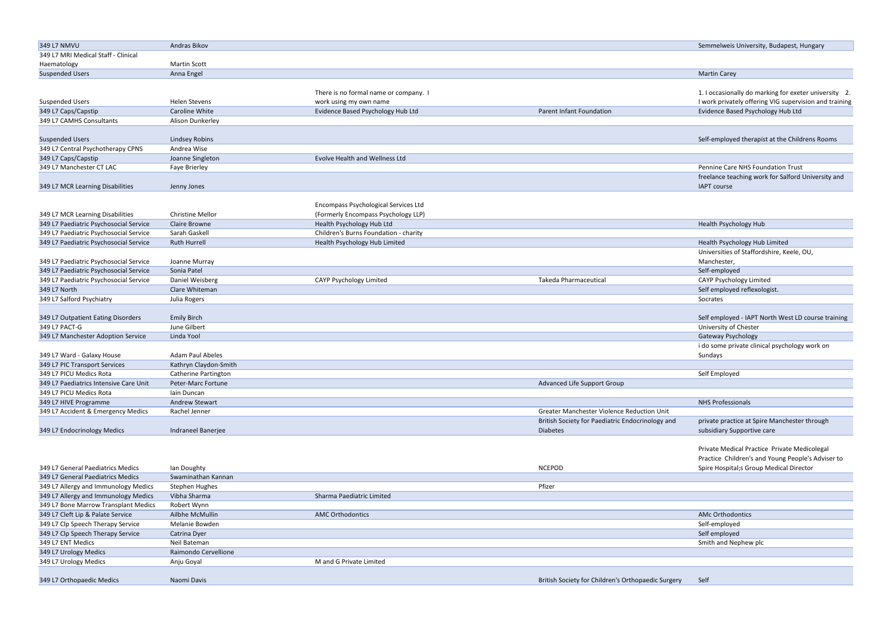| | | | | |
|---|---|---|---|---|
| 349 L7 NMVU | Andras Bikov | | | Semmelweis University, Budapest, Hungary |
| 349 L7 MRI Medical Staff - Clinical Haematology | Martin Scott | | | |
| Suspended Users | Anna Engel | | | Martin Carey |
| Suspended Users | Helen Stevens | There is no formal name or company. I work using my own name | | 1. I occasionally do marking for exeter university 2. I work privately offering VIG supervision and training |
| 349 L7 Caps/Capstip | Caroline White | Evidence Based Psychology Hub Ltd | Parent Infant Foundation | Evidence Based Psychology Hub Ltd |
| 349 L7 CAMHS Consultants | Alison Dunkerley | | | |
| Suspended Users | Lindsey Robins | | | Self-employed therapist at the Childrens Rooms |
| 349 L7 Central Psychotherapy CPNS | Andrea Wise | | | |
| 349 L7 Caps/Capstip | Joanne Singleton | Evolve Health and Wellness Ltd | | |
| 349 L7 Manchester CT LAC | Faye Brierley | | | Pennine Care NHS Foundation Trust |
| 349 L7 MCR Learning Disabilities | Jenny Jones | | | freelance teaching work for Salford University and IAPT course |
| 349 L7 MCR Learning Disabilities | Christine Mellor | Encompass Psychological Services Ltd (Formerly Encompass Psychology LLP) | | |
| 349 L7 Paediatric Psychosocial Service | Claire Browne | Health Psychology Hub Ltd | | Health Psychology Hub |
| 349 L7 Paediatric Psychosocial Service | Sarah Gaskell | Children's Burns Foundation - charity | | |
| 349 L7 Paediatric Psychosocial Service | Ruth Hurrell | Health Psychology Hub Limited | | Health Psychology Hub Limited |
| 349 L7 Paediatric Psychosocial Service | Joanne Murray | | | Universities of Staffordshire, Keele, OU, Manchester, |
| 349 L7 Paediatric Psychosocial Service | Sonia Patel | | | Self-employed |
| 349 L7 Paediatric Psychosocial Service | Daniel Weisberg | CAYP Psychology Limited | Takeda Pharmaceutical | CAYP Psychology Limited |
| 349 L7 North | Clare Whiteman | | | Self employed reflexologist. |
| 349 L7 Salford Psychiatry | Julia Rogers | | | Socrates |
| 349 L7 Outpatient Eating Disorders | Emily Birch | | | Self employed - IAPT North West LD course training |
| 349 L7 PACT-G | June Gilbert | | | University of Chester |
| 349 L7 Manchester Adoption Service | Linda Yool | | | Gateway Psychology |
| 349 L7 Ward - Galaxy House | Adam Paul Abeles | | | i do some private clinical psychology work on Sundays |
| 349 L7 PIC Transport Services | Kathryn Claydon-Smith | | | |
| 349 L7 PICU Medics Rota | Catherine Partington | | | Self Employed |
| 349 L7 Paediatrics Intensive Care Unit | Peter-Marc Fortune | | Advanced Life Support Group | |
| 349 L7 PICU Medics Rota | Iain Duncan | | | |
| 349 L7 HIVE Programme | Andrew Stewart | | | NHS Professionals |
| 349 L7 Accident & Emergency Medics | Rachel Jenner | | Greater Manchester Violence Reduction Unit | |
| 349 L7 Endocrinology Medics | Indraneel Banerjee | | British Society for Paediatric Endocrinology and Diabetes | private practice at Spire Manchester through subsidiary Supportive care |
| 349 L7 General Paediatrics Medics | Ian Doughty | | NCEPOD | Private Medical Practice Private Medicolegal Practice Children's and Young People's Adviser to Spire Hospital;s Group Medical Director |
| 349 L7 General Paediatrics Medics | Swaminathan Kannan | | | |
| 349 L7 Allergy and Immunology Medics | Stephen Hughes | | Pfizer | |
| 349 L7 Allergy and Immunology Medics | Vibha Sharma | Sharma Paediatric Limited | | |
| 349 L7 Bone Marrow Transplant Medics | Robert Wynn | | | |
| 349 L7 Cleft Lip & Palate Service | Ailbhe McMullin | AMC Orthodontics | | AMc Orthodontics |
| 349 L7 Clp Speech Therapy Service | Melanie Bowden | | | Self-employed |
| 349 L7 Clp Speech Therapy Service | Catrina Dyer | | | Self employed |
| 349 L7 ENT Medics | Neil Bateman | | | Smith and Nephew plc |
| 349 L7 Urology Medics | Raimondo Cervellione | | | |
| 349 L7 Urology Medics | Anju Goyal | M and G Private Limited | | |
| 349 L7 Orthopaedic Medics | Naomi Davis | | British Society for Children's Orthopaedic Surgery | Self |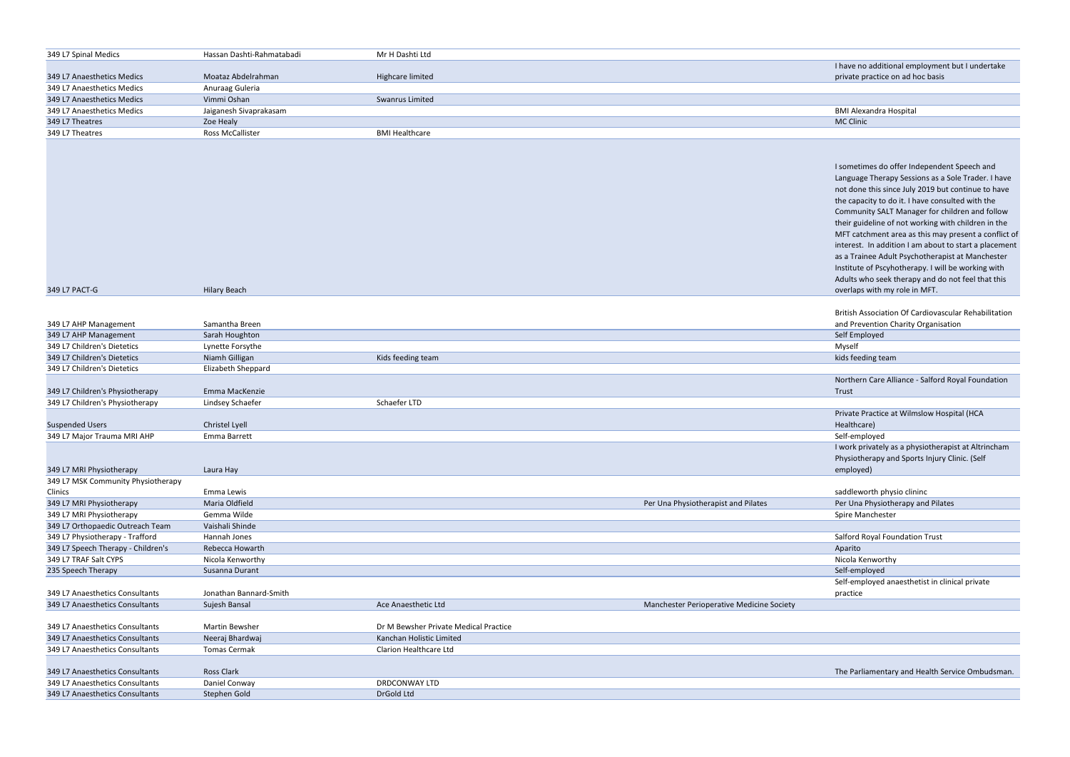| | | | | |
|---|---|---|---|---|
| 349 L7 Spinal Medics | Hassan Dashti-Rahmatabadi | Mr H Dashti Ltd | | |
| 349 L7 Anaesthetics Medics | Moataz Abdelrahman | Highcare limited | | I have no additional employment but I undertake private practice on ad hoc basis |
| 349 L7 Anaesthetics Medics | Anuraag Guleria | | | |
| 349 L7 Anaesthetics Medics | Vimmi Oshan | Swanrus Limited | | |
| 349 L7 Anaesthetics Medics | Jaiganesh Sivaprakasam | | | BMI Alexandra Hospital |
| 349 L7 Theatres | Zoe Healy | | | MC Clinic |
| 349 L7 Theatres | Ross McCallister | BMI Healthcare | | |
| 349 L7 PACT-G | Hilary Beach | | | I sometimes do offer Independent Speech and Language Therapy Sessions as a Sole Trader. I have not done this since July 2019 but continue to have the capacity to do it. I have consulted with the Community SALT Manager for children and follow their guideline of not working with children in the MFT catchment area as this may present a conflict of interest. In addition I am about to start a placement as a Trainee Adult Psychotherapist at Manchester Institute of Pscyhotherapy. I will be working with Adults who seek therapy and do not feel that this overlaps with my role in MFT. |
| 349 L7 AHP Management | Samantha Breen | | | British Association Of Cardiovascular Rehabilitation and Prevention Charity Organisation |
| 349 L7 AHP Management | Sarah Houghton | | | Self Employed |
| 349 L7 Children's Dietetics | Lynette Forsythe | | | Myself |
| 349 L7 Children's Dietetics | Niamh Gilligan | Kids feeding team | | kids feeding team |
| 349 L7 Children's Dietetics | Elizabeth Sheppard | | | |
| 349 L7 Children's Physiotherapy | Emma MacKenzie | | | Northern Care Alliance - Salford Royal Foundation Trust |
| 349 L7 Children's Physiotherapy | Lindsey Schaefer | Schaefer LTD | | |
| Suspended Users | Christel Lyell | | | Private Practice at Wilmslow Hospital (HCA Healthcare) |
| 349 L7 Major Trauma MRI AHP | Emma Barrett | | | Self-employed |
| 349 L7 MRI Physiotherapy | Laura Hay | | | I work privately as a physiotherapist at Altrincham Physiotherapy and Sports Injury Clinic. (Self employed) |
| 349 L7 MSK Community Physiotherapy Clinics | Emma Lewis | | | saddleworth physio clininc |
| 349 L7 MRI Physiotherapy | Maria Oldfield | | Per Una Physiotherapist and Pilates | Per Una Physiotherapy and Pilates |
| 349 L7 MRI Physiotherapy | Gemma Wilde | | | Spire Manchester |
| 349 L7 Orthopaedic Outreach Team | Vaishali Shinde | | | |
| 349 L7 Physiotherapy - Trafford | Hannah Jones | | | Salford Royal Foundation Trust |
| 349 L7 Speech Therapy - Children's | Rebecca Howarth | | | Aparito |
| 349 L7 TRAF Salt CYPS | Nicola Kenworthy | | | Nicola Kenworthy |
| 235 Speech Therapy | Susanna Durant | | | Self-employed |
| 349 L7 Anaesthetics Consultants | Jonathan Bannard-Smith | | | Self-employed anaesthetist in clinical private practice |
| 349 L7 Anaesthetics Consultants | Sujesh Bansal | Ace Anaesthetic Ltd | Manchester Perioperative Medicine Society | |
| 349 L7 Anaesthetics Consultants | Martin Bewsher | Dr M Bewsher Private Medical Practice | | |
| 349 L7 Anaesthetics Consultants | Neeraj Bhardwaj | Kanchan Holistic Limited | | |
| 349 L7 Anaesthetics Consultants | Tomas Cermak | Clarion Healthcare Ltd | | |
| 349 L7 Anaesthetics Consultants | Ross Clark | | | The Parliamentary and Health Service Ombudsman. |
| 349 L7 Anaesthetics Consultants | Daniel Conway | DRDCONWAY LTD | | |
| 349 L7 Anaesthetics Consultants | Stephen Gold | DrGold Ltd | | |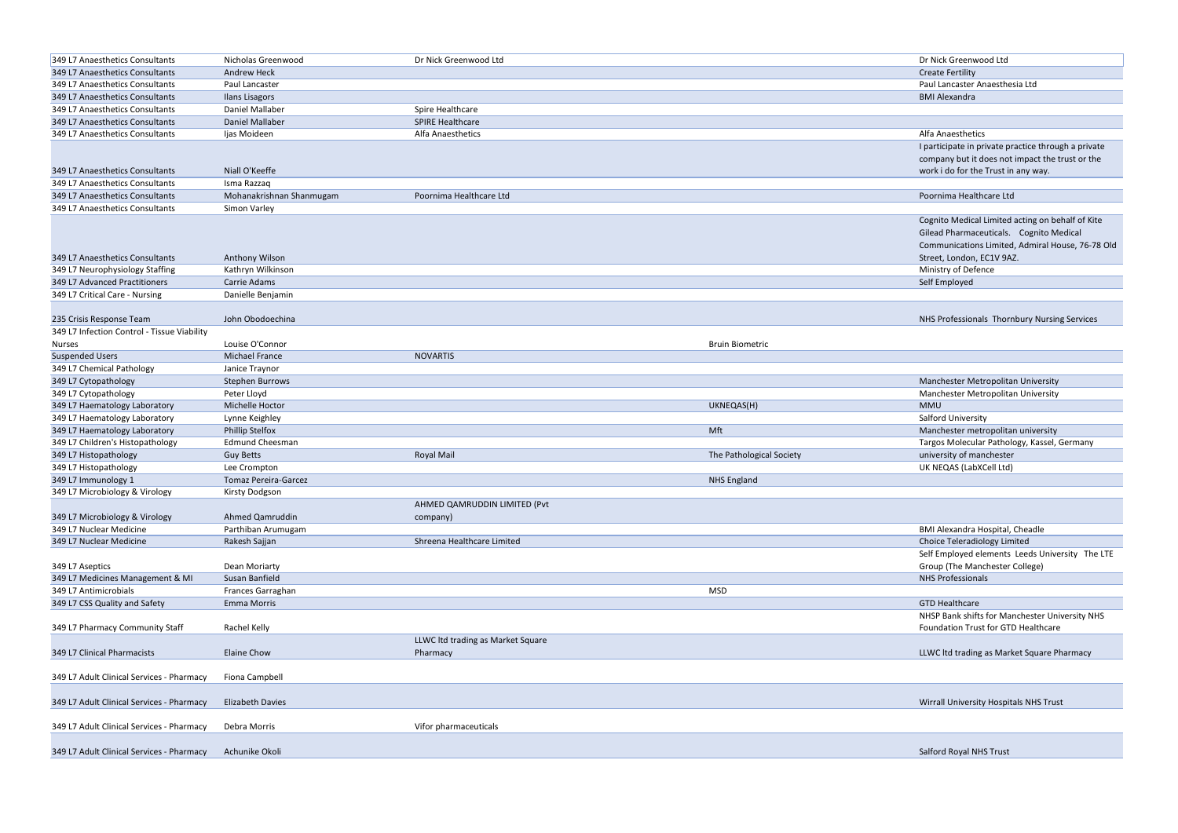| | | | | |
|---|---|---|---|---|
| 349 L7 Anaesthetics Consultants | Nicholas Greenwood | Dr Nick Greenwood Ltd | | Dr Nick Greenwood Ltd |
| 349 L7 Anaesthetics Consultants | Andrew Heck | | | Create Fertility |
| 349 L7 Anaesthetics Consultants | Paul Lancaster | | | Paul Lancaster Anaesthesia Ltd |
| 349 L7 Anaesthetics Consultants | Ilans Lisagors | | | BMI Alexandra |
| 349 L7 Anaesthetics Consultants | Daniel Mallaber | Spire Healthcare | | |
| 349 L7 Anaesthetics Consultants | Daniel Mallaber | SPIRE Healthcare | | |
| 349 L7 Anaesthetics Consultants | Ijas Moideen | Alfa Anaesthetics | | Alfa Anaesthetics |
| 349 L7 Anaesthetics Consultants | Niall O'Keeffe | | | I participate in private practice through a private company but it does not impact the trust or the work i do for the Trust in any way. |
| 349 L7 Anaesthetics Consultants | Isma Razzaq | | | |
| 349 L7 Anaesthetics Consultants | Mohanakrishnan Shanmugam | Poornima Healthcare Ltd | | Poornima Healthcare Ltd |
| 349 L7 Anaesthetics Consultants | Simon Varley | | | |
| 349 L7 Anaesthetics Consultants | Anthony Wilson | | | Cognito Medical Limited acting on behalf of Kite Gilead Pharmaceuticals. Cognito Medical Communications Limited, Admiral House, 76-78 Old Street, London, EC1V 9AZ. |
| 349 L7 Neurophysiology Staffing | Kathryn Wilkinson | | | Ministry of Defence |
| 349 L7 Advanced Practitioners | Carrie Adams | | | Self Employed |
| 349 L7 Critical Care - Nursing | Danielle Benjamin | | | |
| 235 Crisis Response Team | John Obodoechina | | | NHS Professionals Thornbury Nursing Services |
| 349 L7 Infection Control - Tissue Viability Nurses | Louise O'Connor | | Bruin Biometric | |
| Suspended Users | Michael France | NOVARTIS | | |
| 349 L7 Chemical Pathology | Janice Traynor | | | |
| 349 L7 Cytopathology | Stephen Burrows | | | Manchester Metropolitan University |
| 349 L7 Cytopathology | Peter Lloyd | | | Manchester Metropolitan University |
| 349 L7 Haematology Laboratory | Michelle Hoctor | | UKNEQAS(H) | MMU |
| 349 L7 Haematology Laboratory | Lynne Keighley | | | Salford University |
| 349 L7 Haematology Laboratory | Phillip Stelfox | | Mft | Manchester metropolitan university |
| 349 L7 Children's Histopathology | Edmund Cheesman | | | Targos Molecular Pathology, Kassel, Germany |
| 349 L7 Histopathology | Guy Betts | Royal Mail | The Pathological Society | university of manchester |
| 349 L7 Histopathology | Lee Crompton | | | UK NEQAS (LabXCell Ltd) |
| 349 L7 Immunology 1 | Tomaz Pereira-Garcez | | NHS England | |
| 349 L7 Microbiology & Virology | Kirsty Dodgson | | | |
| 349 L7 Microbiology & Virology | Ahmed Qamruddin | AHMED QAMRUDDIN LIMITED (Pvt company) | | |
| 349 L7 Nuclear Medicine | Parthiban Arumugam | | | BMI Alexandra Hospital, Cheadle |
| 349 L7 Nuclear Medicine | Rakesh Sajjan | Shreena Healthcare Limited | | Choice Teleradiology Limited |
| 349 L7 Aseptics | Dean Moriarty | | | Self Employed elements Leeds University The LTE Group (The Manchester College) |
| 349 L7 Medicines Management & MI | Susan Banfield | | | NHS Professionals |
| 349 L7 Antimicrobials | Frances Garraghan | | MSD | |
| 349 L7 CSS Quality and Safety | Emma Morris | | | GTD Healthcare |
| 349 L7 Pharmacy Community Staff | Rachel Kelly | | | NHSP Bank shifts for Manchester University NHS Foundation Trust for GTD Healthcare |
| 349 L7 Clinical Pharmacists | Elaine Chow | LLWC ltd trading as Market Square Pharmacy | | LLWC ltd trading as Market Square Pharmacy |
| 349 L7 Adult Clinical Services - Pharmacy | Fiona Campbell | | | |
| 349 L7 Adult Clinical Services - Pharmacy | Elizabeth Davies | | | Wirrall University Hospitals NHS Trust |
| 349 L7 Adult Clinical Services - Pharmacy | Debra Morris | Vifor pharmaceuticals | | |
| 349 L7 Adult Clinical Services - Pharmacy | Achunike Okoli | | | Salford Royal NHS Trust |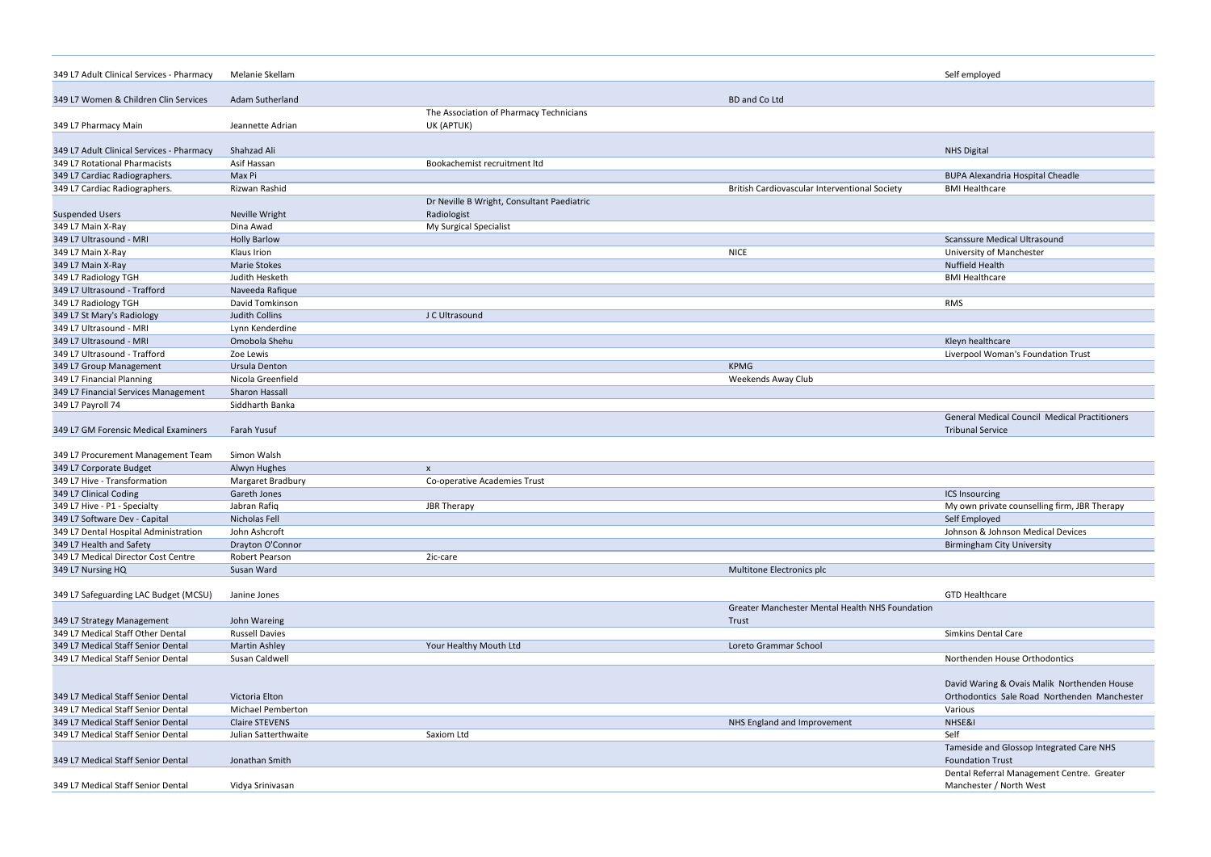| | | | | |
|---|---|---|---|---|
| 349 L7 Adult Clinical Services - Pharmacy | Melanie Skellam | | | Self employed |
| 349 L7 Women & Children Clin Services | Adam Sutherland | | BD and Co Ltd | |
| 349 L7 Pharmacy Main | Jeannette Adrian | The Association of Pharmacy Technicians UK (APTUK) | | |
| 349 L7 Adult Clinical Services - Pharmacy | Shahzad Ali | | | NHS Digital |
| 349 L7 Rotational Pharmacists | Asif Hassan | Bookachemist recruitment ltd | | |
| 349 L7 Cardiac Radiographers. | Max Pi | | | BUPA Alexandria Hospital Cheadle |
| 349 L7 Cardiac Radiographers. | Rizwan Rashid | | British Cardiovascular Interventional Society | BMI Healthcare |
| Suspended Users | Neville Wright | Dr Neville B Wright, Consultant Paediatric Radiologist | | |
| 349 L7 Main X-Ray | Dina Awad | My Surgical Specialist | | |
| 349 L7 Ultrasound - MRI | Holly Barlow | | | Scanssure Medical Ultrasound |
| 349 L7 Main X-Ray | Klaus Irion | | NICE | University of Manchester |
| 349 L7 Main X-Ray | Marie Stokes | | | Nuffield Health |
| 349 L7 Radiology TGH | Judith Hesketh | | | BMI Healthcare |
| 349 L7 Ultrasound - Trafford | Naveeda Rafique | | | |
| 349 L7 Radiology TGH | David Tomkinson | | | RMS |
| 349 L7 St Mary's Radiology | Judith Collins | J C Ultrasound | | |
| 349 L7 Ultrasound - MRI | Lynn Kenderdine | | | |
| 349 L7 Ultrasound - MRI | Omobola Shehu | | | Kleyn healthcare |
| 349 L7 Ultrasound - Trafford | Zoe Lewis | | | Liverpool Woman's Foundation Trust |
| 349 L7 Group Management | Ursula Denton | | KPMG | |
| 349 L7 Financial Planning | Nicola Greenfield | | Weekends Away Club | |
| 349 L7 Financial Services Management | Sharon Hassall | | | |
| 349 L7 Payroll 74 | Siddharth Banka | | | |
| 349 L7 GM Forensic Medical Examiners | Farah Yusuf | | | General Medical Council Medical Practitioners Tribunal Service |
| 349 L7 Procurement Management Team | Simon Walsh | | | |
| 349 L7 Corporate Budget | Alwyn Hughes | x | | |
| 349 L7 Hive - Transformation | Margaret Bradbury | Co-operative Academies Trust | | |
| 349 L7 Clinical Coding | Gareth Jones | | | ICS Insourcing |
| 349 L7 Hive - P1 - Specialty | Jabran Rafiq | JBR Therapy | | My own private counselling firm, JBR Therapy |
| 349 L7 Software Dev - Capital | Nicholas Fell | | | Self Employed |
| 349 L7 Dental Hospital Administration | John Ashcroft | | | Johnson & Johnson Medical Devices |
| 349 L7 Health and Safety | Drayton O'Connor | | | Birmingham City University |
| 349 L7 Medical Director Cost Centre | Robert Pearson | 2ic-care | | |
| 349 L7 Nursing HQ | Susan Ward | | Multitone Electronics plc | |
| 349 L7 Safeguarding LAC Budget (MCSU) | Janine Jones | | | GTD Healthcare |
| 349 L7 Strategy Management | John Wareing | | Greater Manchester Mental Health NHS Foundation Trust | |
| 349 L7 Medical Staff Other Dental | Russell Davies | | | Simkins Dental Care |
| 349 L7 Medical Staff Senior Dental | Martin Ashley | Your Healthy Mouth Ltd | Loreto Grammar School | |
| 349 L7 Medical Staff Senior Dental | Susan Caldwell | | | Northenden House Orthodontics |
| 349 L7 Medical Staff Senior Dental | Victoria Elton | | | David Waring & Ovais Malik Northenden House Orthodontics Sale Road Northenden Manchester |
| 349 L7 Medical Staff Senior Dental | Michael Pemberton | | | Various |
| 349 L7 Medical Staff Senior Dental | Claire STEVENS | | NHS England and Improvement | NHSE&I |
| 349 L7 Medical Staff Senior Dental | Julian Satterthwaite | Saxiom Ltd | | Self |
| 349 L7 Medical Staff Senior Dental | Jonathan Smith | | | Tameside and Glossop Integrated Care NHS Foundation Trust |
| 349 L7 Medical Staff Senior Dental | Vidya Srinivasan | | | Dental Referral Management Centre. Greater Manchester / North West |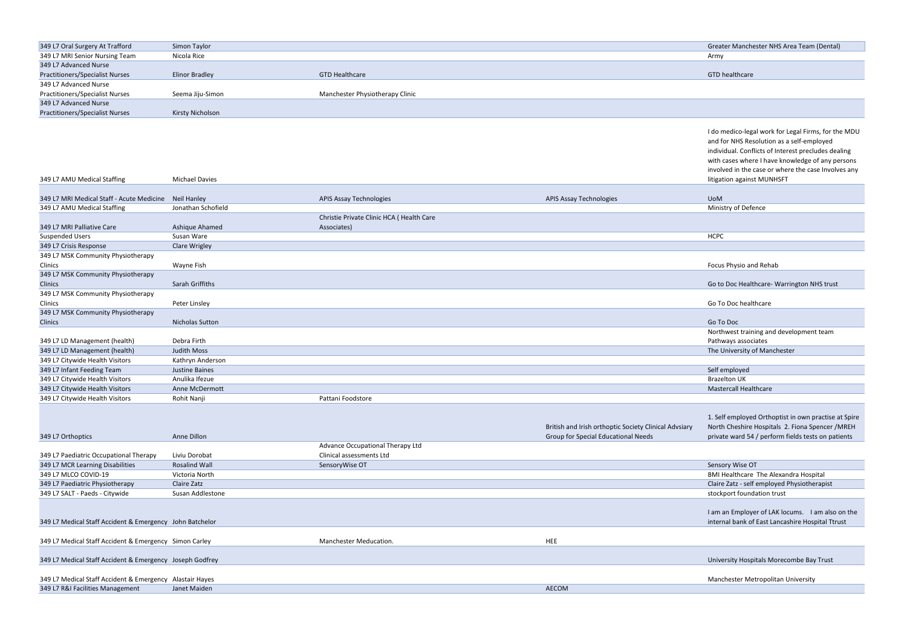| | | | | |
|---|---|---|---|---|
| 349 L7 Oral Surgery At Trafford | Simon Taylor | | | Greater Manchester NHS Area Team (Dental) |
| 349 L7 MRI Senior Nursing Team | Nicola Rice | | | Army |
| 349 L7 Advanced Nurse Practitioners/Specialist Nurses | Elinor Bradley | GTD Healthcare | | GTD healthcare |
| 349 L7 Advanced Nurse Practitioners/Specialist Nurses | Seema Jiju-Simon | Manchester Physiotherapy Clinic | | |
| 349 L7 Advanced Nurse Practitioners/Specialist Nurses | Kirsty Nicholson | | | |
| 349 L7 AMU Medical Staffing | Michael Davies | | | I do medico-legal work for Legal Firms, for the MDU and for NHS Resolution as a self-employed individual. Conflicts of Interest precludes dealing with cases where I have knowledge of any persons involved in the case or where the case Involves any litigation against MUNHSFT |
| 349 L7 MRI Medical Staff - Acute Medicine | Neil Hanley | APIS Assay Technologies | APIS Assay Technologies | UoM |
| 349 L7 AMU Medical Staffing | Jonathan Schofield | | | Ministry of Defence |
| 349 L7 MRI Palliative Care | Ashique Ahamed | Christie Private Clinic HCA ( Health Care Associates) | | |
| Suspended Users | Susan Ware | | | HCPC |
| 349 L7 Crisis Response | Clare Wrigley | | | |
| 349 L7 MSK Community Physiotherapy Clinics | Wayne Fish | | | Focus Physio and Rehab |
| 349 L7 MSK Community Physiotherapy Clinics | Sarah Griffiths | | | Go to Doc Healthcare- Warrington NHS trust |
| 349 L7 MSK Community Physiotherapy Clinics | Peter Linsley | | | Go To Doc healthcare |
| 349 L7 MSK Community Physiotherapy Clinics | Nicholas Sutton | | | Go To Doc |
| 349 L7 LD Management (health) | Debra Firth | | | Northwest training and development team Pathways associates |
| 349 L7 LD Management (health) | Judith Moss | | | The University of Manchester |
| 349 L7 Citywide Health Visitors | Kathryn Anderson | | | |
| 349 L7 Infant Feeding Team | Justine Baines | | | Self employed |
| 349 L7 Citywide Health Visitors | Anulika Ifezue | | | Brazelton UK |
| 349 L7 Citywide Health Visitors | Anne McDermott | | | Mastercall Healthcare |
| 349 L7 Citywide Health Visitors | Rohit Nanji | Pattani Foodstore | | |
| 349 L7 Orthoptics | Anne Dillon | | British and Irish orthoptic Society Clinical Advsiary Group for Special Educational Needs | 1. Self employed Orthoptist in own practise at Spire North Cheshire Hospitals 2. Fiona Spencer /MREH private ward 54 / perform fields tests on patients |
| 349 L7 Paediatric Occupational Therapy | Liviu Dorobat | Advance Occupational Therapy Ltd Clinical assessments Ltd | | |
| 349 L7 MCR Learning Disabilities | Rosalind Wall | SensoryWise OT | | Sensory Wise OT |
| 349 L7 MLCO COVID-19 | Victoria North | | | BMI Healthcare The Alexandra Hospital |
| 349 L7 Paediatric Physiotherapy | Claire Zatz | | | Claire Zatz - self employed Physiotherapist |
| 349 L7 SALT - Paeds - Citywide | Susan Addlestone | | | stockport foundation trust |
| 349 L7 Medical Staff Accident & Emergency | John Batchelor | | | I am an Employer of LAK locums. I am also on the internal bank of East Lancashire Hospital Ttrust |
| 349 L7 Medical Staff Accident & Emergency | Simon Carley | Manchester Meducation. | HEE | |
| 349 L7 Medical Staff Accident & Emergency | Joseph Godfrey | | | University Hospitals Morecombe Bay Trust |
| 349 L7 Medical Staff Accident & Emergency | Alastair Hayes | | | Manchester Metropolitan University |
| 349 L7 R&I Facilities Management | Janet Maiden | | AECOM | |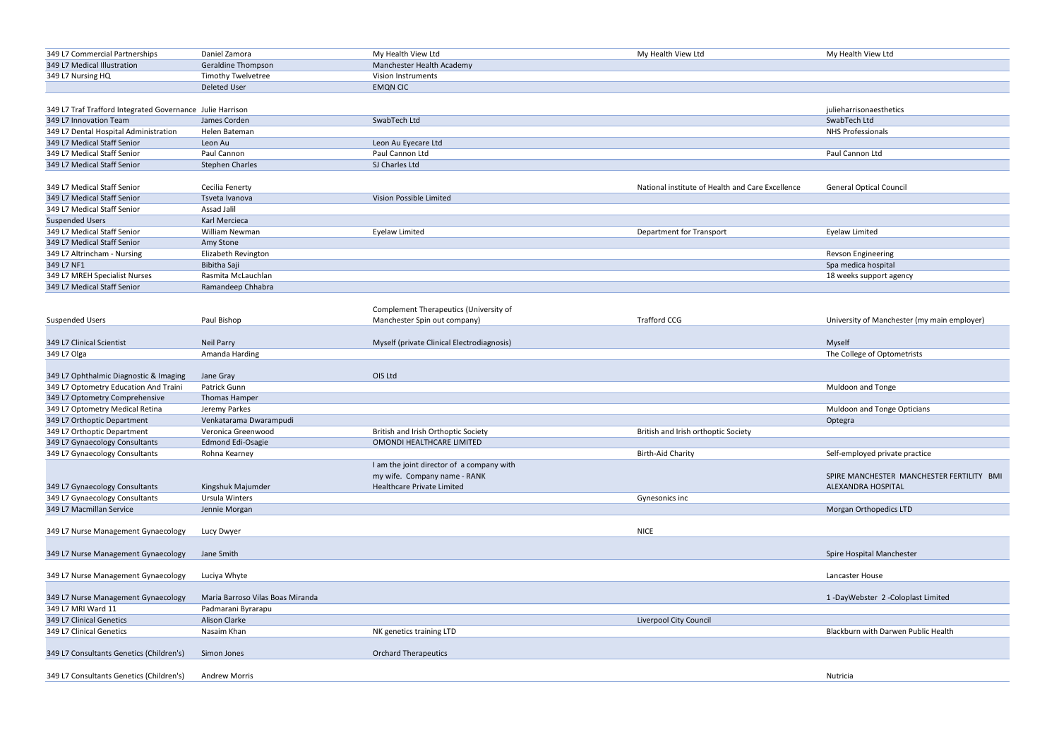| | | | | |
|---|---|---|---|---|
| 349 L7 Commercial Partnerships | Daniel Zamora | My Health View Ltd | My Health View Ltd | My Health View Ltd |
| 349 L7 Medical Illustration | Geraldine Thompson | Manchester Health Academy | | |
| 349 L7 Nursing HQ | Timothy Twelvetree | Vision Instruments | | |
| | Deleted User | EMQN CIC | | |
| 349 L7 Traf Trafford Integrated Governance | Julie Harrison | | | julieharrisonaesthetics |
| 349 L7 Innovation Team | James Corden | SwabTech Ltd | | SwabTech Ltd |
| 349 L7 Dental Hospital Administration | Helen Bateman | | | NHS Professionals |
| 349 L7 Medical Staff Senior | Leon Au | Leon Au Eyecare Ltd | | |
| 349 L7 Medical Staff Senior | Paul Cannon | Paul Cannon Ltd | | Paul Cannon Ltd |
| 349 L7 Medical Staff Senior | Stephen Charles | SJ Charles Ltd | | |
| 349 L7 Medical Staff Senior | Cecilia Fenerty | | National institute of Health and Care Excellence | General Optical Council |
| 349 L7 Medical Staff Senior | Tsveta Ivanova | Vision Possible Limited | | |
| 349 L7 Medical Staff Senior | Assad Jalil | | | |
| Suspended Users | Karl Mercieca | | | |
| 349 L7 Medical Staff Senior | William Newman | Eyelaw Limited | Department for Transport | Eyelaw Limited |
| 349 L7 Medical Staff Senior | Amy Stone | | | |
| 349 L7 Altrincham - Nursing | Elizabeth Revington | | | Revson Engineering |
| 349 L7 NF1 | Bibitha Saji | | | Spa medica hospital |
| 349 L7 MREH Specialist Nurses | Rasmita McLauchlan | | | 18 weeks support agency |
| 349 L7 Medical Staff Senior | Ramandeep Chhabra | | | |
| Suspended Users | Paul Bishop | Complement Therapeutics (University of Manchester Spin out company) | Trafford CCG | University of Manchester (my main employer) |
| 349 L7 Clinical Scientist | Neil Parry | Myself (private Clinical Electrodiagnosis) | | Myself |
| 349 L7 Olga | Amanda Harding | | | The College of Optometrists |
| 349 L7 Ophthalmic Diagnostic & Imaging | Jane Gray | OIS Ltd | | |
| 349 L7 Optometry Education And Traini | Patrick Gunn | | | Muldoon and Tonge |
| 349 L7 Optometry Comprehensive | Thomas Hamper | | | |
| 349 L7 Optometry Medical Retina | Jeremy Parkes | | | Muldoon and Tonge Opticians |
| 349 L7 Orthoptic Department | Venkatarama Dwarampudi | | | Optegra |
| 349 L7 Orthoptic Department | Veronica Greenwood | British and Irish Orthoptic Society | British and Irish orthoptic Society | |
| 349 L7 Gynaecology Consultants | Edmond Edi-Osagie | OMONDI HEALTHCARE LIMITED | | |
| 349 L7 Gynaecology Consultants | Rohna Kearney | | Birth-Aid Charity | Self-employed private practice |
| 349 L7 Gynaecology Consultants | Kingshuk Majumder | I am the joint director of a company with my wife. Company name - RANK Healthcare Private Limited | | SPIRE MANCHESTER MANCHESTER FERTILITY BMI ALEXANDRA HOSPITAL |
| 349 L7 Gynaecology Consultants | Ursula Winters | | Gynesonics inc | |
| 349 L7 Macmillan Service | Jennie Morgan | | | Morgan Orthopedics LTD |
| 349 L7 Nurse Management Gynaecology | Lucy Dwyer | | NICE | |
| 349 L7 Nurse Management Gynaecology | Jane Smith | | | Spire Hospital Manchester |
| 349 L7 Nurse Management Gynaecology | Luciya Whyte | | | Lancaster House |
| 349 L7 Nurse Management Gynaecology | Maria Barroso Vilas Boas Miranda | | | 1 -DayWebster 2 -Coloplast Limited |
| 349 L7 MRI Ward 11 | Padmarani Byrarapu | | | |
| 349 L7 Clinical Genetics | Alison Clarke | | Liverpool City Council | |
| 349 L7 Clinical Genetics | Nasaim Khan | NK genetics training LTD | | Blackburn with Darwen Public Health |
| 349 L7 Consultants Genetics (Children's) | Simon Jones | Orchard Therapeutics | | |
| 349 L7 Consultants Genetics (Children's) | Andrew Morris | | | Nutricia |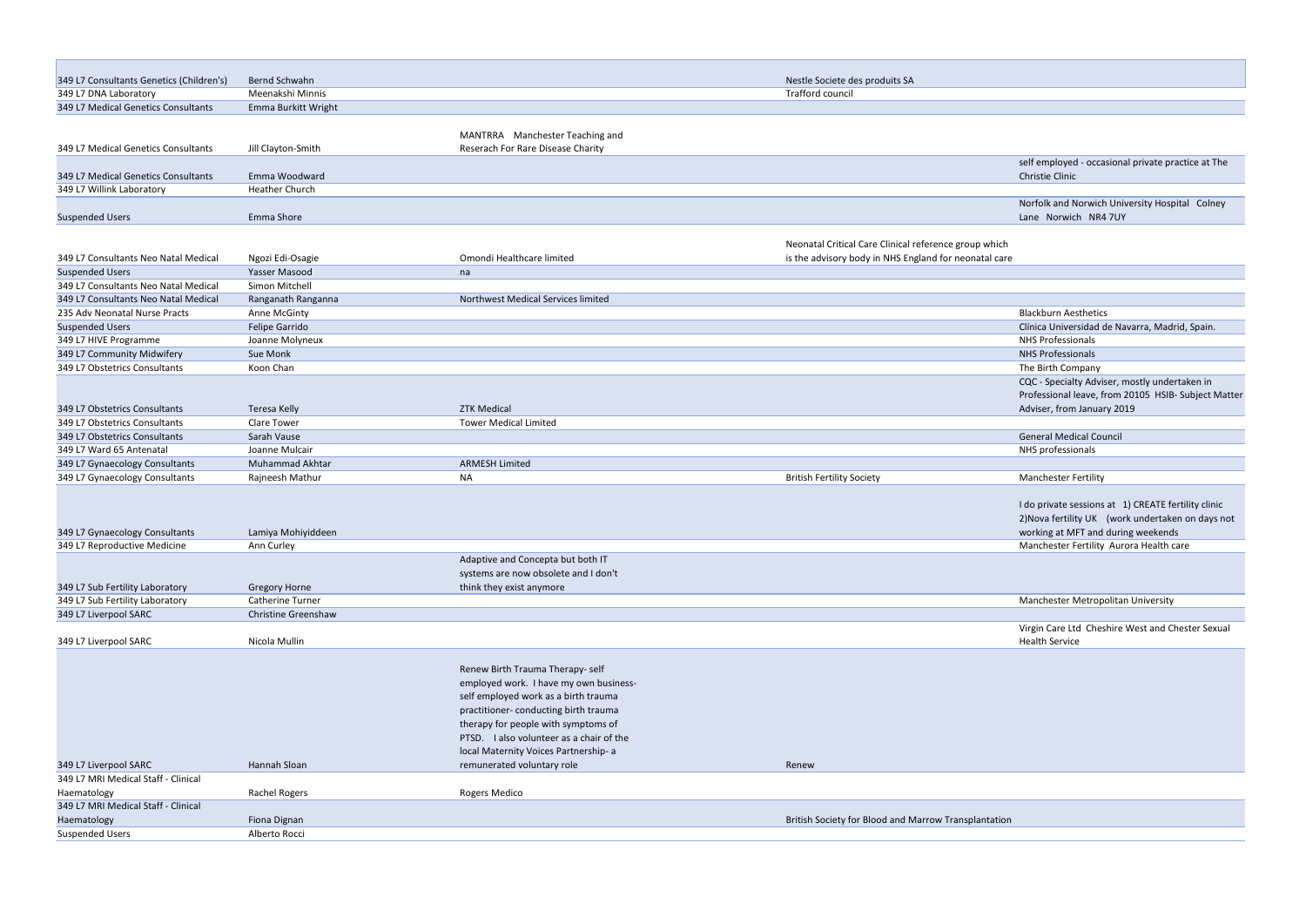| | | | | |
|---|---|---|---|---|
| 349 L7 Consultants Genetics (Children's) | Bernd Schwahn | | Nestle Societe des produits SA | |
| 349 L7 DNA Laboratory | Meenakshi Minnis | | Trafford council | |
| 349 L7 Medical Genetics Consultants | Emma Burkitt Wright | | | |
| 349 L7 Medical Genetics Consultants | Jill Clayton-Smith | MANTRRA Manchester Teaching and Reserach For Rare Disease Charity | | |
| 349 L7 Medical Genetics Consultants | Emma Woodward | | | self employed - occasional private practice at The Christie Clinic |
| 349 L7 Willink Laboratory | Heather Church | | | |
| Suspended Users | Emma Shore | | | Norfolk and Norwich University Hospital Colney Lane Norwich NR4 7UY |
| 349 L7 Consultants Neo Natal Medical | Ngozi Edi-Osagie | Omondi Healthcare limited | Neonatal Critical Care Clinical reference group which is the advisory body in NHS England for neonatal care | |
| Suspended Users | Yasser Masood | na | | |
| 349 L7 Consultants Neo Natal Medical | Simon Mitchell | | | |
| 349 L7 Consultants Neo Natal Medical | Ranganath Ranganna | Northwest Medical Services limited | | |
| 235 Adv Neonatal Nurse Practs | Anne McGinty | | | Blackburn Aesthetics |
| Suspended Users | Felipe Garrido | | | Clínica Universidad de Navarra, Madrid, Spain. |
| 349 L7 HIVE Programme | Joanne Molyneux | | | NHS Professionals |
| 349 L7 Community Midwifery | Sue Monk | | | NHS Professionals |
| 349 L7 Obstetrics Consultants | Koon Chan | | | The Birth Company |
| 349 L7 Obstetrics Consultants | Teresa Kelly | ZTK Medical | | CQC - Specialty Adviser, mostly undertaken in Professional leave, from 20105 HSIB- Subject Matter Adviser, from January 2019 |
| 349 L7 Obstetrics Consultants | Clare Tower | Tower Medical Limited | | |
| 349 L7 Obstetrics Consultants | Sarah Vause | | | General Medical Council |
| 349 L7 Ward 65 Antenatal | Joanne Mulcair | | | NHS professionals |
| 349 L7 Gynaecology Consultants | Muhammad Akhtar | ARMESH Limited | | |
| 349 L7 Gynaecology Consultants | Rajneesh Mathur | NA | British Fertility Society | Manchester Fertility |
| 349 L7 Gynaecology Consultants | Lamiya Mohiyiddeen | | | I do private sessions at 1) CREATE fertility clinic 2)Nova fertility UK (work undertaken on days not working at MFT and during weekends |
| 349 L7 Reproductive Medicine | Ann Curley | | | Manchester Fertility Aurora Health care |
| 349 L7 Sub Fertility Laboratory | Gregory Horne | Adaptive and Concepta but both IT systems are now obsolete and I don't think they exist anymore | | |
| 349 L7 Sub Fertility Laboratory | Catherine Turner | | | Manchester Metropolitan University |
| 349 L7 Liverpool SARC | Christine Greenshaw | | | |
| 349 L7 Liverpool SARC | Nicola Mullin | | | Virgin Care Ltd Cheshire West and Chester Sexual Health Service |
| 349 L7 Liverpool SARC | Hannah Sloan | Renew Birth Trauma Therapy- self employed work. I have my own business- self employed work as a birth trauma practitioner- conducting birth trauma therapy for people with symptoms of PTSD. I also volunteer as a chair of the local Maternity Voices Partnership- a remunerated voluntary role | Renew | |
| 349 L7 MRI Medical Staff - Clinical Haematology | Rachel Rogers | Rogers Medico | | |
| 349 L7 MRI Medical Staff - Clinical Haematology | Fiona Dignan | | British Society for Blood and Marrow Transplantation | |
| Suspended Users | Alberto Rocci | | | |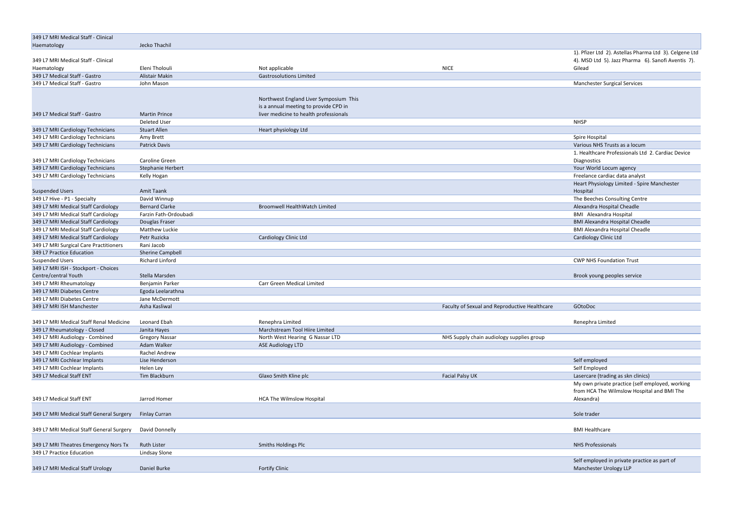| | | | | |
|---|---|---|---|---|
| 349 L7 MRI Medical Staff - Clinical Haematology | Jecko Thachil | | | |
| 349 L7 MRI Medical Staff - Clinical Haematology | Eleni Tholouli | Not applicable | NICE | 1). Pfizer Ltd 2). Astellas Pharma Ltd 3). Celgene Ltd 4). MSD Ltd 5). Jazz Pharma 6). Sanofi Aventis 7). Gilead |
| 349 L7 Medical Staff - Gastro | Alistair Makin | Gastrosolutions Limited | | |
| 349 L7 Medical Staff - Gastro | John Mason | | | Manchester Surgical Services |
| 349 L7 Medical Staff - Gastro | Martin Prince | Northwest England Liver Symposium This is a annual meeting to provide CPD in liver medicine to health professionals | | |
| | Deleted User | | | NHSP |
| 349 L7 MRI Cardiology Technicians | Stuart Allen | Heart physiology Ltd | | |
| 349 L7 MRI Cardiology Technicians | Amy Brett | | | Spire Hospital |
| 349 L7 MRI Cardiology Technicians | Patrick Davis | | | Various NHS Trusts as a locum |
| 349 L7 MRI Cardiology Technicians | Caroline Green | | | 1. Healthcare Professionals Ltd 2. Cardiac Device Diagnostics |
| 349 L7 MRI Cardiology Technicians | Stephanie Herbert | | | Your World Locum agency |
| 349 L7 MRI Cardiology Technicians | Kelly Hogan | | | Freelance cardiac data analyst |
| Suspended Users | Amit Taank | | | Heart Physiology Limited - Spire Manchester Hospital |
| 349 L7 Hive - P1 - Specialty | David Winnup | | | The Beeches Consulting Centre |
| 349 L7 MRI Medical Staff Cardiology | Bernard Clarke | Broomwell HealthWatch Limited | | Alexandra Hospital Cheadle |
| 349 L7 MRI Medical Staff Cardiology | Farzin Fath-Ordoubadi | | | BMI Alexandra Hospital |
| 349 L7 MRI Medical Staff Cardiology | Douglas Fraser | | | BMI Alexandra Hospital Cheadle |
| 349 L7 MRI Medical Staff Cardiology | Matthew Luckie | | | BMI Alexandra Hospital Cheadle |
| 349 L7 MRI Medical Staff Cardiology | Petr Ruzicka | Cardiology Clinic Ltd | | Cardiology Clinic Ltd |
| 349 L7 MRI Surgical Care Practitioners | Rani Jacob | | | |
| 349 L7 Practice Education | Sherine Campbell | | | |
| Suspended Users | Richard Linford | | | CWP NHS Foundation Trust |
| 349 L7 MRI ISH - Stockport - Choices Centre/central Youth | Stella Marsden | | | Brook young peoples service |
| 349 L7 MRI Rheumatology | Benjamin Parker | Carr Green Medical Limited | | |
| 349 L7 MRI Diabetes Centre | Egoda Leelarathna | | | |
| 349 L7 MRI Diabetes Centre | Jane McDermott | | | |
| 349 L7 MRI ISH Manchester | Asha Kasliwal | | Faculty of Sexual and Reproductive Healthcare | GOtoDoc |
| 349 L7 MRI Medical Staff Renal Medicine | Leonard Ebah | Renephra Limited | | Renephra Limited |
| 349 L7 Rheumatology - Closed | Janita Hayes | Marchstream Tool Hiire Limited | | |
| 349 L7 MRI Audiology - Combined | Gregory Nassar | North West Hearing G Nassar LTD | NHS Supply chain audiology supplies group | |
| 349 L7 MRI Audiology - Combined | Adam Walker | ASE Audiology LTD | | |
| 349 L7 MRI Cochlear Implants | Rachel Andrew | | | |
| 349 L7 MRI Cochlear Implants | Lise Henderson | | | Self employed |
| 349 L7 MRI Cochlear Implants | Helen Ley | | | Self Employed |
| 349 L7 Medical Staff ENT | Tim Blackburn | Glaxo Smith Kline plc | Facial Palsy UK | Lasercare (trading as skn clinics) |
| 349 L7 Medical Staff ENT | Jarrod Homer | HCA The Wilmslow Hospital | | My own private practice (self employed, working from HCA The Wilmslow Hospital and BMI The Alexandra) |
| 349 L7 MRI Medical Staff General Surgery | Finlay Curran | | | Sole trader |
| 349 L7 MRI Medical Staff General Surgery | David Donnelly | | | BMI Healthcare |
| 349 L7 MRI Theatres Emergency Nors Tx | Ruth Lister | Smiths Holdings Plc | | NHS Professionals |
| 349 L7 Practice Education | Lindsay Slone | | | |
| 349 L7 MRI Medical Staff Urology | Daniel Burke | Fortify Clinic | | Self employed in private practice as part of Manchester Urology LLP |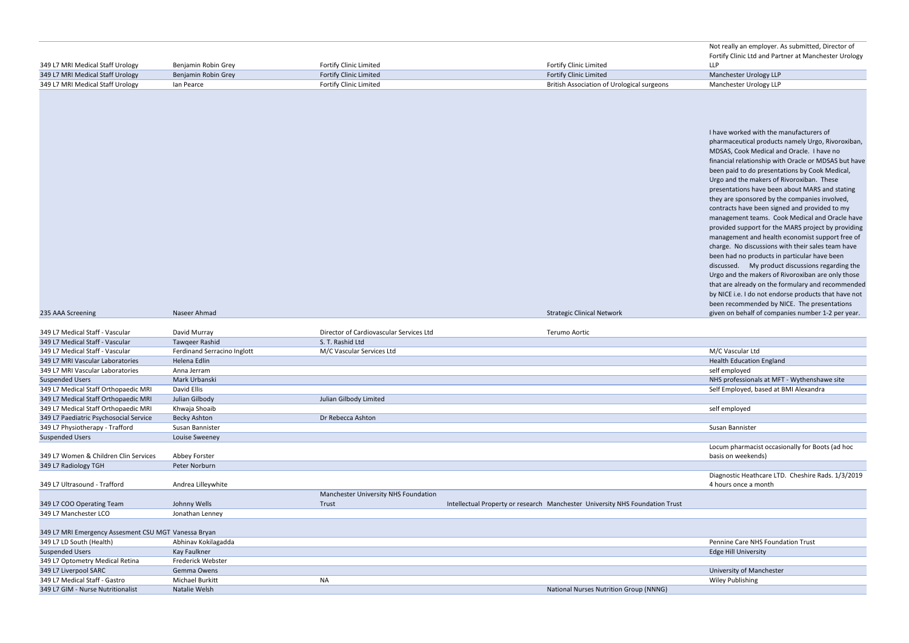| | | | | |
|---|---|---|---|---|
| 349 L7 MRI Medical Staff Urology | Benjamin Robin Grey | Fortify Clinic Limited | Fortify Clinic Limited | Not really an employer. As submitted, Director of Fortify Clinic Ltd and Partner at Manchester Urology LLP |
| 349 L7 MRI Medical Staff Urology | Benjamin Robin Grey | Fortify Clinic Limited | Fortify Clinic Limited | Manchester Urology LLP |
| 349 L7 MRI Medical Staff Urology | Ian Pearce | Fortify Clinic Limited | British Association of Urological surgeons | Manchester Urology LLP |
| 235 AAA Screening | Naseer Ahmad | | Strategic Clinical Network | I have worked with the manufacturers of pharmaceutical products namely Urgo, Rivoroxiban, MDSAS, Cook Medical and Oracle. I have no financial relationship with Oracle or MDSAS but have been paid to do presentations by Cook Medical, Urgo and the makers of Rivoroxiban. These presentations have been about MARS and stating they are sponsored by the companies involved, contracts have been signed and provided to my management teams. Cook Medical and Oracle have provided support for the MARS project by providing management and health economist support free of charge. No discussions with their sales team have been had no products in particular have been discussed. My product discussions regarding the Urgo and the makers of Rivoroxiban are only those that are already on the formulary and recommended by NICE i.e. I do not endorse products that have not been recommended by NICE. The presentations given on behalf of companies number 1-2 per year. |
| 349 L7 Medical Staff - Vascular | David Murray | Director of Cardiovascular Services Ltd | Terumo Aortic | |
| 349 L7 Medical Staff - Vascular | Tawqeer Rashid | S. T. Rashid Ltd | | |
| 349 L7 Medical Staff - Vascular | Ferdinand Serracino Inglott | M/C Vascular Services Ltd | | M/C Vascular Ltd |
| 349 L7 MRI Vascular Laboratories | Helena Edlin | | | Health Education England |
| 349 L7 MRI Vascular Laboratories | Anna Jerram | | | self employed |
| Suspended Users | Mark Urbanski | | | NHS professionals at MFT - Wythenshawe site |
| 349 L7 Medical Staff Orthopaedic MRI | David Ellis | | | Self Employed, based at BMI Alexandra |
| 349 L7 Medical Staff Orthopaedic MRI | Julian Gilbody | Julian Gilbody Limited | | |
| 349 L7 Medical Staff Orthopaedic MRI | Khwaja Shoaib | | | self employed |
| 349 L7 Paediatric Psychosocial Service | Becky Ashton | Dr Rebecca Ashton | | |
| 349 L7 Physiotherapy - Trafford | Susan Bannister | | | Susan Bannister |
| Suspended Users | Louise Sweeney | | | |
| 349 L7 Women & Children Clin Services | Abbey Forster | | | Locum pharmacist occasionally for Boots (ad hoc basis on weekends) |
| 349 L7 Radiology TGH | Peter Norburn | | | |
| 349 L7 Ultrasound - Trafford | Andrea Lilleywhite | | | Diagnostic Heathcare LTD. Cheshire Rads. 1/3/2019 4 hours once a month |
| 349 L7 COO Operating Team | Johnny Wells | Manchester University NHS Foundation Trust | Intellectual Property or research Manchester University NHS Foundation Trust | |
| 349 L7 Manchester LCO | Jonathan Lenney | | | |
| 349 L7 MRI Emergency Assesment CSU MGT | Vanessa Bryan | | | |
| 349 L7 LD South (Health) | Abhinav Kokilagadda | | | Pennine Care NHS Foundation Trust |
| Suspended Users | Kay Faulkner | | | Edge Hill University |
| 349 L7 Optometry Medical Retina | Frederick Webster | | | |
| 349 L7 Liverpool SARC | Gemma Owens | | | University of Manchester |
| 349 L7 Medical Staff - Gastro | Michael Burkitt | NA | | Wiley Publishing |
| 349 L7 GIM - Nurse Nutritionalist | Natalie Welsh | | National Nurses Nutrition Group (NNNG) | |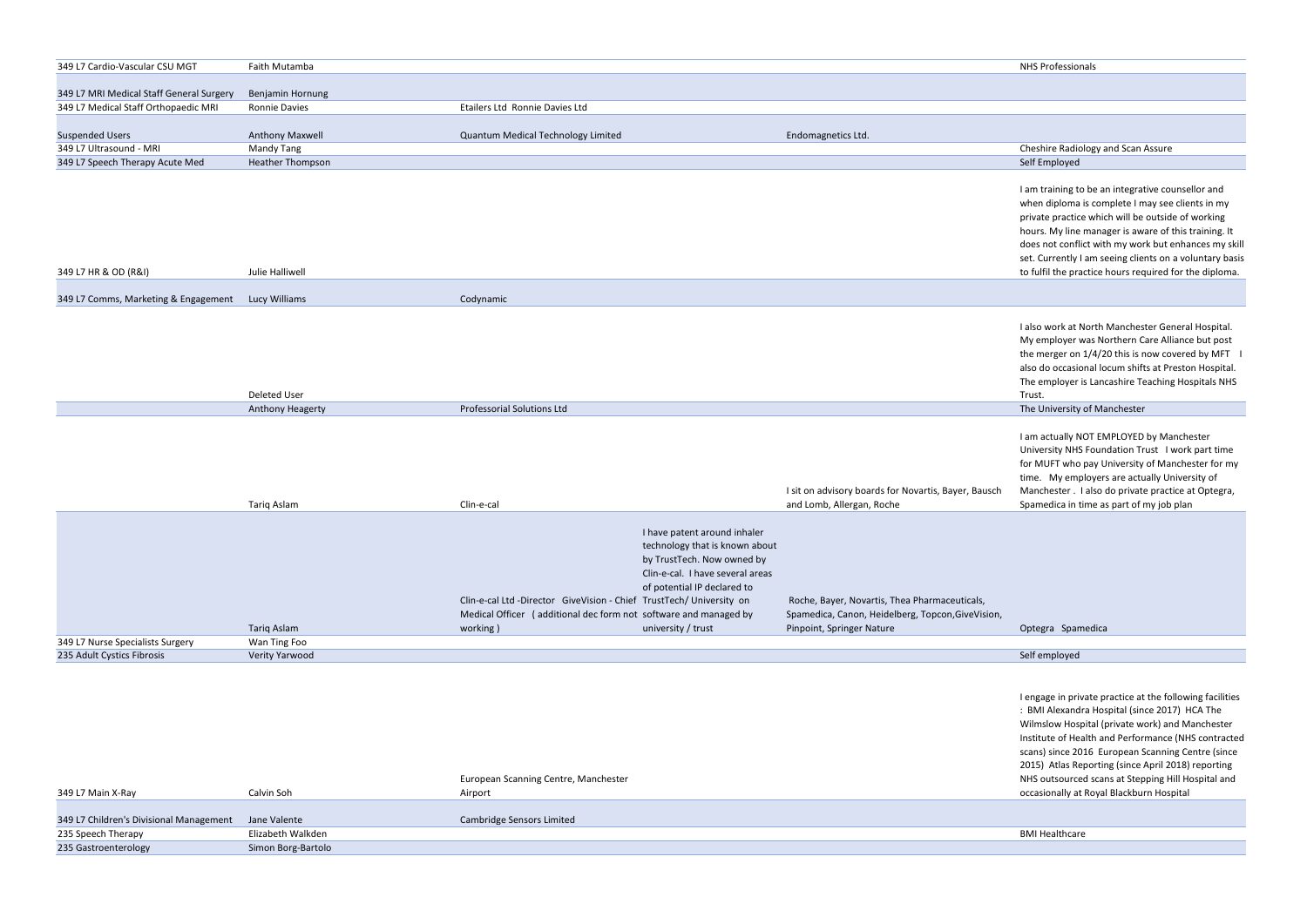| | | | | | |
|---|---|---|---|---|---|
| 349 L7 Cardio-Vascular CSU MGT | Faith Mutamba | | | | NHS Professionals |
| 349 L7 MRI Medical Staff General Surgery | Benjamin Hornung | | | | |
| 349 L7 Medical Staff Orthopaedic MRI | Ronnie Davies | Etailers Ltd Ronnie Davies Ltd | | | |
| Suspended Users | Anthony Maxwell | Quantum Medical Technology Limited | | Endomagnetics Ltd. | |
| 349 L7 Ultrasound - MRI | Mandy Tang | | | | Cheshire Radiology and Scan Assure |
| 349 L7 Speech Therapy Acute Med | Heather Thompson | | | | Self Employed |
| 349 L7 HR & OD (R&I) | Julie Halliwell | | | | I am training to be an integrative counsellor and when diploma is complete I may see clients in my private practice which will be outside of working hours. My line manager is aware of this training. It does not conflict with my work but enhances my skill set. Currently I am seeing clients on a voluntary basis to fulfil the practice hours required for the diploma. |
| 349 L7 Comms, Marketing & Engagement | Lucy Williams | Codynamic | | | |
| | Deleted User | | | | I also work at North Manchester General Hospital. My employer was Northern Care Alliance but post the merger on 1/4/20 this is now covered by MFT I also do occasional locum shifts at Preston Hospital. The employer is Lancashire Teaching Hospitals NHS Trust. |
| | Anthony Heagerty | Professorial Solutions Ltd | | | The University of Manchester |
| | Tariq Aslam | Clin-e-cal | | I sit on advisory boards for Novartis, Bayer, Bausch and Lomb, Allergan, Roche | I am actually NOT EMPLOYED by Manchester University NHS Foundation Trust I work part time for MUFT who pay University of Manchester for my time. My employers are actually University of Manchester . I also do private practice at Optegra, Spamedica in time as part of my job plan |
| | Tariq Aslam | Clin-e-cal Ltd -Director GiveVision - Chief Medical Officer ( additional dec form not working ) | I have patent around inhaler technology that is known about by TrustTech. Now owned by Clin-e-cal. I have several areas of potential IP declared to TrustTech/ University on software and managed by university / trust | Roche, Bayer, Novartis, Thea Pharmaceuticals, Spamedica, Canon, Heidelberg, Topcon,GiveVision, Pinpoint, Springer Nature | Optegra Spamedica |
| 349 L7 Nurse Specialists Surgery | Wan Ting Foo | | | | |
| 235 Adult Cystics Fibrosis | Verity Yarwood | | | | Self employed |
| 349 L7 Main X-Ray | Calvin Soh | European Scanning Centre, Manchester Airport | | | I engage in private practice at the following facilities : BMI Alexandra Hospital (since 2017) HCA The Wilmslow Hospital (private work) and Manchester Institute of Health and Performance (NHS contracted scans) since 2016 European Scanning Centre (since 2015) Atlas Reporting (since April 2018) reporting NHS outsourced scans at Stepping Hill Hospital and occasionally at Royal Blackburn Hospital |
| 349 L7 Children's Divisional Management | Jane Valente | Cambridge Sensors Limited | | | |
| 235 Speech Therapy | Elizabeth Walkden | | | | BMI Healthcare |
| 235 Gastroenterology | Simon Borg-Bartolo | | | | |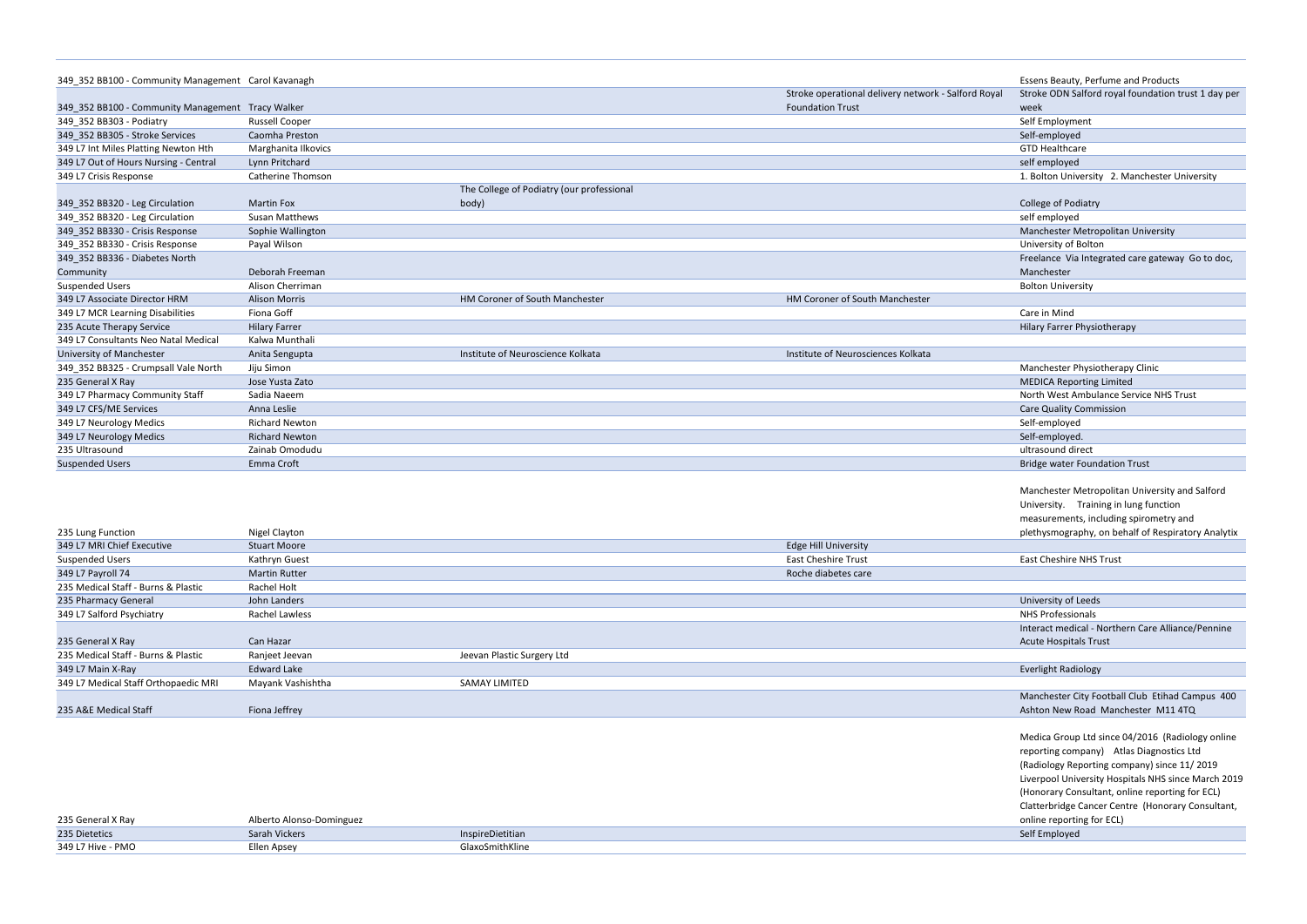| | | | | |
|---|---|---|---|---|
| 349_352 BB100 - Community Management | Carol Kavanagh | | | Essens Beauty, Perfume and Products |
| 349_352 BB100 - Community Management | Tracy Walker | | Stroke operational delivery network - Salford Royal Foundation Trust | Stroke ODN Salford royal foundation trust 1 day per week |
| 349_352 BB303 - Podiatry | Russell Cooper | | | Self Employment |
| 349_352 BB305 - Stroke Services | Caomha Preston | | | Self-employed |
| 349 L7 Int Miles Platting Newton Hth | Marghanita Ilkovics | | | GTD Healthcare |
| 349 L7 Out of Hours Nursing - Central | Lynn Pritchard | | | self employed |
| 349 L7 Crisis Response | Catherine Thomson | | | 1. Bolton University 2. Manchester University |
| 349_352 BB320 - Leg Circulation | Martin Fox | The College of Podiatry (our professional body) | | College of Podiatry |
| 349_352 BB320 - Leg Circulation | Susan Matthews | | | self employed |
| 349_352 BB330 - Crisis Response | Sophie Wallington | | | Manchester Metropolitan University |
| 349_352 BB330 - Crisis Response | Payal Wilson | | | University of Bolton |
| 349_352 BB336 - Diabetes North Community | Deborah Freeman | | | Freelance Via Integrated care gateway Go to doc, Manchester |
| Suspended Users | Alison Cherriman | | | Bolton University |
| 349 L7 Associate Director HRM | Alison Morris | HM Coroner of South Manchester | HM Coroner of South Manchester | |
| 349 L7 MCR Learning Disabilities | Fiona Goff | | | Care in Mind |
| 235 Acute Therapy Service | Hilary Farrer | | | Hilary Farrer Physiotherapy |
| 349 L7 Consultants Neo Natal Medical | Kalwa Munthali | | | |
| University of Manchester | Anita Sengupta | Institute of Neuroscience Kolkata | Institute of Neurosciences Kolkata | |
| 349_352 BB325 - Crumpsall Vale North | Jiju Simon | | | Manchester Physiotherapy Clinic |
| 235 General X Ray | Jose Yusta Zato | | | MEDICA Reporting Limited |
| 349 L7 Pharmacy Community Staff | Sadia Naeem | | | North West Ambulance Service NHS Trust |
| 349 L7 CFS/ME Services | Anna Leslie | | | Care Quality Commission |
| 349 L7 Neurology Medics | Richard Newton | | | Self-employed |
| 349 L7 Neurology Medics | Richard Newton | | | Self-employed. |
| 235 Ultrasound | Zainab Omodudu | | | ultrasound direct |
| Suspended Users | Emma Croft | | | Bridge water Foundation Trust |
| 235 Lung Function | Nigel Clayton | | | Manchester Metropolitan University and Salford University. Training in lung function measurements, including spirometry and plethysmography, on behalf of Respiratory Analytix |
| 349 L7 MRI Chief Executive | Stuart Moore | | Edge Hill University | |
| Suspended Users | Kathryn Guest | | East Cheshire Trust | East Cheshire NHS Trust |
| 349 L7 Payroll 74 | Martin Rutter | | Roche diabetes care | |
| 235 Medical Staff - Burns & Plastic | Rachel Holt | | | |
| 235 Pharmacy General | John Landers | | | University of Leeds |
| 349 L7 Salford Psychiatry | Rachel Lawless | | | NHS Professionals |
| 235 General X Ray | Can Hazar | | | Interact medical - Northern Care Alliance/Pennine Acute Hospitals Trust |
| 235 Medical Staff - Burns & Plastic | Ranjeet Jeevan | Jeevan Plastic Surgery Ltd | | |
| 349 L7 Main X-Ray | Edward Lake | | | Everlight Radiology |
| 349 L7 Medical Staff Orthopaedic MRI | Mayank Vashishtha | SAMAY LIMITED | | |
| 235 A&E Medical Staff | Fiona Jeffrey | | | Manchester City Football Club Etihad Campus 400 Ashton New Road Manchester M11 4TQ |
| 235 General X Ray | Alberto Alonso-Dominguez | | | Medica Group Ltd since 04/2016 (Radiology online reporting company) Atlas Diagnostics Ltd (Radiology Reporting company) since 11/ 2019 Liverpool University Hospitals NHS since March 2019 (Honorary Consultant, online reporting for ECL) Clatterbridge Cancer Centre (Honorary Consultant, online reporting for ECL) |
| 235 Dietetics | Sarah Vickers | InspireDietitian | | Self Employed |
| 349 L7 Hive - PMO | Ellen Apsey | GlaxoSmithKline | | |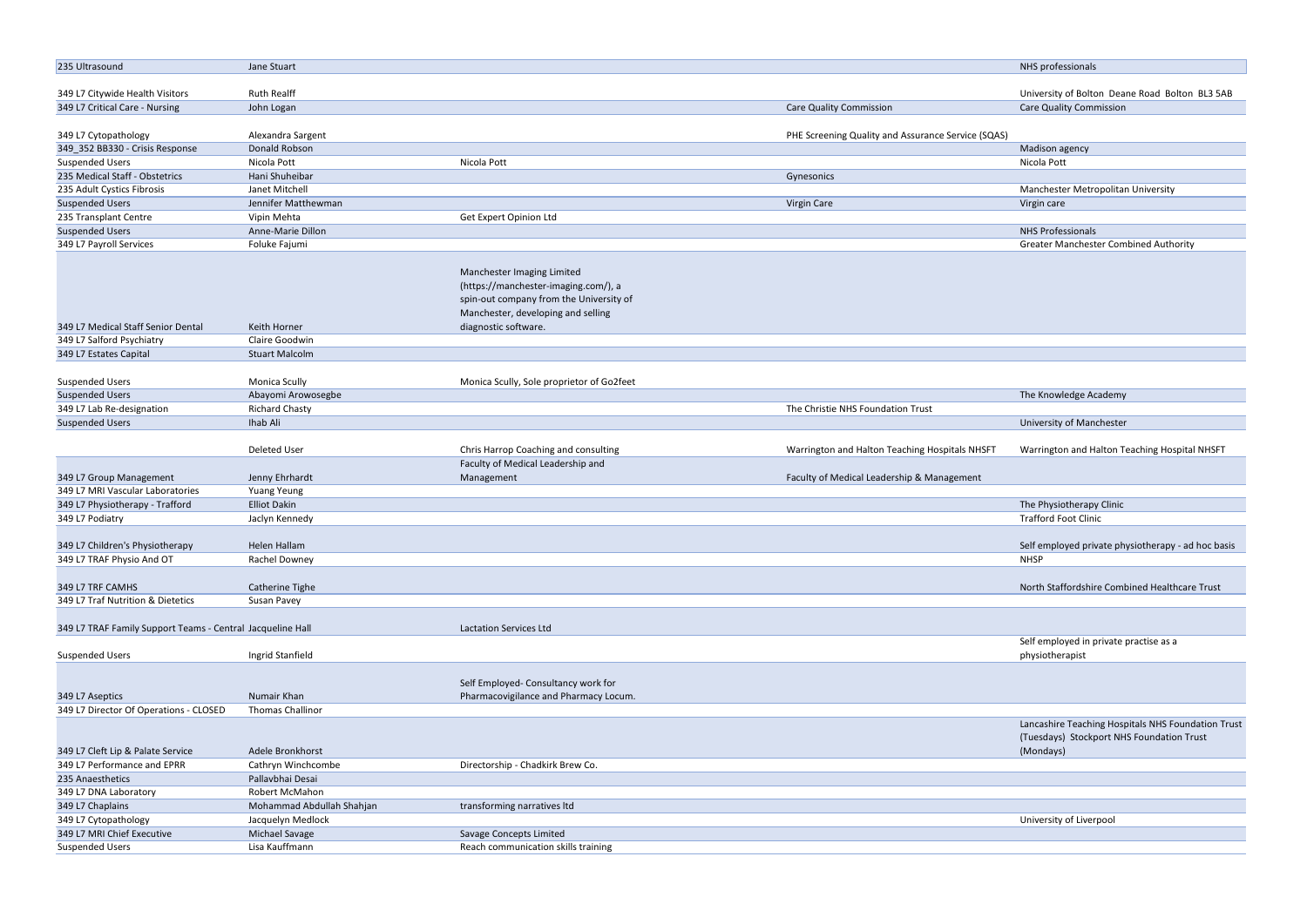| | | | | |
|---|---|---|---|---|
| 235 Ultrasound | Jane Stuart | | | NHS professionals |
| 349 L7 Citywide Health Visitors | Ruth Realff | | | University of Bolton Deane Road Bolton BL3 5AB |
| 349 L7 Critical Care - Nursing | John Logan | | Care Quality Commission | Care Quality Commission |
| 349 L7 Cytopathology | Alexandra Sargent | | PHE Screening Quality and Assurance Service (SQAS) | |
| 349_352 BB330 - Crisis Response | Donald Robson | | | Madison agency |
| Suspended Users | Nicola Pott | Nicola Pott | | Nicola Pott |
| 235 Medical Staff - Obstetrics | Hani Shuheibar | | Gynesonics | |
| 235 Adult Cystics Fibrosis | Janet Mitchell | | | Manchester Metropolitan University |
| Suspended Users | Jennifer Matthewman | | Virgin Care | Virgin care |
| 235 Transplant Centre | Vipin Mehta | Get Expert Opinion Ltd | | |
| Suspended Users | Anne-Marie Dillon | | | NHS Professionals |
| 349 L7 Payroll Services | Foluke Fajumi | | | Greater Manchester Combined Authority |
| 349 L7 Medical Staff Senior Dental | Keith Horner | Manchester Imaging Limited (https://manchester-imaging.com/), a spin-out company from the University of Manchester, developing and selling diagnostic software. | | |
| 349 L7 Salford Psychiatry | Claire Goodwin | | | |
| 349 L7 Estates Capital | Stuart Malcolm | | | |
| Suspended Users | Monica Scully | Monica Scully, Sole proprietor of Go2feet | | |
| Suspended Users | Abayomi Arowosegbe | | | The Knowledge Academy |
| 349 L7 Lab Re-designation | Richard Chasty | | The Christie NHS Foundation Trust | |
| Suspended Users | Ihab Ali | | | University of Manchester |
| | Deleted User | Chris Harrop Coaching and consulting | Warrington and Halton Teaching Hospitals NHSFT | Warrington and Halton Teaching Hospital NHSFT |
| 349 L7 Group Management | Jenny Ehrhardt | Faculty of Medical Leadership and Management | Faculty of Medical Leadership & Management | |
| 349 L7 MRI Vascular Laboratories | Yuang Yeung | | | |
| 349 L7 Physiotherapy - Trafford | Elliot Dakin | | | The Physiotherapy Clinic |
| 349 L7 Podiatry | Jaclyn Kennedy | | | Trafford Foot Clinic |
| 349 L7 Children's Physiotherapy | Helen Hallam | | | Self employed private physiotherapy - ad hoc basis |
| 349 L7 TRAF Physio And OT | Rachel Downey | | | NHSP |
| 349 L7 TRF CAMHS | Catherine Tighe | | | North Staffordshire Combined Healthcare Trust |
| 349 L7 Traf Nutrition & Dietetics | Susan Pavey | | | |
| 349 L7 TRAF Family Support Teams - Central | Jacqueline Hall | Lactation Services Ltd | | |
| Suspended Users | Ingrid Stanfield | | | Self employed in private practise as a physiotherapist |
| 349 L7 Aseptics | Numair Khan | Self Employed- Consultancy work for Pharmacovigilance and Pharmacy Locum. | | |
| 349 L7 Director Of Operations - CLOSED | Thomas Challinor | | | |
| 349 L7 Cleft Lip & Palate Service | Adele Bronkhorst | | | Lancashire Teaching Hospitals NHS Foundation Trust (Tuesdays) Stockport NHS Foundation Trust (Mondays) |
| 349 L7 Performance and EPRR | Cathryn Winchcombe | Directorship - Chadkirk Brew Co. | | |
| 235 Anaesthetics | Pallavbhai Desai | | | |
| 349 L7 DNA Laboratory | Robert McMahon | | | |
| 349 L7 Chaplains | Mohammad Abdullah Shahjan | transforming narratives ltd | | |
| 349 L7 Cytopathology | Jacquelyn Medlock | | | University of Liverpool |
| 349 L7 MRI Chief Executive | Michael Savage | Savage Concepts Limited | | |
| Suspended Users | Lisa Kauffmann | Reach communication skills training | | |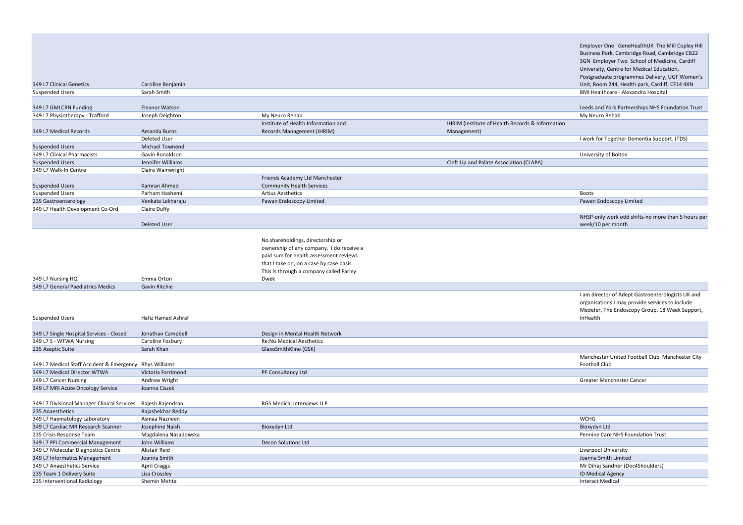| | | | | |
|---|---|---|---|---|
| 349 L7 Clinical Genetics | Caroline Benjamin | | | Employer One GeneHealthUK The Mill Copley Hill Business Park, Cambridge Road, Cambridge CB22 3GN Employer Two School of Medicine, Cardiff University, Centre for Medical Education, Postgraduate programmes Delivery, UGF Women's Unit, Room 244, Health park, Cardiff, CF14 4XN |
| Suspended Users | Sarah Smith | | | BMI Healthcare - Alexandra Hospital |
| 349 L7 GMLCRN Funding | Eleanor Watson | | | Leeds and York Partnerships NHS Foundation Trust |
| 349 L7 Physiotherapy - Trafford | Joseph Deighton | My Neuro Rehab | | My Neuro Rehab |
| 349 L7 Medical Records | Amanda Burns | Institute of Health Information and Records Management (IHRIM) | IHRIM (Institute of Health Records & Information Management) | |
| | Deleted User | | | I work for Together Dementia Support. (TDS) |
| Suspended Users | Michael Townend | | | |
| 349 L7 Clinical Pharmacists | Gavin Ronaldson | | | University of Bolton |
| Suspended Users | Jennifer Williams | | Cleft Lip and Palate Association (CLAPA) | |
| 349 L7 Walk-In Centre | Claire Wainwright | | | |
| Suspended Users | Kamran Ahmed | Friends Academy Ltd Manchester Community Health Services | | |
| Suspended Users | Parham Hashemi | Artius Aesthetics | | Boots |
| 235 Gastroenterology | Venkata Lekharaju | Pawan Endoscopy Limited. | | Pawan Endoscopy Limited |
| 349 L7 Health Development Co-Ord | Claire Duffy | | | |
| | Deleted User | | | NHSP-only work odd shifts-no more than 5 hours per week/10 per month |
| 349 L7 Nursing HQ | Emma Orton | No shareholdings, directorship or ownership of any company. I do receive a paid sum for health assessment reviews that I take on, on a case by case basis. This is through a company called Farley Dwek | | |
| 349 L7 General Paediatrics Medics | Gavin Ritchie | | | |
| Suspended Users | Hafiz Hamad Ashraf | | | I am director of Adept Gastroenterologists UK and organisations I may provide services to include Medefer, The Endoscopy Group, 18 Week Support, InHealth |
| 349 L7 Single Hospital Services - Closed | Jonathan Campbell | Design in Mental Health Network | | |
| 349 L7 S - WTWA Nursing | Caroline Fosbury | Re:Nu Medical Aesthetics | | |
| 235 Aseptic Suite | Sarah Khan | GlaxoSmithKline (GSK) | | |
| 349 L7 Medical Staff Accident & Emergency | Rhys Williams | | | Manchester United Football Club Manchester City Football Club |
| 349 L7 Medical Director WTWA | Victoria Farrimond | PF Consultancy Ltd | | |
| 349 L7 Cancer Nursing | Andrew Wright | | | Greater Manchester Cancer |
| 349 L7 MRI Acute Oncology Service | Joanna Ciszek | | | |
| 349 L7 Divisional Manager Clinical Services | Rajesh Rajendran | RGS Medical Interviews LLP | | |
| 235 Anaesthetics | Rajashekhar Reddy | | | |
| 349 L7 Haematology Laboratory | Asmaa Nazneen | | | WCHG |
| 349 L7 Cardiac MR Research Scanner | Josephine Naish | Bioxydyn Ltd | | Bioxydyn Ltd |
| 235 Crisis Response Team | Magdalena Nasadowska | | | Pennine Care NHS Foundation Trust |
| 349 L7 PFI Commercial Management | John Williams | Decon Solutions Ltd | | |
| 349 L7 Molecular Diagnostics Centre | Alistair Reid | | | Liverpool University |
| 349 L7 Informatics Management | Joanna Smith | | | Joanna Smith Limited |
| 349 L7 Anaesthetics Service | April Craggs | | | Mr Dilraj Sandher (Doc4Shoulders) |
| 235 Team 1 Delivery Suite | Lisa Crossley | | | ID Medical Agency |
| 235 Interventional Radiology | Shemin Mehta | | | Interact Medical |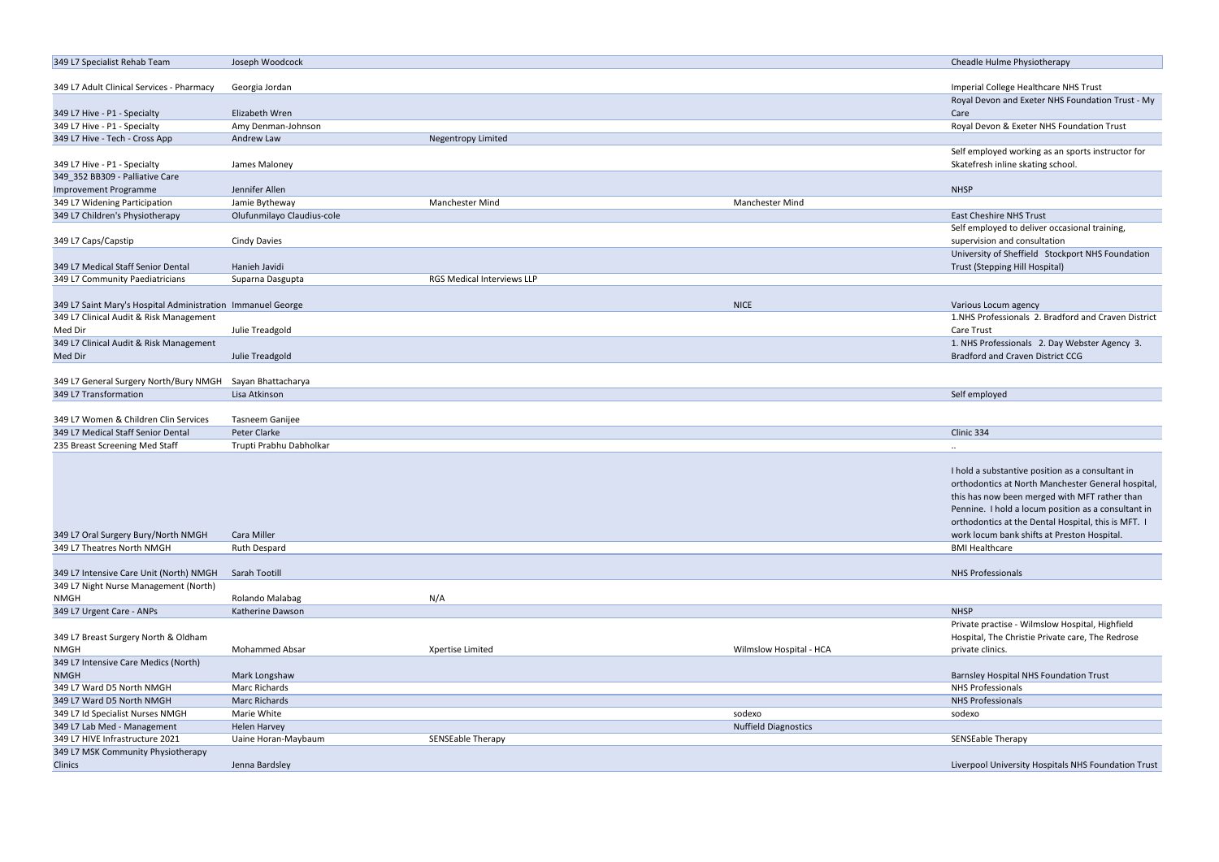| | | | | |
|---|---|---|---|---|
| 349 L7 Specialist Rehab Team | Joseph Woodcock | | | Cheadle Hulme Physiotherapy |
| 349 L7 Adult Clinical Services - Pharmacy | Georgia Jordan | | | Imperial College Healthcare NHS Trust |
| 349 L7 Hive - P1 - Specialty | Elizabeth Wren | | | Royal Devon and Exeter NHS Foundation Trust - My Care |
| 349 L7 Hive - P1 - Specialty | Amy Denman-Johnson | | | Royal Devon & Exeter NHS Foundation Trust |
| 349 L7 Hive - Tech - Cross App | Andrew Law | Negentropy Limited | | |
| 349 L7 Hive - P1 - Specialty | James Maloney | | | Self employed working as an sports instructor for Skatefresh inline skating school. |
| 349_352 BB309 - Palliative Care Improvement Programme | Jennifer Allen | | | NHSP |
| 349 L7 Widening Participation | Jamie Bytheway | Manchester Mind | Manchester Mind | |
| 349 L7 Children's Physiotherapy | Olufunmilayo Claudius-cole | | | East Cheshire NHS Trust |
| 349 L7 Caps/Capstip | Cindy Davies | | | Self employed to deliver occasional training, supervision and consultation |
| 349 L7 Medical Staff Senior Dental | Hanieh Javidi | | | University of Sheffield Stockport NHS Foundation Trust (Stepping Hill Hospital) |
| 349 L7 Community Paediatricians | Suparna Dasgupta | RGS Medical Interviews LLP | | |
| 349 L7 Saint Mary's Hospital Administration | Immanuel George | | NICE | Various Locum agency |
| 349 L7 Clinical Audit & Risk Management Med Dir | Julie Treadgold | | | 1.NHS Professionals 2. Bradford and Craven District Care Trust |
| 349 L7 Clinical Audit & Risk Management Med Dir | Julie Treadgold | | | 1. NHS Professionals 2. Day Webster Agency 3. Bradford and Craven District CCG |
| 349 L7 General Surgery North/Bury NMGH | Sayan Bhattacharya | | | |
| 349 L7 Transformation | Lisa Atkinson | | | Self employed |
| 349 L7 Women & Children Clin Services | Tasneem Ganijee | | | |
| 349 L7 Medical Staff Senior Dental | Peter Clarke | | | Clinic 334 |
| 235 Breast Screening Med Staff | Trupti Prabhu Dabholkar | | | .. |
| 349 L7 Oral Surgery Bury/North NMGH | Cara Miller | | | I hold a substantive position as a consultant in orthodontics at North Manchester General hospital, this has now been merged with MFT rather than Pennine. I hold a locum position as a consultant in orthodontics at the Dental Hospital, this is MFT. I work locum bank shifts at Preston Hospital. |
| 349 L7 Theatres North NMGH | Ruth Despard | | | BMI Healthcare |
| 349 L7 Intensive Care Unit (North) NMGH | Sarah Tootill | | | NHS Professionals |
| 349 L7 Night Nurse Management (North) NMGH | Rolando Malabag | N/A | | |
| 349 L7 Urgent Care - ANPs | Katherine Dawson | | | NHSP |
| 349 L7 Breast Surgery North & Oldham NMGH | Mohammed Absar | Xpertise Limited | Wilmslow Hospital - HCA | Private practise - Wilmslow Hospital, Highfield Hospital, The Christie Private care, The Redrose private clinics. |
| 349 L7 Intensive Care Medics (North) NMGH | Mark Longshaw | | | Barnsley Hospital NHS Foundation Trust |
| 349 L7 Ward D5 North NMGH | Marc Richards | | | NHS Professionals |
| 349 L7 Ward D5 North NMGH | Marc Richards | | | NHS Professionals |
| 349 L7 Id Specialist Nurses NMGH | Marie White | | sodexo | sodexo |
| 349 L7 Lab Med - Management | Helen Harvey | | Nuffield Diagnostics | |
| 349 L7 HIVE Infrastructure 2021 | Uaine Horan-Maybaum | SENSEable Therapy | | SENSEable Therapy |
| 349 L7 MSK Community Physiotherapy Clinics | Jenna Bardsley | | | Liverpool University Hospitals NHS Foundation Trust |